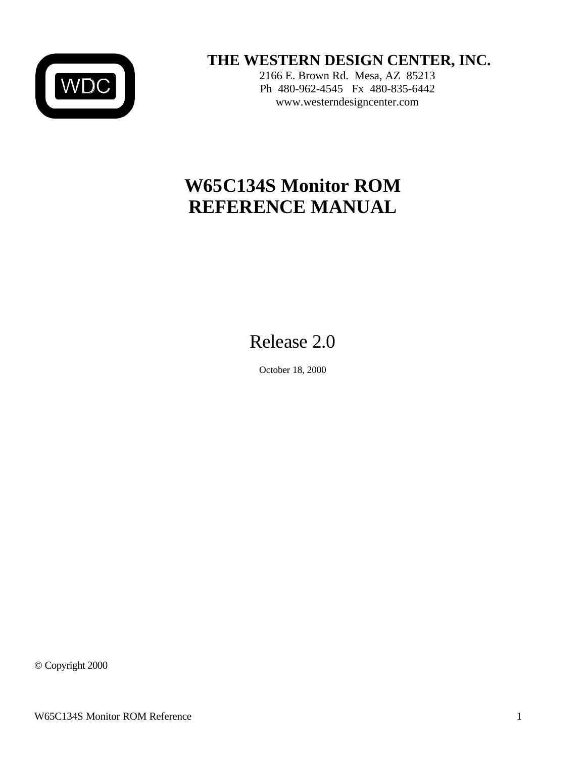WDC

**THE WESTERN DESIGN CENTER, INC.**

2166 E. Brown Rd. Mesa, AZ 85213
Ph 480-962-4545 Fx 480-835-6442
www.westerndesigncenter.com

# W65C134S Monitor ROM REFERENCE MANUAL

Release 2.0

October 18, 2000

© Copyright 2000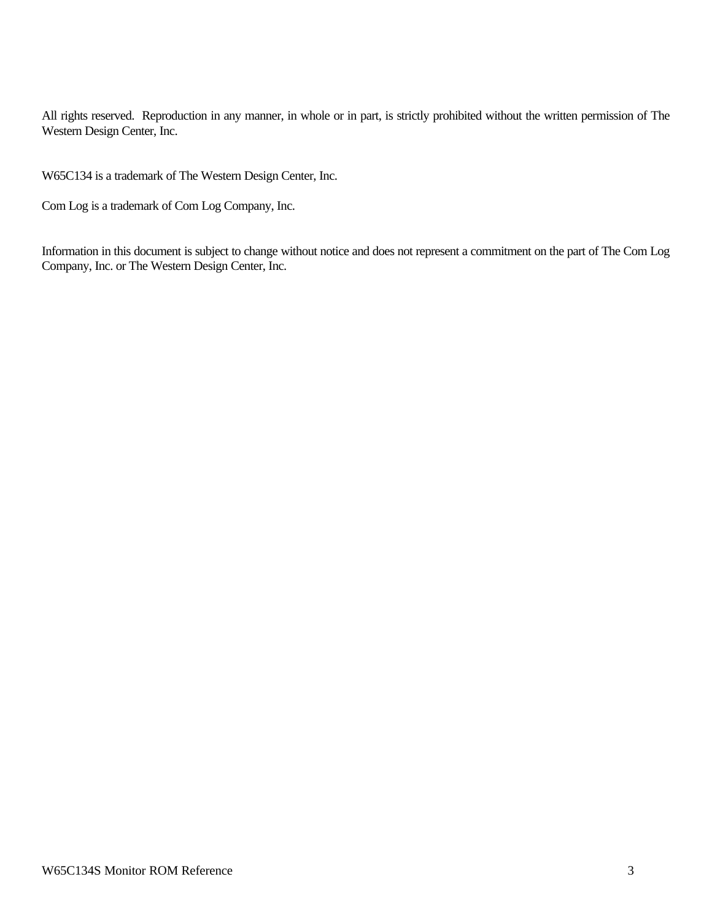All rights reserved. Reproduction in any manner, in whole or in part, is strictly prohibited without the written permission of The Western Design Center, Inc.

W65C134 is a trademark of The Western Design Center, Inc.

Com Log is a trademark of Com Log Company, Inc.

Information in this document is subject to change without notice and does not represent a commitment on the part of The Com Log Company, Inc. or The Western Design Center, Inc.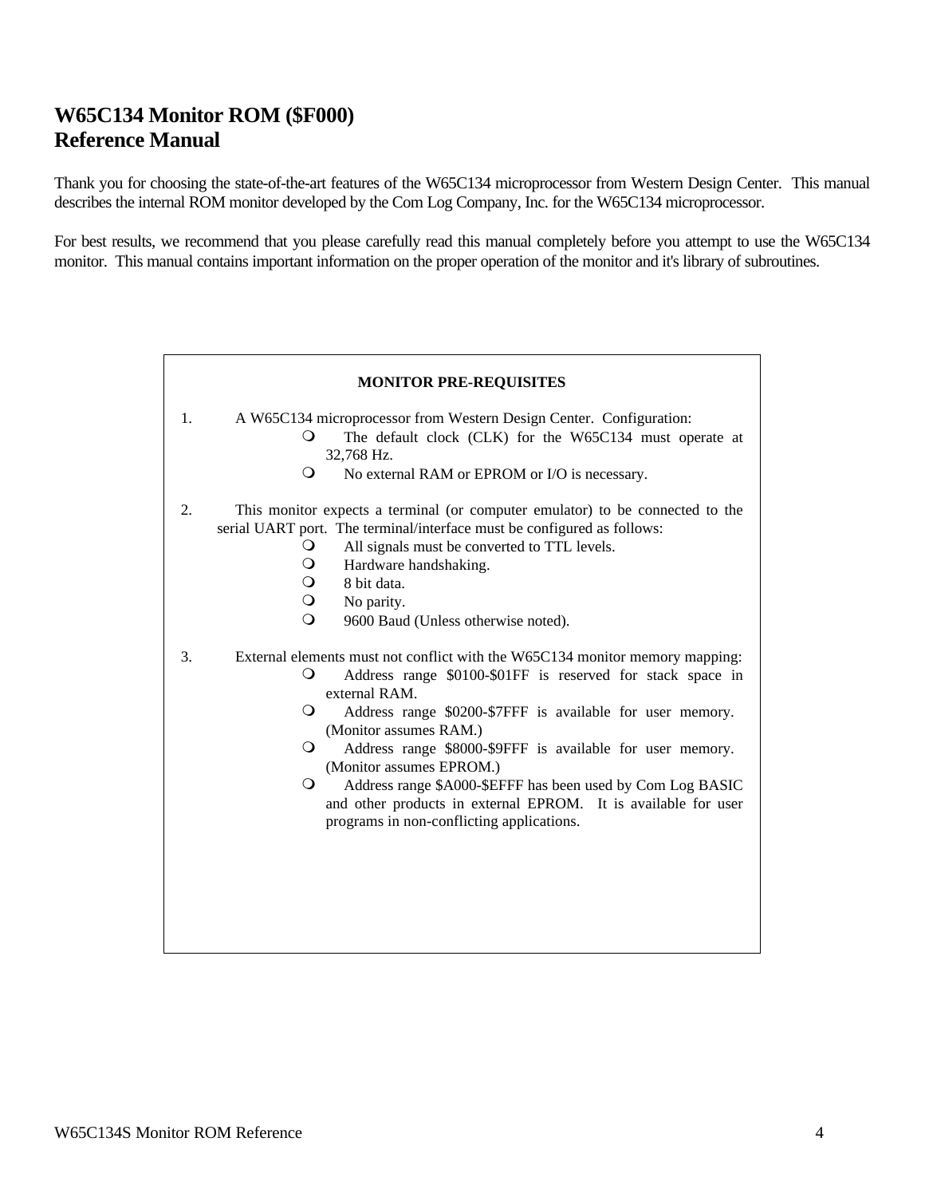# W65C134 Monitor ROM ($F000) Reference Manual

Thank you for choosing the state-of-the-art features of the W65C134 microprocessor from Western Design Center. This manual describes the internal ROM monitor developed by the Com Log Company, Inc. for the W65C134 microprocessor.

For best results, we recommend that you please carefully read this manual completely before you attempt to use the W65C134 monitor. This manual contains important information on the proper operation of the monitor and it's library of subroutines.

**MONITOR PRE-REQUISITES**

1. A W65C134 microprocessor from Western Design Center. Configuration:
   - The default clock (CLK) for the W65C134 must operate at 32,768 Hz.
   - No external RAM or EPROM or I/O is necessary.

2. This monitor expects a terminal (or computer emulator) to be connected to the serial UART port. The terminal/interface must be configured as follows:
   - All signals must be converted to TTL levels.
   - Hardware handshaking.
   - 8 bit data.
   - No parity.
   - 9600 Baud (Unless otherwise noted).

3. External elements must not conflict with the W65C134 monitor memory mapping:
   - Address range $0100-$01FF is reserved for stack space in external RAM.
   - Address range $0200-$7FFF is available for user memory. (Monitor assumes RAM.)
   - Address range $8000-$9FFF is available for user memory. (Monitor assumes EPROM.)
   - Address range $A000-$EFFF has been used by Com Log BASIC and other products in external EPROM. It is available for user programs in non-conflicting applications.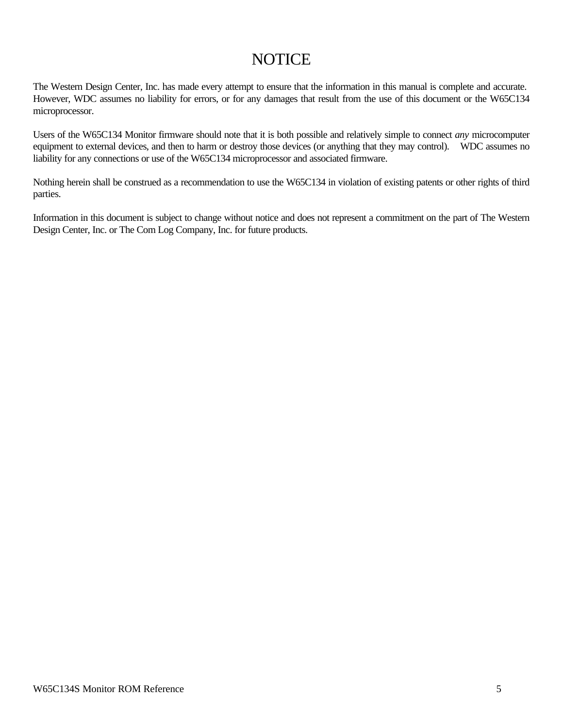# NOTICE

The Western Design Center, Inc. has made every attempt to ensure that the information in this manual is complete and accurate. However, WDC assumes no liability for errors, or for any damages that result from the use of this document or the W65C134 microprocessor.

Users of the W65C134 Monitor firmware should note that it is both possible and relatively simple to connect *any* microcomputer equipment to external devices, and then to harm or destroy those devices (or anything that they may control). WDC assumes no liability for any connections or use of the W65C134 microprocessor and associated firmware.

Nothing herein shall be construed as a recommendation to use the W65C134 in violation of existing patents or other rights of third parties.

Information in this document is subject to change without notice and does not represent a commitment on the part of The Western Design Center, Inc. or The Com Log Company, Inc. for future products.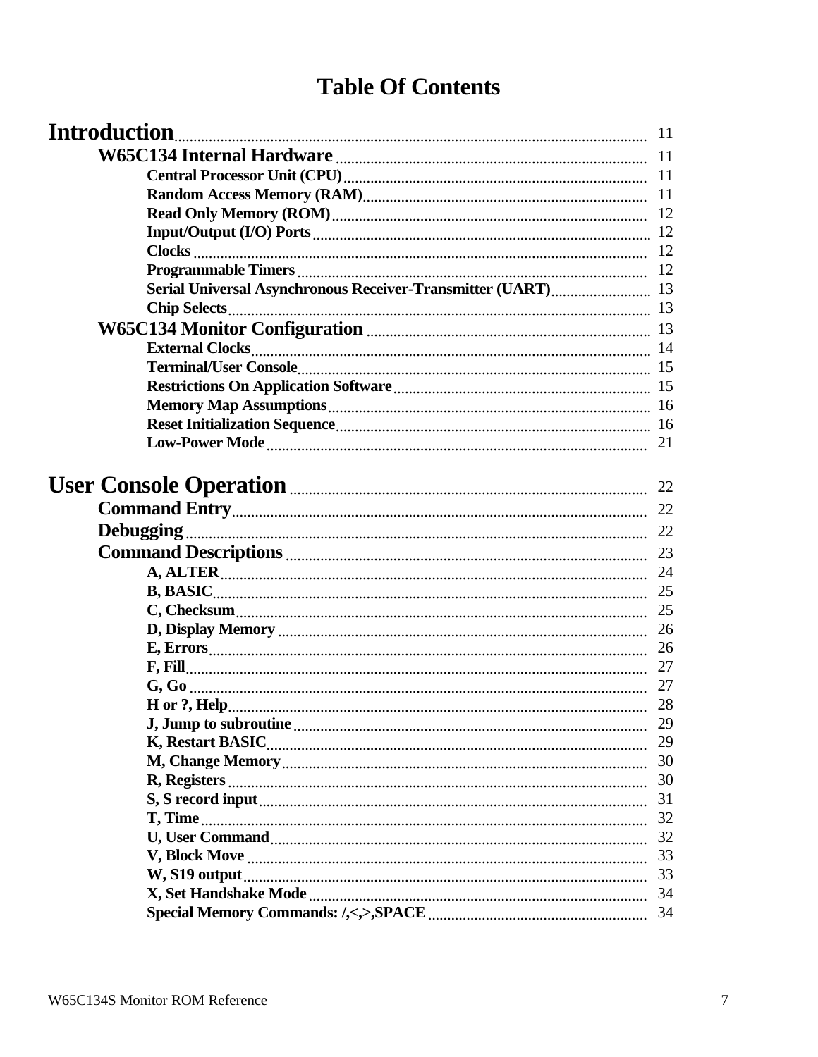# Table Of Contents

| | |
|---|---|
| **Introduction** | 11 |
| &nbsp;&nbsp;&nbsp;&nbsp;**W65C134 Internal Hardware** | 11 |
| &nbsp;&nbsp;&nbsp;&nbsp;&nbsp;&nbsp;&nbsp;&nbsp;**Central Processor Unit (CPU)** | 11 |
| &nbsp;&nbsp;&nbsp;&nbsp;&nbsp;&nbsp;&nbsp;&nbsp;**Random Access Memory (RAM)** | 11 |
| &nbsp;&nbsp;&nbsp;&nbsp;&nbsp;&nbsp;&nbsp;&nbsp;**Read Only Memory (ROM)** | 12 |
| &nbsp;&nbsp;&nbsp;&nbsp;&nbsp;&nbsp;&nbsp;&nbsp;**Input/Output (I/O) Ports** | 12 |
| &nbsp;&nbsp;&nbsp;&nbsp;&nbsp;&nbsp;&nbsp;&nbsp;**Clocks** | 12 |
| &nbsp;&nbsp;&nbsp;&nbsp;&nbsp;&nbsp;&nbsp;&nbsp;**Programmable Timers** | 12 |
| &nbsp;&nbsp;&nbsp;&nbsp;&nbsp;&nbsp;&nbsp;&nbsp;**Serial Universal Asynchronous Receiver-Transmitter (UART)** | 13 |
| &nbsp;&nbsp;&nbsp;&nbsp;&nbsp;&nbsp;&nbsp;&nbsp;**Chip Selects** | 13 |
| &nbsp;&nbsp;&nbsp;&nbsp;**W65C134 Monitor Configuration** | 13 |
| &nbsp;&nbsp;&nbsp;&nbsp;&nbsp;&nbsp;&nbsp;&nbsp;**External Clocks** | 14 |
| &nbsp;&nbsp;&nbsp;&nbsp;&nbsp;&nbsp;&nbsp;&nbsp;**Terminal/User Console** | 15 |
| &nbsp;&nbsp;&nbsp;&nbsp;&nbsp;&nbsp;&nbsp;&nbsp;**Restrictions On Application Software** | 15 |
| &nbsp;&nbsp;&nbsp;&nbsp;&nbsp;&nbsp;&nbsp;&nbsp;**Memory Map Assumptions** | 16 |
| &nbsp;&nbsp;&nbsp;&nbsp;&nbsp;&nbsp;&nbsp;&nbsp;**Reset Initialization Sequence** | 16 |
| &nbsp;&nbsp;&nbsp;&nbsp;&nbsp;&nbsp;&nbsp;&nbsp;**Low-Power Mode** | 21 |
| **User Console Operation** | 22 |
| &nbsp;&nbsp;&nbsp;&nbsp;**Command Entry** | 22 |
| &nbsp;&nbsp;&nbsp;&nbsp;**Debugging** | 22 |
| &nbsp;&nbsp;&nbsp;&nbsp;**Command Descriptions** | 23 |
| &nbsp;&nbsp;&nbsp;&nbsp;&nbsp;&nbsp;&nbsp;&nbsp;**A, ALTER** | 24 |
| &nbsp;&nbsp;&nbsp;&nbsp;&nbsp;&nbsp;&nbsp;&nbsp;**B, BASIC** | 25 |
| &nbsp;&nbsp;&nbsp;&nbsp;&nbsp;&nbsp;&nbsp;&nbsp;**C, Checksum** | 25 |
| &nbsp;&nbsp;&nbsp;&nbsp;&nbsp;&nbsp;&nbsp;&nbsp;**D, Display Memory** | 26 |
| &nbsp;&nbsp;&nbsp;&nbsp;&nbsp;&nbsp;&nbsp;&nbsp;**E, Errors** | 26 |
| &nbsp;&nbsp;&nbsp;&nbsp;&nbsp;&nbsp;&nbsp;&nbsp;**F, Fill** | 27 |
| &nbsp;&nbsp;&nbsp;&nbsp;&nbsp;&nbsp;&nbsp;&nbsp;**G, Go** | 27 |
| &nbsp;&nbsp;&nbsp;&nbsp;&nbsp;&nbsp;&nbsp;&nbsp;**H or ?, Help** | 28 |
| &nbsp;&nbsp;&nbsp;&nbsp;&nbsp;&nbsp;&nbsp;&nbsp;**J, Jump to subroutine** | 29 |
| &nbsp;&nbsp;&nbsp;&nbsp;&nbsp;&nbsp;&nbsp;&nbsp;**K, Restart BASIC** | 29 |
| &nbsp;&nbsp;&nbsp;&nbsp;&nbsp;&nbsp;&nbsp;&nbsp;**M, Change Memory** | 30 |
| &nbsp;&nbsp;&nbsp;&nbsp;&nbsp;&nbsp;&nbsp;&nbsp;**R, Registers** | 30 |
| &nbsp;&nbsp;&nbsp;&nbsp;&nbsp;&nbsp;&nbsp;&nbsp;**S, S record input** | 31 |
| &nbsp;&nbsp;&nbsp;&nbsp;&nbsp;&nbsp;&nbsp;&nbsp;**T, Time** | 32 |
| &nbsp;&nbsp;&nbsp;&nbsp;&nbsp;&nbsp;&nbsp;&nbsp;**U, User Command** | 32 |
| &nbsp;&nbsp;&nbsp;&nbsp;&nbsp;&nbsp;&nbsp;&nbsp;**V, Block Move** | 33 |
| &nbsp;&nbsp;&nbsp;&nbsp;&nbsp;&nbsp;&nbsp;&nbsp;**W, S19 output** | 33 |
| &nbsp;&nbsp;&nbsp;&nbsp;&nbsp;&nbsp;&nbsp;&nbsp;**X, Set Handshake Mode** | 34 |
| &nbsp;&nbsp;&nbsp;&nbsp;&nbsp;&nbsp;&nbsp;&nbsp;**Special Memory Commands: /,<,>,SPACE** | 34 |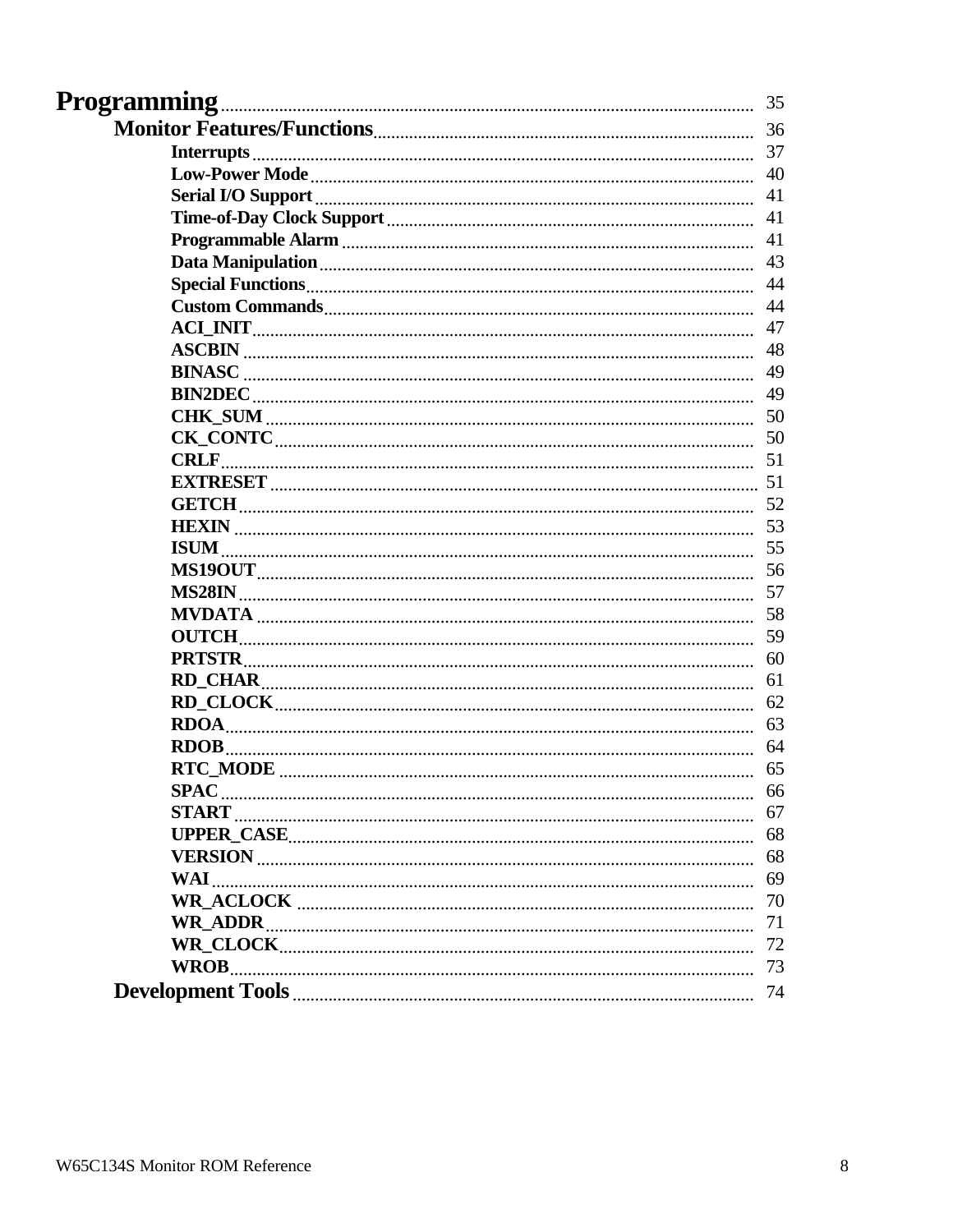**Programming** .......... 35

  **Monitor Features/Functions** .......... 36

    **Interrupts** .......... 37
    **Low-Power Mode** .......... 40
    **Serial I/O Support** .......... 41
    **Time-of-Day Clock Support** .......... 41
    **Programmable Alarm** .......... 41
    **Data Manipulation** .......... 43
    **Special Functions** .......... 44
    **Custom Commands** .......... 44
    **ACI_INIT** .......... 47
    **ASCBIN** .......... 48
    **BINASC** .......... 49
    **BIN2DEC** .......... 49
    **CHK_SUM** .......... 50
    **CK_CONTC** .......... 50
    **CRLF** .......... 51
    **EXTRESET** .......... 51
    **GETCH** .......... 52
    **HEXIN** .......... 53
    **ISUM** .......... 55
    **MS19OUT** .......... 56
    **MS28IN** .......... 57
    **MVDATA** .......... 58
    **OUTCH** .......... 59
    **PRTSTR** .......... 60
    **RD_CHAR** .......... 61
    **RD_CLOCK** .......... 62
    **RDOA** .......... 63
    **RDOB** .......... 64
    **RTC_MODE** .......... 65
    **SPAC** .......... 66
    **START** .......... 67
    **UPPER_CASE** .......... 68
    **VERSION** .......... 68
    **WAI** .......... 69
    **WR_ACLOCK** .......... 70
    **WR_ADDR** .......... 71
    **WR_CLOCK** .......... 72
    **WROB** .......... 73

  **Development Tools** .......... 74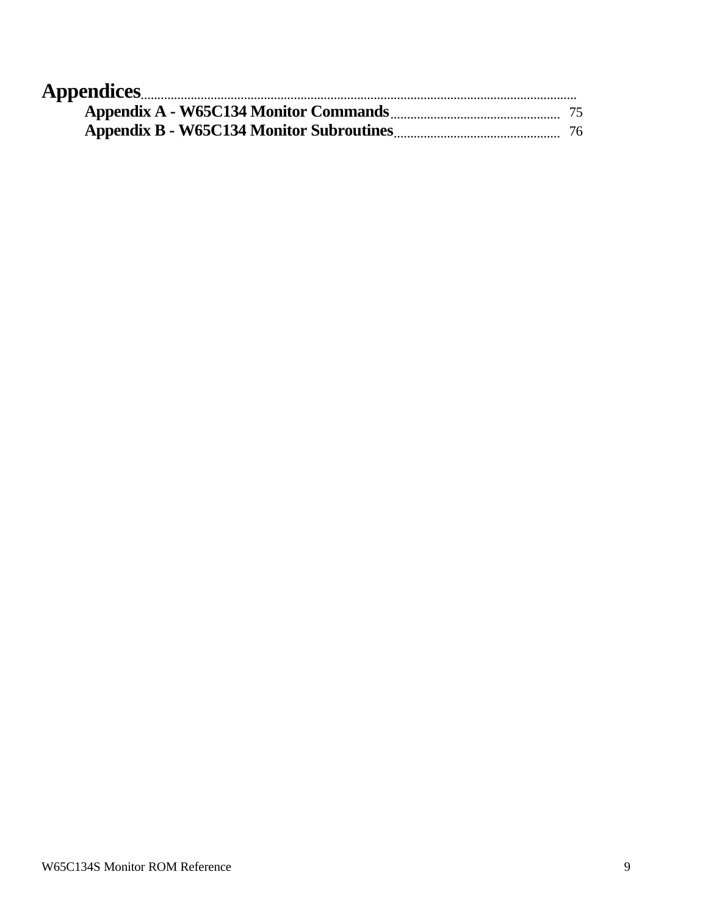**Appendices**

- **Appendix A - W65C134 Monitor Commands** .................................................. 75
- **Appendix B - W65C134 Monitor Subroutines** .................................................. 76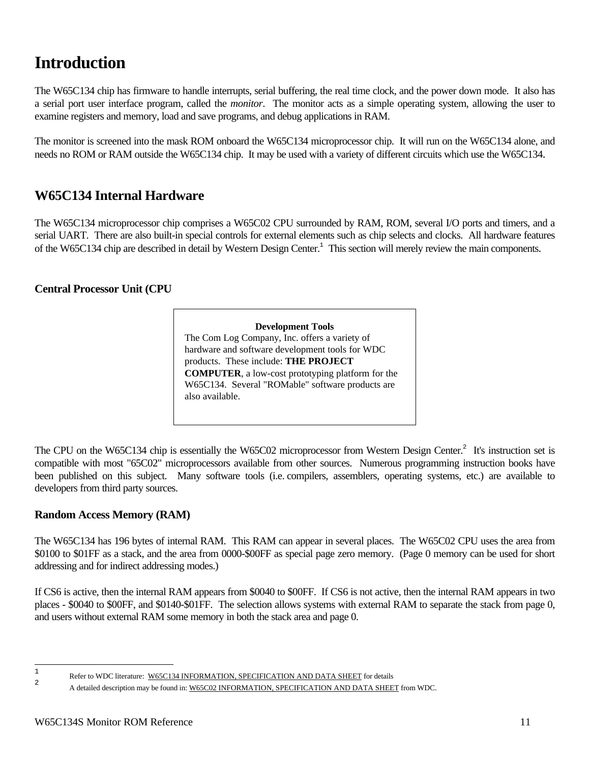# Introduction

The W65C134 chip has firmware to handle interrupts, serial buffering, the real time clock, and the power down mode. It also has a serial port user interface program, called the *monitor*. The monitor acts as a simple operating system, allowing the user to examine registers and memory, load and save programs, and debug applications in RAM.

The monitor is screened into the mask ROM onboard the W65C134 microprocessor chip. It will run on the W65C134 alone, and needs no ROM or RAM outside the W65C134 chip. It may be used with a variety of different circuits which use the W65C134.

## W65C134 Internal Hardware

The W65C134 microprocessor chip comprises a W65C02 CPU surrounded by RAM, ROM, several I/O ports and timers, and a serial UART. There are also built-in special controls for external elements such as chip selects and clocks. All hardware features of the W65C134 chip are described in detail by Western Design Center.[1] This section will merely review the main components.

### Central Processor Unit (CPU

> **Development Tools**
> The Com Log Company, Inc. offers a variety of hardware and software development tools for WDC products. These include: **THE PROJECT COMPUTER**, a low-cost prototyping platform for the W65C134. Several "ROMable" software products are also available.

The CPU on the W65C134 chip is essentially the W65C02 microprocessor from Western Design Center.[2] It's instruction set is compatible with most "65C02" microprocessors available from other sources. Numerous programming instruction books have been published on this subject. Many software tools (i.e. compilers, assemblers, operating systems, etc.) are available to developers from third party sources.

### Random Access Memory (RAM)

The W65C134 has 196 bytes of internal RAM. This RAM can appear in several places. The W65C02 CPU uses the area from $0100 to $01FF as a stack, and the area from 0000-$00FF as special page zero memory. (Page 0 memory can be used for short addressing and for indirect addressing modes.)

If CS6 is active, then the internal RAM appears from $0040 to $00FF. If CS6 is not active, then the internal RAM appears in two places - $0040 to $00FF, and $0140-$01FF. The selection allows systems with external RAM to separate the stack from page 0, and users without external RAM some memory in both the stack area and page 0.

---

[1] Refer to WDC literature: W65C134 INFORMATION, SPECIFICATION AND DATA SHEET for details

[2] A detailed description may be found in: W65C02 INFORMATION, SPECIFICATION AND DATA SHEET from WDC.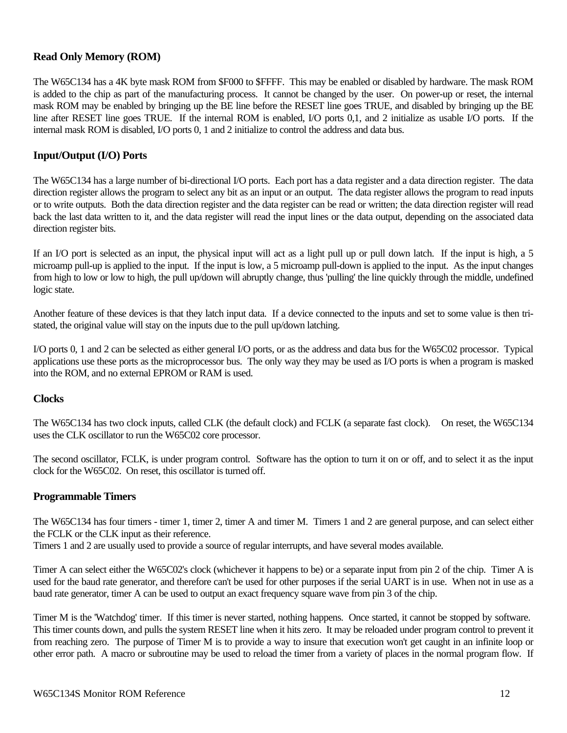## Read Only Memory (ROM)

The W65C134 has a 4K byte mask ROM from $F000 to $FFFF. This may be enabled or disabled by hardware. The mask ROM is added to the chip as part of the manufacturing process. It cannot be changed by the user. On power-up or reset, the internal mask ROM may be enabled by bringing up the BE line before the RESET line goes TRUE, and disabled by bringing up the BE line after RESET line goes TRUE. If the internal ROM is enabled, I/O ports 0,1, and 2 initialize as usable I/O ports. If the internal mask ROM is disabled, I/O ports 0, 1 and 2 initialize to control the address and data bus.

## Input/Output (I/O) Ports

The W65C134 has a large number of bi-directional I/O ports. Each port has a data register and a data direction register. The data direction register allows the program to select any bit as an input or an output. The data register allows the program to read inputs or to write outputs. Both the data direction register and the data register can be read or written; the data direction register will read back the last data written to it, and the data register will read the input lines or the data output, depending on the associated data direction register bits.

If an I/O port is selected as an input, the physical input will act as a light pull up or pull down latch. If the input is high, a 5 microamp pull-up is applied to the input. If the input is low, a 5 microamp pull-down is applied to the input. As the input changes from high to low or low to high, the pull up/down will abruptly change, thus 'pulling' the line quickly through the middle, undefined logic state.

Another feature of these devices is that they latch input data. If a device connected to the inputs and set to some value is then tri-stated, the original value will stay on the inputs due to the pull up/down latching.

I/O ports 0, 1 and 2 can be selected as either general I/O ports, or as the address and data bus for the W65C02 processor. Typical applications use these ports as the microprocessor bus. The only way they may be used as I/O ports is when a program is masked into the ROM, and no external EPROM or RAM is used.

## Clocks

The W65C134 has two clock inputs, called CLK (the default clock) and FCLK (a separate fast clock). On reset, the W65C134 uses the CLK oscillator to run the W65C02 core processor.

The second oscillator, FCLK, is under program control. Software has the option to turn it on or off, and to select it as the input clock for the W65C02. On reset, this oscillator is turned off.

## Programmable Timers

The W65C134 has four timers - timer 1, timer 2, timer A and timer M. Timers 1 and 2 are general purpose, and can select either the FCLK or the CLK input as their reference.
Timers 1 and 2 are usually used to provide a source of regular interrupts, and have several modes available.

Timer A can select either the W65C02's clock (whichever it happens to be) or a separate input from pin 2 of the chip. Timer A is used for the baud rate generator, and therefore can't be used for other purposes if the serial UART is in use. When not in use as a baud rate generator, timer A can be used to output an exact frequency square wave from pin 3 of the chip.

Timer M is the 'Watchdog' timer. If this timer is never started, nothing happens. Once started, it cannot be stopped by software. This timer counts down, and pulls the system RESET line when it hits zero. It may be reloaded under program control to prevent it from reaching zero. The purpose of Timer M is to provide a way to insure that execution won't get caught in an infinite loop or other error path. A macro or subroutine may be used to reload the timer from a variety of places in the normal program flow. If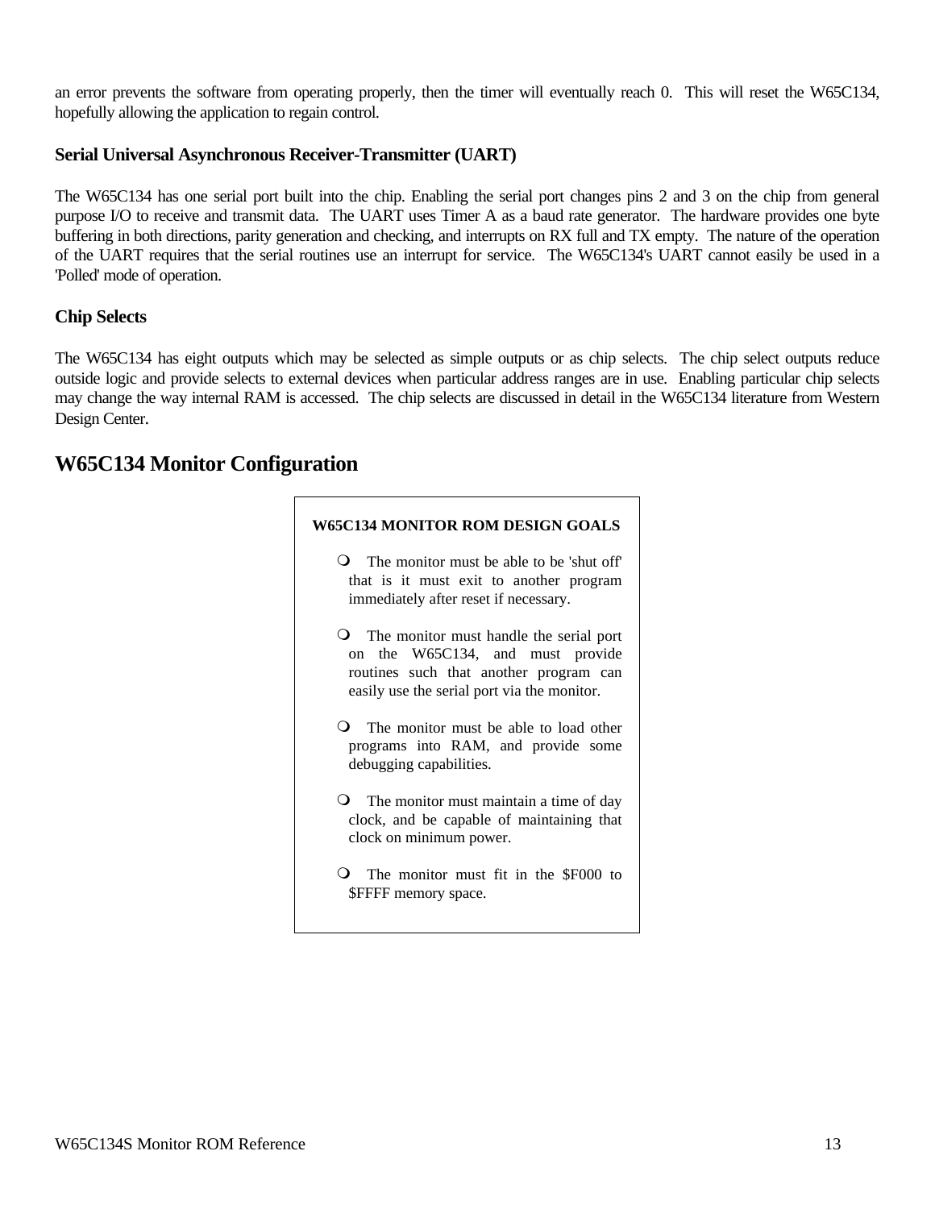an error prevents the software from operating properly, then the timer will eventually reach 0. This will reset the W65C134, hopefully allowing the application to regain control.

### Serial Universal Asynchronous Receiver-Transmitter (UART)

The W65C134 has one serial port built into the chip. Enabling the serial port changes pins 2 and 3 on the chip from general purpose I/O to receive and transmit data. The UART uses Timer A as a baud rate generator. The hardware provides one byte buffering in both directions, parity generation and checking, and interrupts on RX full and TX empty. The nature of the operation of the UART requires that the serial routines use an interrupt for service. The W65C134's UART cannot easily be used in a 'Polled' mode of operation.

### Chip Selects

The W65C134 has eight outputs which may be selected as simple outputs or as chip selects. The chip select outputs reduce outside logic and provide selects to external devices when particular address ranges are in use. Enabling particular chip selects may change the way internal RAM is accessed. The chip selects are discussed in detail in the W65C134 literature from Western Design Center.

## W65C134 Monitor Configuration

**W65C134 MONITOR ROM DESIGN GOALS**

- The monitor must be able to be 'shut off' that is it must exit to another program immediately after reset if necessary.
- The monitor must handle the serial port on the W65C134, and must provide routines such that another program can easily use the serial port via the monitor.
- The monitor must be able to load other programs into RAM, and provide some debugging capabilities.
- The monitor must maintain a time of day clock, and be capable of maintaining that clock on minimum power.
- The monitor must fit in the $F000 to $FFFF memory space.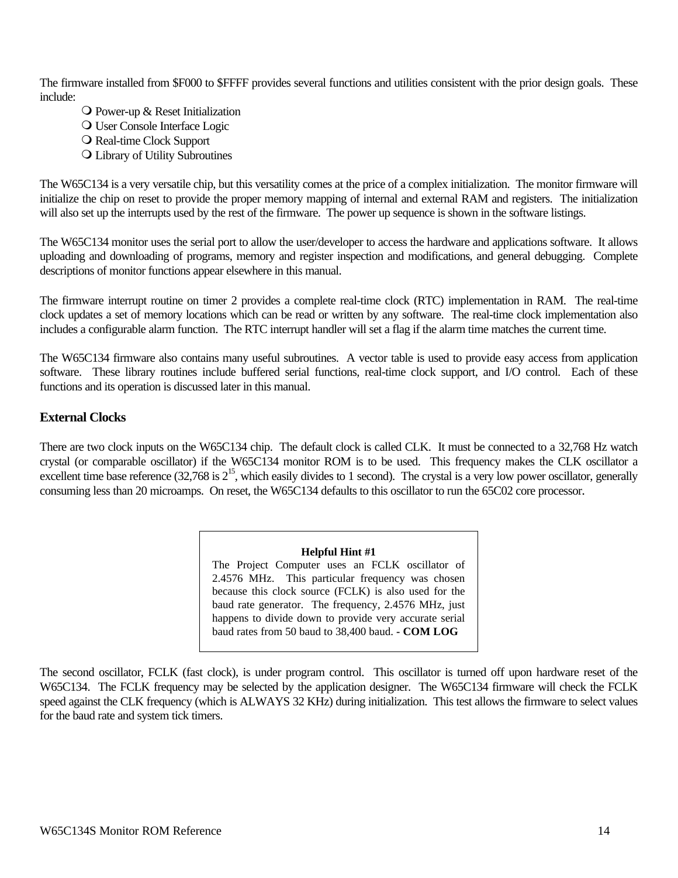The firmware installed from $F000 to $FFFF provides several functions and utilities consistent with the prior design goals. These include:

- Power-up & Reset Initialization
- User Console Interface Logic
- Real-time Clock Support
- Library of Utility Subroutines

The W65C134 is a very versatile chip, but this versatility comes at the price of a complex initialization. The monitor firmware will initialize the chip on reset to provide the proper memory mapping of internal and external RAM and registers. The initialization will also set up the interrupts used by the rest of the firmware. The power up sequence is shown in the software listings.

The W65C134 monitor uses the serial port to allow the user/developer to access the hardware and applications software. It allows uploading and downloading of programs, memory and register inspection and modifications, and general debugging. Complete descriptions of monitor functions appear elsewhere in this manual.

The firmware interrupt routine on timer 2 provides a complete real-time clock (RTC) implementation in RAM. The real-time clock updates a set of memory locations which can be read or written by any software. The real-time clock implementation also includes a configurable alarm function. The RTC interrupt handler will set a flag if the alarm time matches the current time.

The W65C134 firmware also contains many useful subroutines. A vector table is used to provide easy access from application software. These library routines include buffered serial functions, real-time clock support, and I/O control. Each of these functions and its operation is discussed later in this manual.

## External Clocks

There are two clock inputs on the W65C134 chip. The default clock is called CLK. It must be connected to a 32,768 Hz watch crystal (or comparable oscillator) if the W65C134 monitor ROM is to be used. This frequency makes the CLK oscillator a excellent time base reference (32,768 is $2^{15}$, which easily divides to 1 second). The crystal is a very low power oscillator, generally consuming less than 20 microamps. On reset, the W65C134 defaults to this oscillator to run the 65C02 core processor.

> **Helpful Hint #1**
>
> The Project Computer uses an FCLK oscillator of 2.4576 MHz. This particular frequency was chosen because this clock source (FCLK) is also used for the baud rate generator. The frequency, 2.4576 MHz, just happens to divide down to provide very accurate serial baud rates from 50 baud to 38,400 baud. **- COM LOG**

The second oscillator, FCLK (fast clock), is under program control. This oscillator is turned off upon hardware reset of the W65C134. The FCLK frequency may be selected by the application designer. The W65C134 firmware will check the FCLK speed against the CLK frequency (which is ALWAYS 32 KHz) during initialization. This test allows the firmware to select values for the baud rate and system tick timers.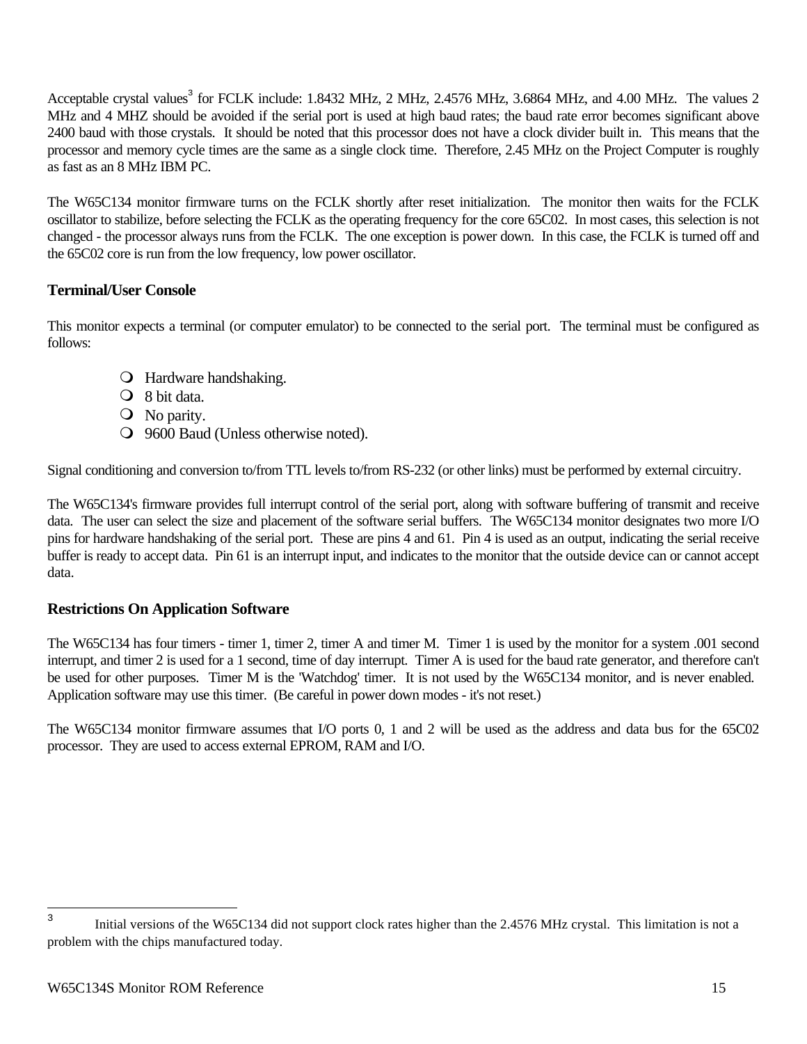Acceptable crystal values[3] for FCLK include: 1.8432 MHz, 2 MHz, 2.4576 MHz, 3.6864 MHz, and 4.00 MHz. The values 2 MHz and 4 MHZ should be avoided if the serial port is used at high baud rates; the baud rate error becomes significant above 2400 baud with those crystals. It should be noted that this processor does not have a clock divider built in. This means that the processor and memory cycle times are the same as a single clock time. Therefore, 2.45 MHz on the Project Computer is roughly as fast as an 8 MHz IBM PC.

The W65C134 monitor firmware turns on the FCLK shortly after reset initialization. The monitor then waits for the FCLK oscillator to stabilize, before selecting the FCLK as the operating frequency for the core 65C02. In most cases, this selection is not changed - the processor always runs from the FCLK. The one exception is power down. In this case, the FCLK is turned off and the 65C02 core is run from the low frequency, low power oscillator.

### Terminal/User Console

This monitor expects a terminal (or computer emulator) to be connected to the serial port. The terminal must be configured as follows:

- Hardware handshaking.
- 8 bit data.
- No parity.
- 9600 Baud (Unless otherwise noted).

Signal conditioning and conversion to/from TTL levels to/from RS-232 (or other links) must be performed by external circuitry.

The W65C134's firmware provides full interrupt control of the serial port, along with software buffering of transmit and receive data. The user can select the size and placement of the software serial buffers. The W65C134 monitor designates two more I/O pins for hardware handshaking of the serial port. These are pins 4 and 61. Pin 4 is used as an output, indicating the serial receive buffer is ready to accept data. Pin 61 is an interrupt input, and indicates to the monitor that the outside device can or cannot accept data.

### Restrictions On Application Software

The W65C134 has four timers - timer 1, timer 2, timer A and timer M. Timer 1 is used by the monitor for a system .001 second interrupt, and timer 2 is used for a 1 second, time of day interrupt. Timer A is used for the baud rate generator, and therefore can't be used for other purposes. Timer M is the 'Watchdog' timer. It is not used by the W65C134 monitor, and is never enabled. Application software may use this timer. (Be careful in power down modes - it's not reset.)

The W65C134 monitor firmware assumes that I/O ports 0, 1 and 2 will be used as the address and data bus for the 65C02 processor. They are used to access external EPROM, RAM and I/O.

---

[3] Initial versions of the W65C134 did not support clock rates higher than the 2.4576 MHz crystal. This limitation is not a problem with the chips manufactured today.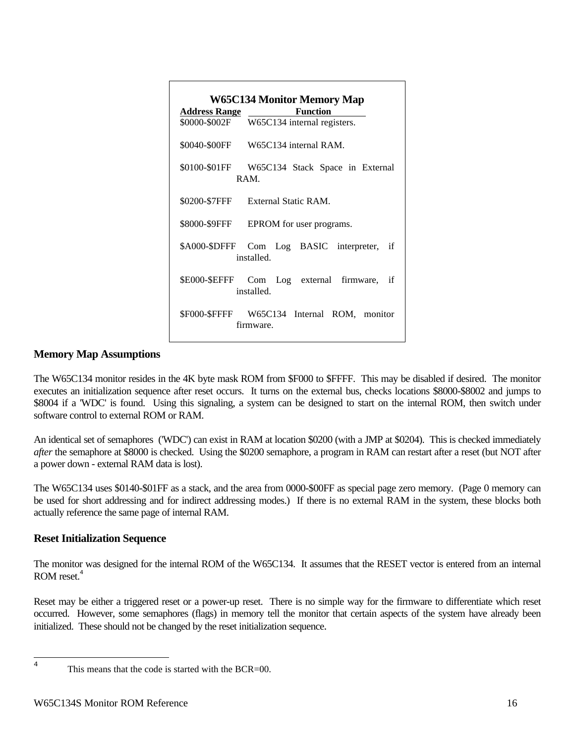**W65C134 Monitor Memory Map**

| Address Range | Function |
| --- | --- |
| $0000-$002F | W65C134 internal registers. |
| $0040-$00FF | W65C134 internal RAM. |
| $0100-$01FF | W65C134 Stack Space in External RAM. |
| $0200-$7FFF | External Static RAM. |
| $8000-$9FFF | EPROM for user programs. |
| $A000-$DFFF | Com Log BASIC interpreter, if installed. |
| $E000-$EFFF | Com Log external firmware, if installed. |
| $F000-$FFFF | W65C134 Internal ROM, monitor firmware. |

## Memory Map Assumptions

The W65C134 monitor resides in the 4K byte mask ROM from $F000 to $FFFF. This may be disabled if desired. The monitor executes an initialization sequence after reset occurs. It turns on the external bus, checks locations $8000-$8002 and jumps to $8004 if a 'WDC' is found. Using this signaling, a system can be designed to start on the internal ROM, then switch under software control to external ROM or RAM.

An identical set of semaphores ('WDC') can exist in RAM at location $0200 (with a JMP at $0204). This is checked immediately *after* the semaphore at $8000 is checked. Using the $0200 semaphore, a program in RAM can restart after a reset (but NOT after a power down - external RAM data is lost).

The W65C134 uses $0140-$01FF as a stack, and the area from 0000-$00FF as special page zero memory. (Page 0 memory can be used for short addressing and for indirect addressing modes.) If there is no external RAM in the system, these blocks both actually reference the same page of internal RAM.

## Reset Initialization Sequence

The monitor was designed for the internal ROM of the W65C134. It assumes that the RESET vector is entered from an internal ROM reset.[4]

Reset may be either a triggered reset or a power-up reset. There is no simple way for the firmware to differentiate which reset occurred. However, some semaphores (flags) in memory tell the monitor that certain aspects of the system have already been initialized. These should not be changed by the reset initialization sequence.

---

[4] This means that the code is started with the BCR=00.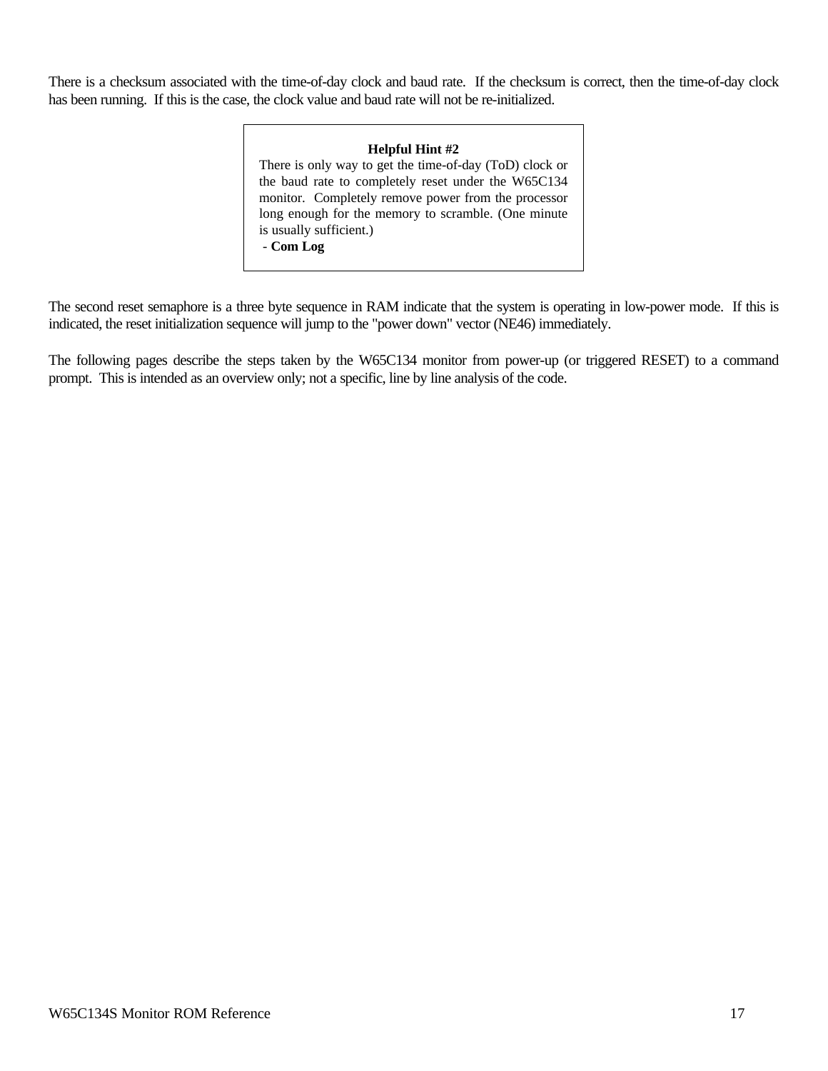There is a checksum associated with the time-of-day clock and baud rate. If the checksum is correct, then the time-of-day clock has been running. If this is the case, the clock value and baud rate will not be re-initialized.

> **Helpful Hint #2**
>
> There is only way to get the time-of-day (ToD) clock or the baud rate to completely reset under the W65C134 monitor. Completely remove power from the processor long enough for the memory to scramble. (One minute is usually sufficient.)
>
> \- **Com Log**

The second reset semaphore is a three byte sequence in RAM indicate that the system is operating in low-power mode. If this is indicated, the reset initialization sequence will jump to the "power down" vector (NE46) immediately.

The following pages describe the steps taken by the W65C134 monitor from power-up (or triggered RESET) to a command prompt. This is intended as an overview only; not a specific, line by line analysis of the code.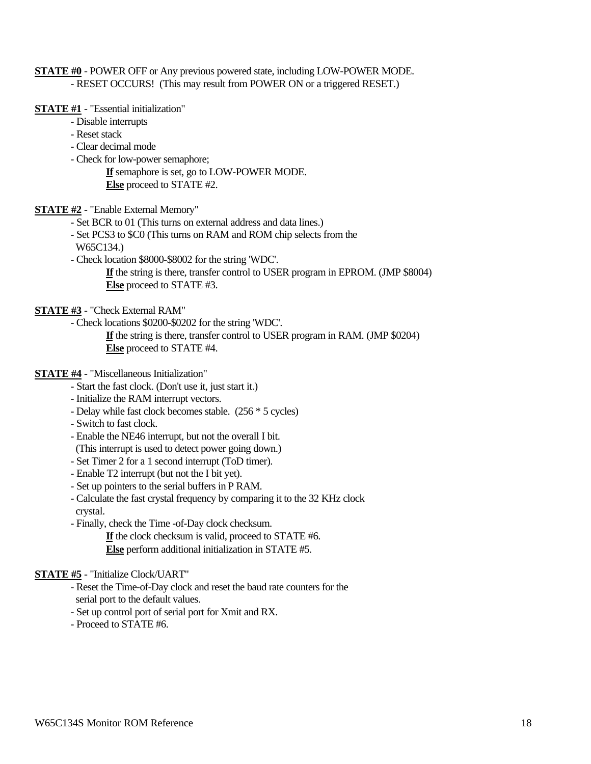**STATE #0** - POWER OFF or Any previous powered state, including LOW-POWER MODE.

- RESET OCCURS! (This may result from POWER ON or a triggered RESET.)

**STATE #1** - "Essential initialization"

- Disable interrupts
- Reset stack
- Clear decimal mode
- Check for low-power semaphore;
  - **If** semaphore is set, go to LOW-POWER MODE.
  - **Else** proceed to STATE #2.

**STATE #2** - "Enable External Memory"

- Set BCR to 01 (This turns on external address and data lines.)
- Set PCS3 to $C0 (This turns on RAM and ROM chip selects from the W65C134.)
- Check location $8000-$8002 for the string 'WDC'.
  - **If** the string is there, transfer control to USER program in EPROM. (JMP $8004)
  - **Else** proceed to STATE #3.

**STATE #3** - "Check External RAM"

- Check locations $0200-$0202 for the string 'WDC'.
  - **If** the string is there, transfer control to USER program in RAM. (JMP $0204)
  - **Else** proceed to STATE #4.

**STATE #4** - "Miscellaneous Initialization"

- Start the fast clock. (Don't use it, just start it.)
- Initialize the RAM interrupt vectors.
- Delay while fast clock becomes stable. (256 * 5 cycles)
- Switch to fast clock.
- Enable the NE46 interrupt, but not the overall I bit. (This interrupt is used to detect power going down.)
- Set Timer 2 for a 1 second interrupt (ToD timer).
- Enable T2 interrupt (but not the I bit yet).
- Set up pointers to the serial buffers in P RAM.
- Calculate the fast crystal frequency by comparing it to the 32 KHz clock crystal.
- Finally, check the Time -of-Day clock checksum.
  - **If** the clock checksum is valid, proceed to STATE #6.
  - **Else** perform additional initialization in STATE #5.

**STATE #5** - "Initialize Clock/UART"

- Reset the Time-of-Day clock and reset the baud rate counters for the serial port to the default values.
- Set up control port of serial port for Xmit and RX.
- Proceed to STATE #6.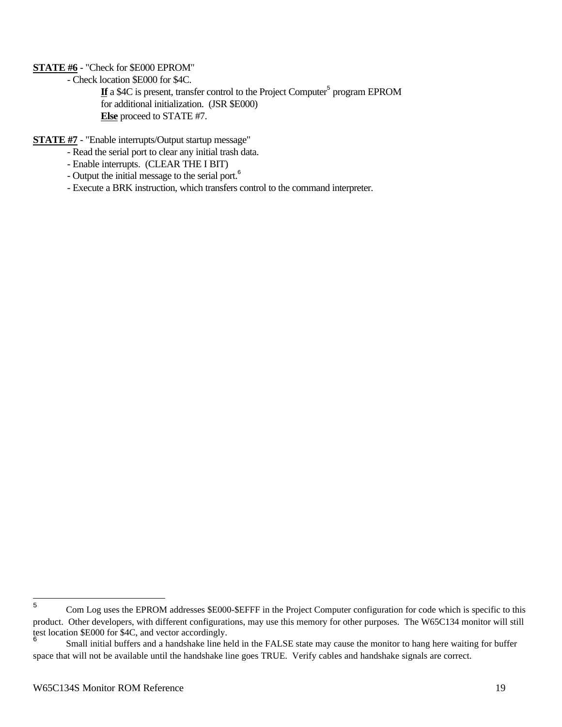**STATE #6** - "Check for $E000 EPROM"

- Check location $E000 for $4C.
    - **If** a $4C is present, transfer control to the Project Computer[5] program EPROM for additional initialization. (JSR $E000)
    - **Else** proceed to STATE #7.

**STATE #7** - "Enable interrupts/Output startup message"

- Read the serial port to clear any initial trash data.
- Enable interrupts. (CLEAR THE I BIT)
- Output the initial message to the serial port.[6]
- Execute a BRK instruction, which transfers control to the command interpreter.

---

[5] Com Log uses the EPROM addresses $E000-$EFFF in the Project Computer configuration for code which is specific to this product. Other developers, with different configurations, may use this memory for other purposes. The W65C134 monitor will still test location $E000 for $4C, and vector accordingly.

[6] Small initial buffers and a handshake line held in the FALSE state may cause the monitor to hang here waiting for buffer space that will not be available until the handshake line goes TRUE. Verify cables and handshake signals are correct.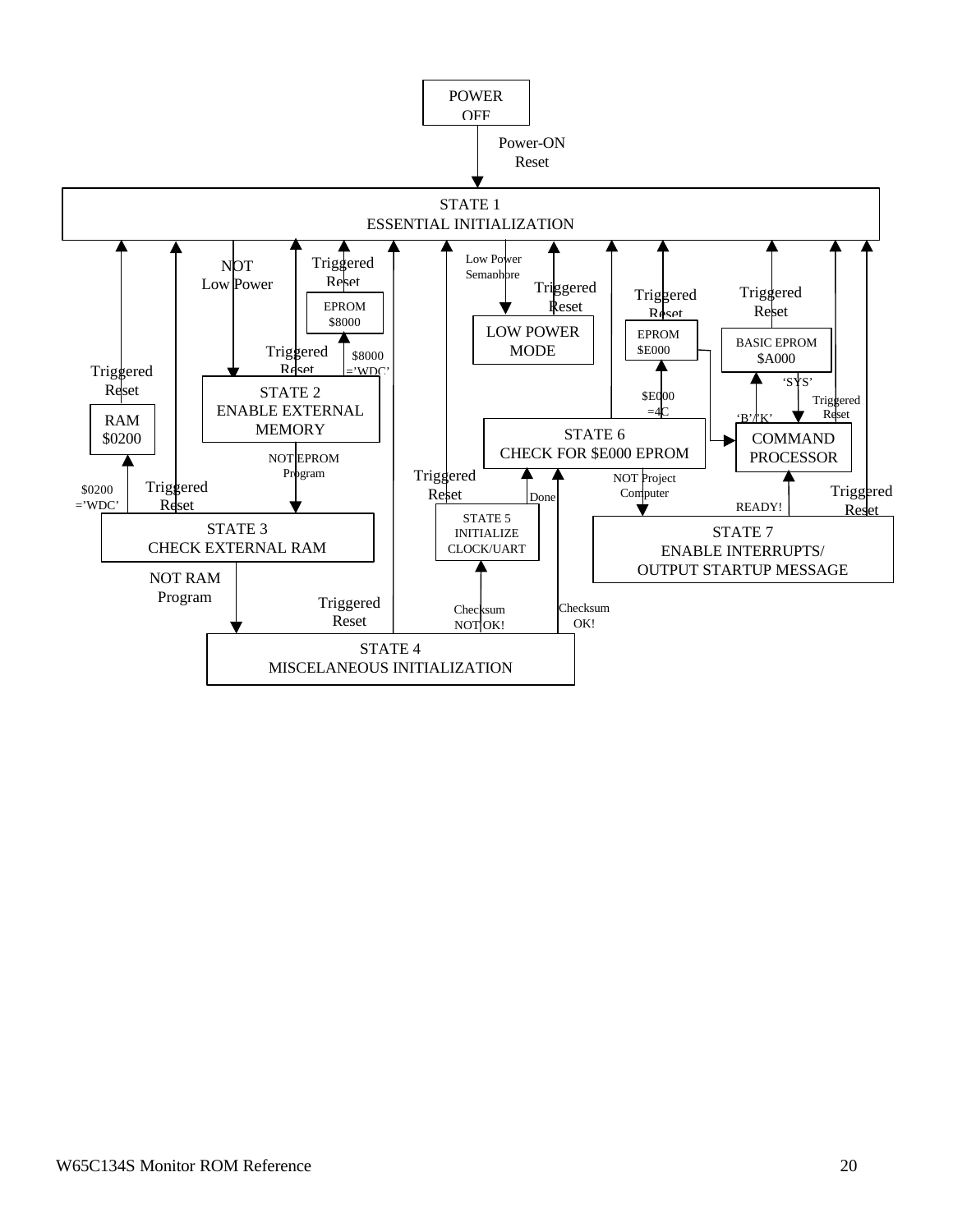POWER OFF

Power-ON Reset

STATE 1
ESSENTIAL INITIALIZATION

NOT Low Power

Triggered Reset

EPROM $8000

Low Power Semaphore

Triggered Reset

LOW POWER MODE

Triggered Reset

EPROM $E000

Triggered Reset

BASIC EPROM $A000

Triggered Reset

$8000 ='WDC'

Triggered Reset

STATE 2
ENABLE EXTERNAL MEMORY

$E000 =4C

'SYS'

Triggered Reset

RAM $0200

'B'/'K'

STATE 6
CHECK FOR $E000 EPROM

COMMAND PROCESSOR

NOT EPROM Program

Triggered Reset

NOT Project Computer

$0200 ='WDC'

Triggered Reset

Done

READY!

Triggered Reset

STATE 3
CHECK EXTERNAL RAM

STATE 5
INITIALIZE CLOCK/UART

STATE 7
ENABLE INTERRUPTS/
OUTPUT STARTUP MESSAGE

NOT RAM Program

Triggered Reset

Checksum NOT OK!

Checksum OK!

STATE 4
MISCELANEOUS INITIALIZATION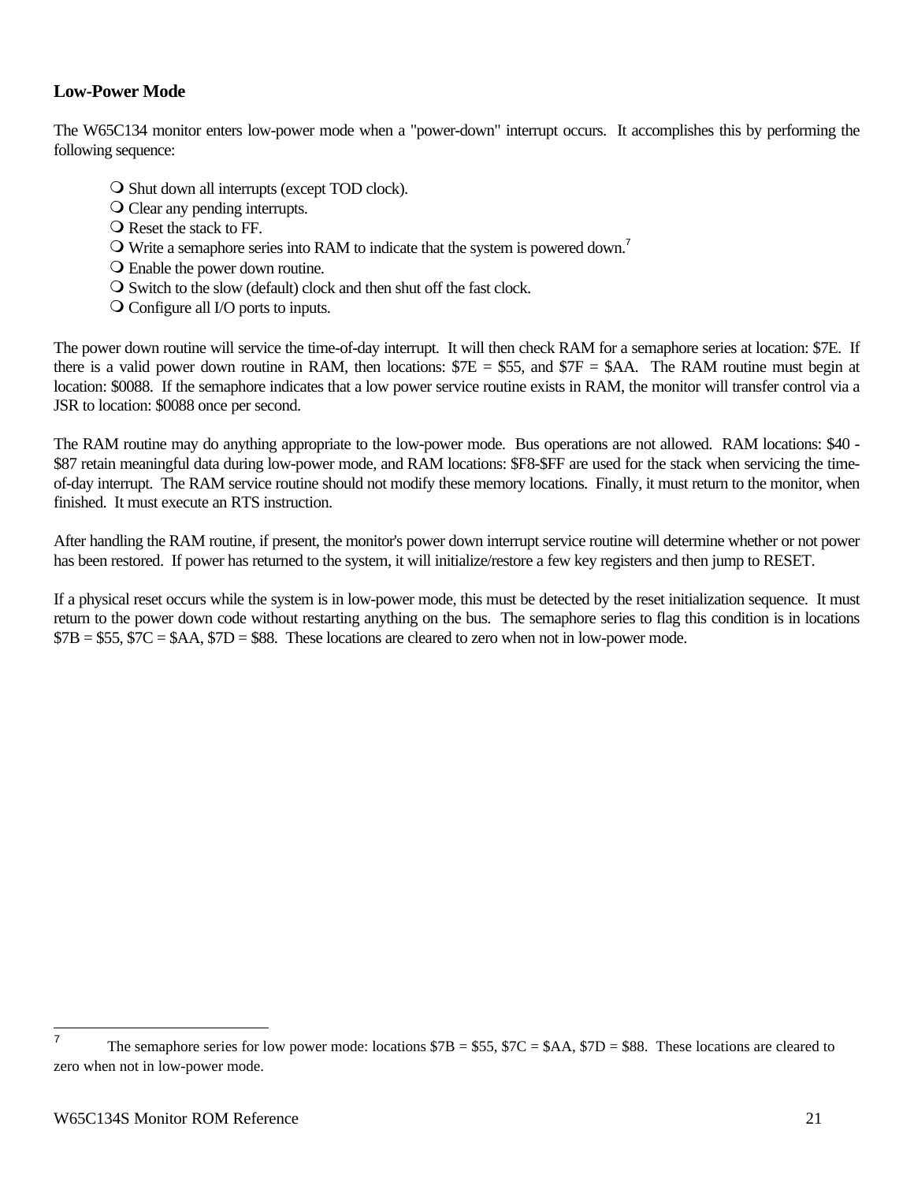## Low-Power Mode

The W65C134 monitor enters low-power mode when a "power-down" interrupt occurs. It accomplishes this by performing the following sequence:

- Shut down all interrupts (except TOD clock).
- Clear any pending interrupts.
- Reset the stack to FF.
- Write a semaphore series into RAM to indicate that the system is powered down.[7]
- Enable the power down routine.
- Switch to the slow (default) clock and then shut off the fast clock.
- Configure all I/O ports to inputs.

The power down routine will service the time-of-day interrupt. It will then check RAM for a semaphore series at location: $7E. If there is a valid power down routine in RAM, then locations: $7E = $55, and $7F = $AA. The RAM routine must begin at location: $0088. If the semaphore indicates that a low power service routine exists in RAM, the monitor will transfer control via a JSR to location: $0088 once per second.

The RAM routine may do anything appropriate to the low-power mode. Bus operations are not allowed. RAM locations: $40 - $87 retain meaningful data during low-power mode, and RAM locations: $F8-$FF are used for the stack when servicing the time-of-day interrupt. The RAM service routine should not modify these memory locations. Finally, it must return to the monitor, when finished. It must execute an RTS instruction.

After handling the RAM routine, if present, the monitor's power down interrupt service routine will determine whether or not power has been restored. If power has returned to the system, it will initialize/restore a few key registers and then jump to RESET.

If a physical reset occurs while the system is in low-power mode, this must be detected by the reset initialization sequence. It must return to the power down code without restarting anything on the bus. The semaphore series to flag this condition is in locations $7B = $55, $7C = $AA, $7D = $88. These locations are cleared to zero when not in low-power mode.

---

[7] The semaphore series for low power mode: locations $7B = $55, $7C = $AA, $7D = $88. These locations are cleared to zero when not in low-power mode.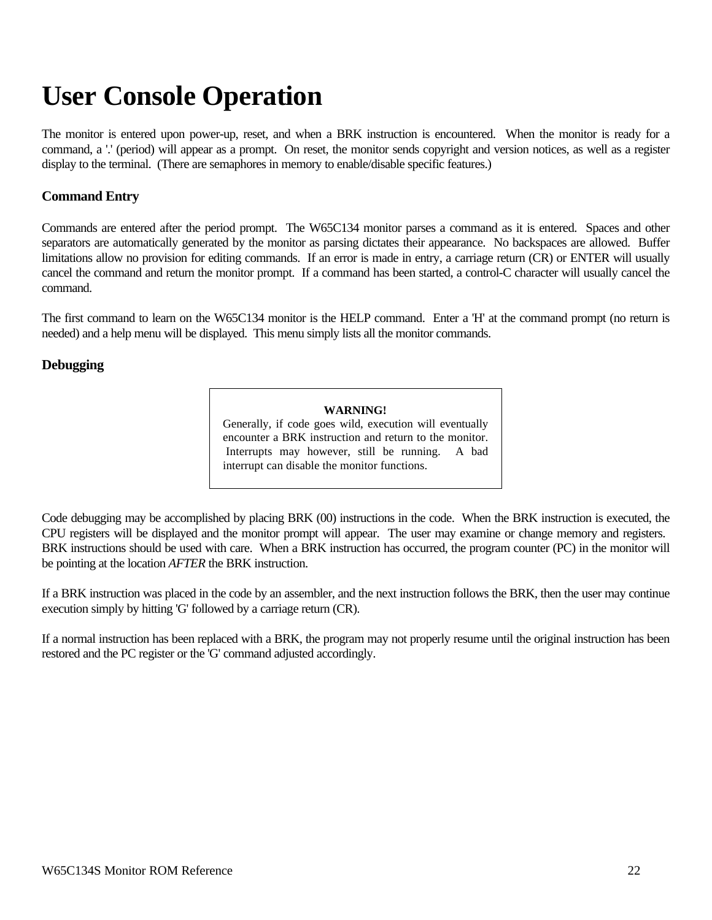# User Console Operation

The monitor is entered upon power-up, reset, and when a BRK instruction is encountered. When the monitor is ready for a command, a '.' (period) will appear as a prompt. On reset, the monitor sends copyright and version notices, as well as a register display to the terminal. (There are semaphores in memory to enable/disable specific features.)

### Command Entry

Commands are entered after the period prompt. The W65C134 monitor parses a command as it is entered. Spaces and other separators are automatically generated by the monitor as parsing dictates their appearance. No backspaces are allowed. Buffer limitations allow no provision for editing commands. If an error is made in entry, a carriage return (CR) or ENTER will usually cancel the command and return the monitor prompt. If a command has been started, a control-C character will usually cancel the command.

The first command to learn on the W65C134 monitor is the HELP command. Enter a 'H' at the command prompt (no return is needed) and a help menu will be displayed. This menu simply lists all the monitor commands.

### Debugging

> **WARNING!**
> Generally, if code goes wild, execution will eventually encounter a BRK instruction and return to the monitor. Interrupts may however, still be running. A bad interrupt can disable the monitor functions.

Code debugging may be accomplished by placing BRK (00) instructions in the code. When the BRK instruction is executed, the CPU registers will be displayed and the monitor prompt will appear. The user may examine or change memory and registers. BRK instructions should be used with care. When a BRK instruction has occurred, the program counter (PC) in the monitor will be pointing at the location *AFTER* the BRK instruction.

If a BRK instruction was placed in the code by an assembler, and the next instruction follows the BRK, then the user may continue execution simply by hitting 'G' followed by a carriage return (CR).

If a normal instruction has been replaced with a BRK, the program may not properly resume until the original instruction has been restored and the PC register or the 'G' command adjusted accordingly.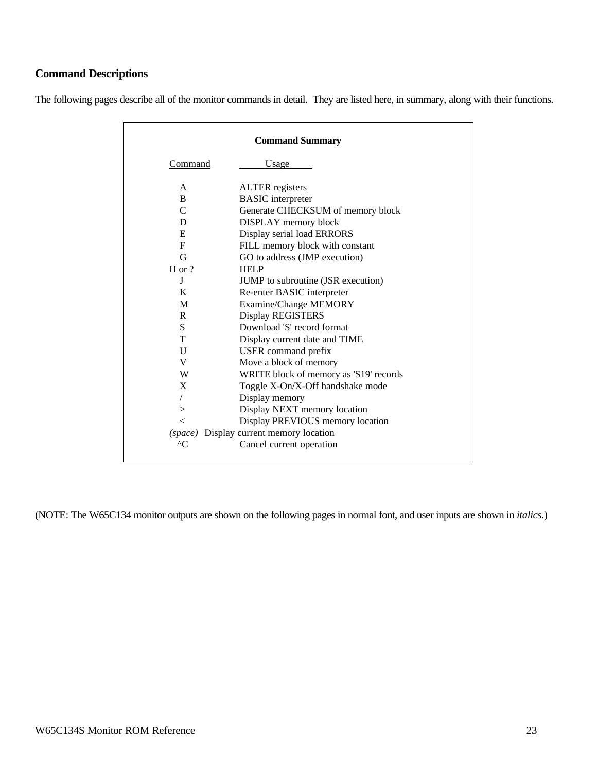## Command Descriptions

The following pages describe all of the monitor commands in detail. They are listed here, in summary, along with their functions.

**Command Summary**

| Command | Usage |
|---|---|
| A | ALTER registers |
| B | BASIC interpreter |
| C | Generate CHECKSUM of memory block |
| D | DISPLAY memory block |
| E | Display serial load ERRORS |
| F | FILL memory block with constant |
| G | GO to address (JMP execution) |
| H or ? | HELP |
| J | JUMP to subroutine (JSR execution) |
| K | Re-enter BASIC interpreter |
| M | Examine/Change MEMORY |
| R | Display REGISTERS |
| S | Download 'S' record format |
| T | Display current date and TIME |
| U | USER command prefix |
| V | Move a block of memory |
| W | WRITE block of memory as 'S19' records |
| X | Toggle X-On/X-Off handshake mode |
| / | Display memory |
| > | Display NEXT memory location |
| < | Display PREVIOUS memory location |
| *(space)* | Display current memory location |
| ^C | Cancel current operation |

(NOTE: The W65C134 monitor outputs are shown on the following pages in normal font, and user inputs are shown in *italics*.)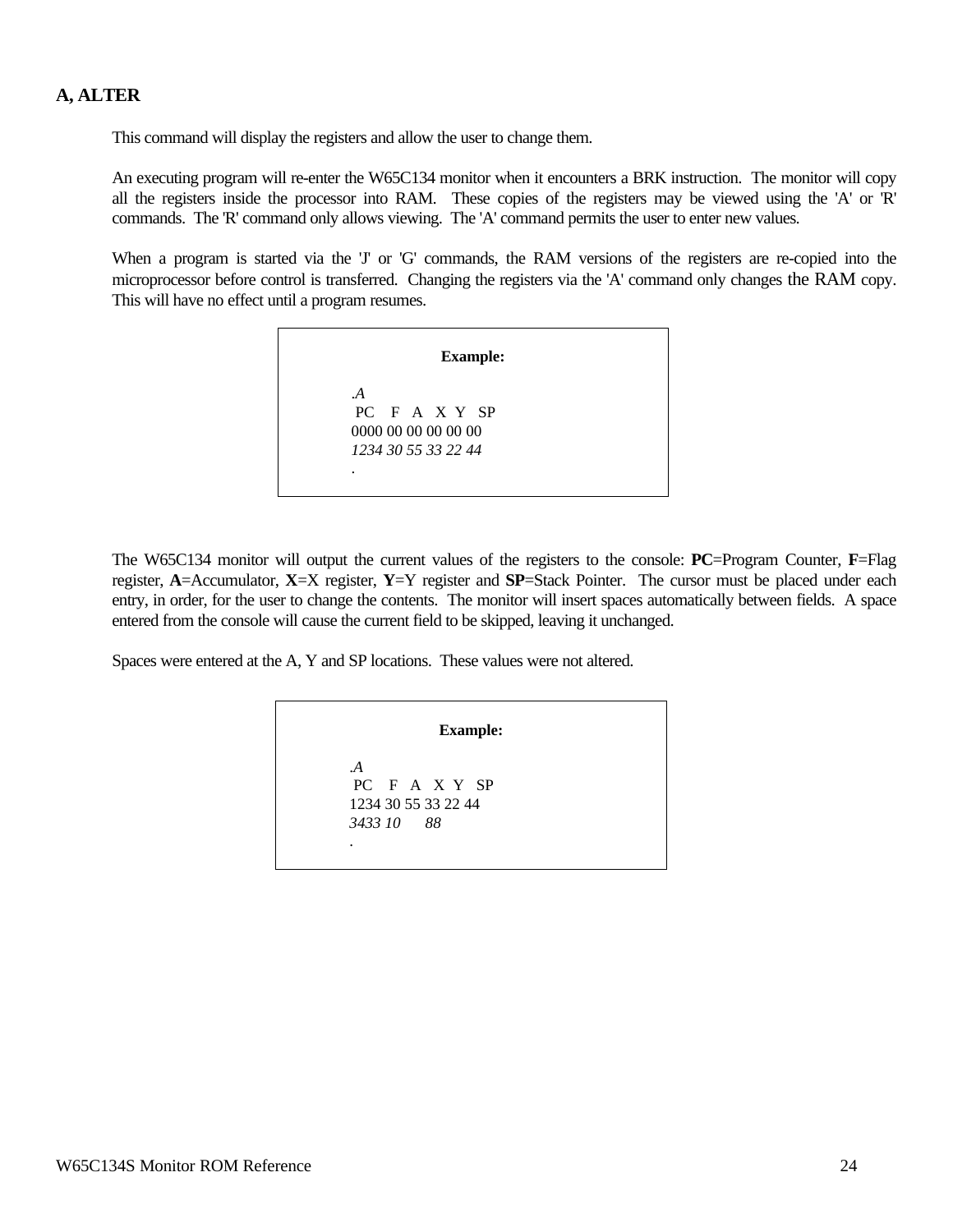## A, ALTER

This command will display the registers and allow the user to change them.

An executing program will re-enter the W65C134 monitor when it encounters a BRK instruction. The monitor will copy all the registers inside the processor into RAM. These copies of the registers may be viewed using the 'A' or 'R' commands. The 'R' command only allows viewing. The 'A' command permits the user to enter new values.

When a program is started via the 'J' or 'G' commands, the RAM versions of the registers are re-copied into the microprocessor before control is transferred. Changing the registers via the 'A' command only changes the RAM copy. This will have no effect until a program resumes.

**Example:**

```
.A
 PC   F  A  X  Y  SP
0000 00 00 00 00 00
1234 30 55 33 22 44
.
```

The W65C134 monitor will output the current values of the registers to the console: **PC**=Program Counter, **F**=Flag register, **A**=Accumulator, **X**=X register, **Y**=Y register and **SP**=Stack Pointer. The cursor must be placed under each entry, in order, for the user to change the contents. The monitor will insert spaces automatically between fields. A space entered from the console will cause the current field to be skipped, leaving it unchanged.

Spaces were entered at the A, Y and SP locations. These values were not altered.

**Example:**

```
.A
 PC   F  A  X  Y  SP
1234 30 55 33 22 44
3433 10    88
.
```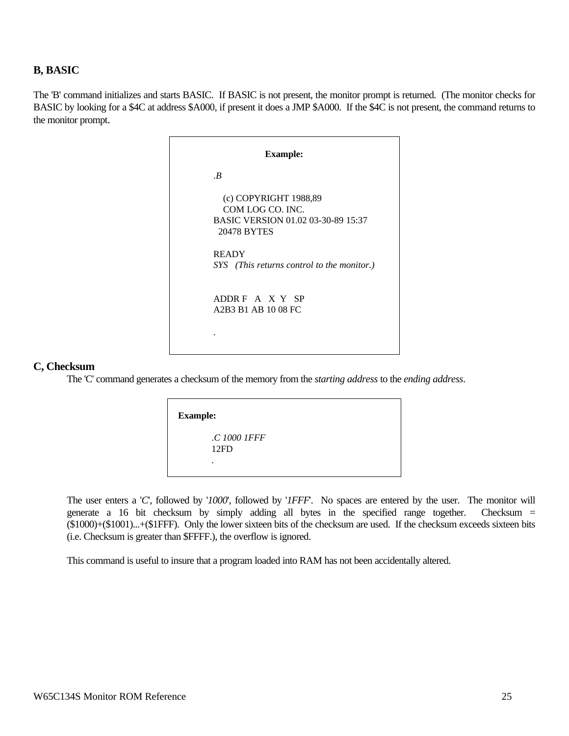## B, BASIC

The 'B' command initializes and starts BASIC. If BASIC is not present, the monitor prompt is returned. (The monitor checks for BASIC by looking for a $4C at address $A000, if present it does a JMP $A000. If the $4C is not present, the command returns to the monitor prompt.

**Example:**

```
.B

   (c) COPYRIGHT 1988,89
   COM LOG CO. INC.
BASIC VERSION 01.02 03-30-89 15:37
  20478 BYTES

READY
SYS   (This returns control to the monitor.)


ADDR F   A   X  Y   SP
A2B3 B1 AB 10 08 FC

.
```

## C, Checksum

The 'C' command generates a checksum of the memory from the *starting address* to the *ending address*.

**Example:**

```
.C 1000 1FFF
12FD
.
```

The user enters a '*C*', followed by '*1000*', followed by '*1FFF*'. No spaces are entered by the user. The monitor will generate a 16 bit checksum by simply adding all bytes in the specified range together. Checksum = ($1000)+($1001)...+($1FFF). Only the lower sixteen bits of the checksum are used. If the checksum exceeds sixteen bits (i.e. Checksum is greater than $FFFF.), the overflow is ignored.

This command is useful to insure that a program loaded into RAM has not been accidentally altered.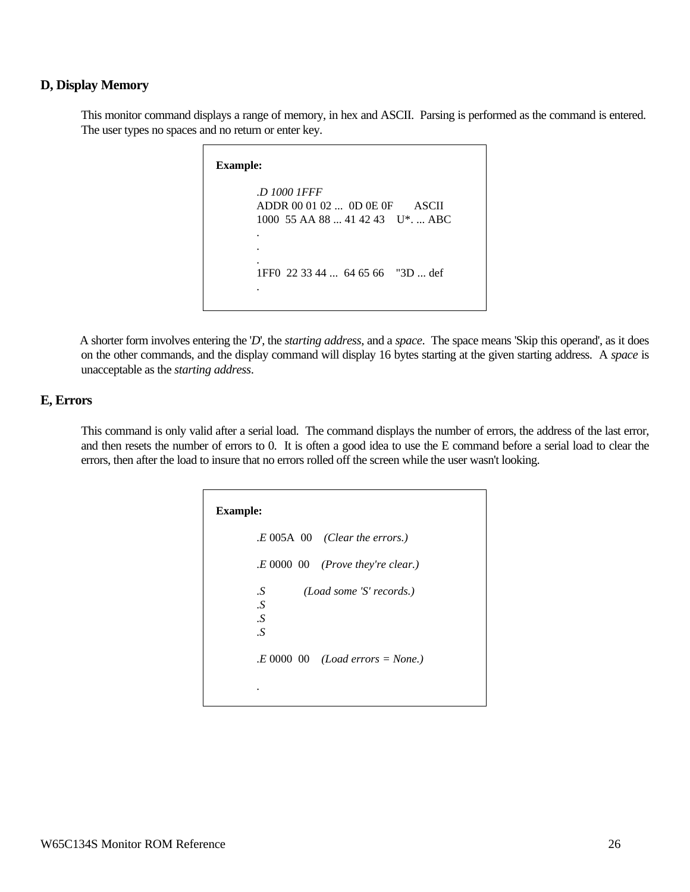### D, Display Memory

This monitor command displays a range of memory, in hex and ASCII. Parsing is performed as the command is entered. The user types no spaces and no return or enter key.

**Example:**

```
.D 1000 1FFF
ADDR 00 01 02 ...  0D 0E 0F       ASCII
1000  55 AA 88 ... 41 42 43    U*. ... ABC
.
.
.
1FF0  22 33 44 ...  64 65 66    "3D ... def
.
```

A shorter form involves entering the '*D*', the *starting address*, and a *space*. The space means 'Skip this operand', as it does on the other commands, and the display command will display 16 bytes starting at the given starting address. A *space* is unacceptable as the *starting address*.

### E, Errors

This command is only valid after a serial load. The command displays the number of errors, the address of the last error, and then resets the number of errors to 0. It is often a good idea to use the E command before a serial load to clear the errors, then after the load to insure that no errors rolled off the screen while the user wasn't looking.

**Example:**

```
.E 005A  00    (Clear the errors.)

.E 0000  00    (Prove they're clear.)

.S             (Load some 'S' records.)
.S
.S
.S

.E 0000  00    (Load errors = None.)

.
```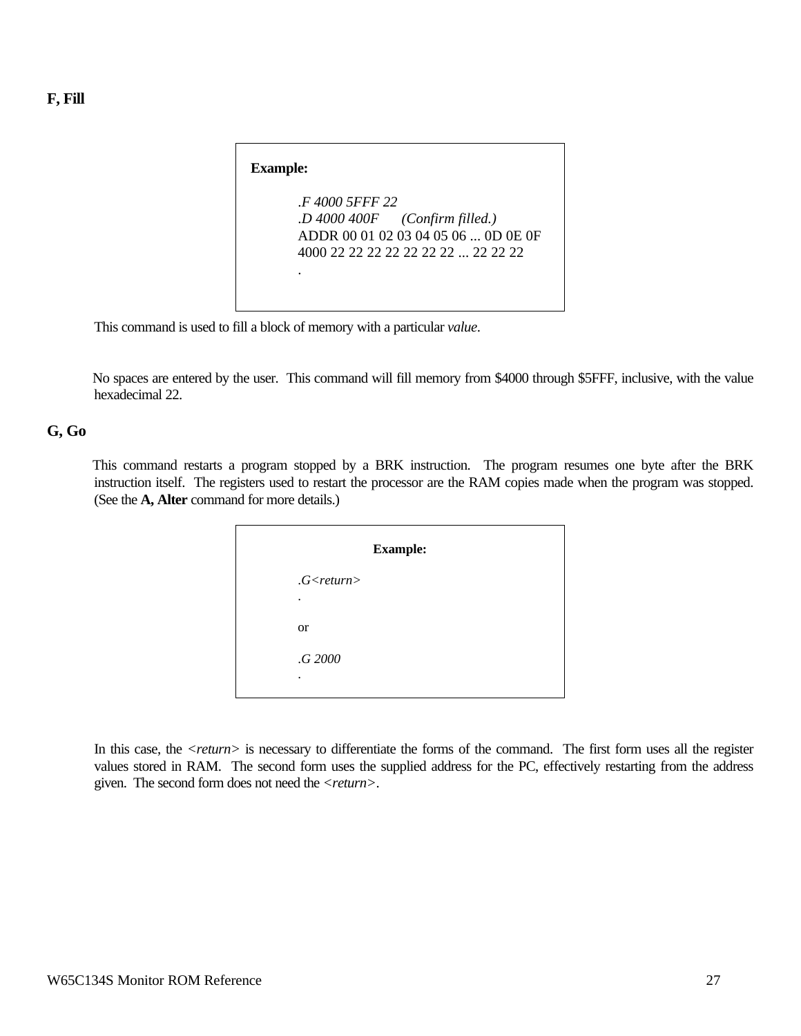## F, Fill

**Example:**

```
.F 4000 5FFF 22
.D 4000 400F      (Confirm filled.)
ADDR 00 01 02 03 04 05 06 ... 0D 0E 0F
4000 22 22 22 22 22 22 22 ... 22 22 22
.
```

This command is used to fill a block of memory with a particular *value*.

No spaces are entered by the user. This command will fill memory from $4000 through $5FFF, inclusive, with the value hexadecimal 22.

## G, Go

This command restarts a program stopped by a BRK instruction. The program resumes one byte after the BRK instruction itself. The registers used to restart the processor are the RAM copies made when the program was stopped. (See the **A, Alter** command for more details.)

**Example:**

```
.G<return>
.

or

.G 2000
.
```

In this case, the *<return>* is necessary to differentiate the forms of the command. The first form uses all the register values stored in RAM. The second form uses the supplied address for the PC, effectively restarting from the address given. The second form does not need the *<return>*.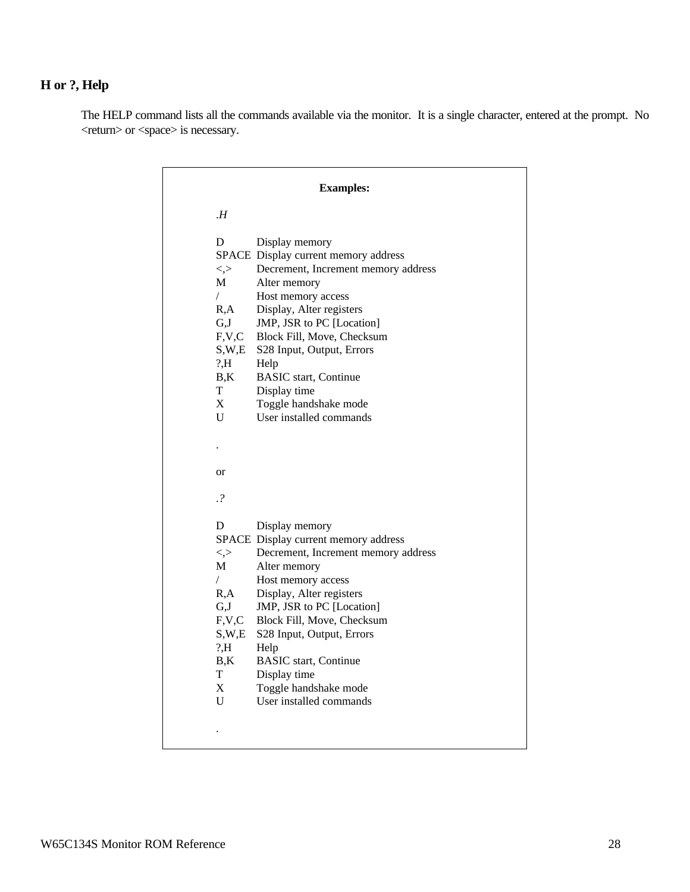## H or ?, Help

The HELP command lists all the commands available via the monitor. It is a single character, entered at the prompt. No <return> or <space> is necessary.

**Examples:**

*.H*

```
D       Display memory
SPACE   Display current memory address
<,>     Decrement, Increment memory address
M       Alter memory
/       Host memory access
R,A     Display, Alter registers
G,J     JMP, JSR to PC [Location]
F,V,C   Block Fill, Move, Checksum
S,W,E   S28 Input, Output, Errors
?,H     Help
B,K     BASIC start, Continue
T       Display time
X       Toggle handshake mode
U       User installed commands

.
```

or

*.?*

```
D       Display memory
SPACE   Display current memory address
<,>     Decrement, Increment memory address
M       Alter memory
/       Host memory access
R,A     Display, Alter registers
G,J     JMP, JSR to PC [Location]
F,V,C   Block Fill, Move, Checksum
S,W,E   S28 Input, Output, Errors
?,H     Help
B,K     BASIC start, Continue
T       Display time
X       Toggle handshake mode
U       User installed commands

.
```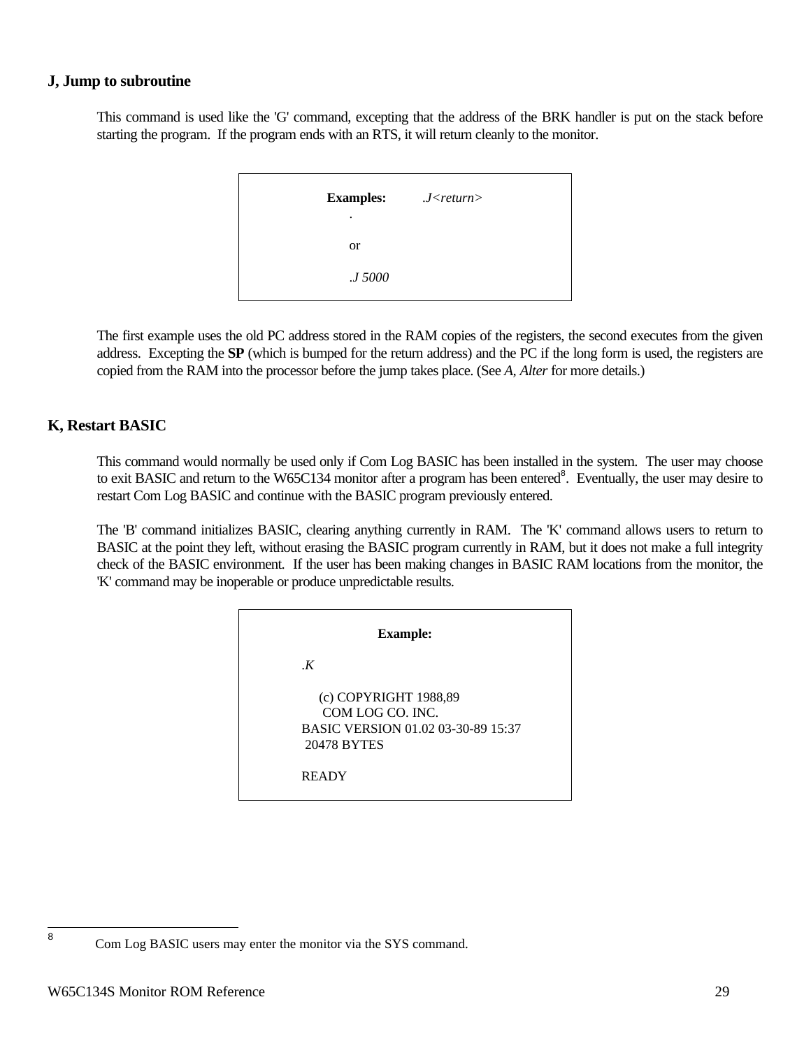## J, Jump to subroutine

This command is used like the 'G' command, excepting that the address of the BRK handler is put on the stack before starting the program. If the program ends with an RTS, it will return cleanly to the monitor.

```
Examples:     .J<return>
      .

      or

      .J 5000
```

The first example uses the old PC address stored in the RAM copies of the registers, the second executes from the given address. Excepting the **SP** (which is bumped for the return address) and the PC if the long form is used, the registers are copied from the RAM into the processor before the jump takes place. (See *A, Alter* for more details.)

## K, Restart BASIC

This command would normally be used only if Com Log BASIC has been installed in the system. The user may choose to exit BASIC and return to the W65C134 monitor after a program has been entered[8]. Eventually, the user may desire to restart Com Log BASIC and continue with the BASIC program previously entered.

The 'B' command initializes BASIC, clearing anything currently in RAM. The 'K' command allows users to return to BASIC at the point they left, without erasing the BASIC program currently in RAM, but it does not make a full integrity check of the BASIC environment. If the user has been making changes in BASIC RAM locations from the monitor, the 'K' command may be inoperable or produce unpredictable results.

```
Example:

.K

    (c) COPYRIGHT 1988,89
     COM LOG CO. INC.
BASIC VERSION 01.02 03-30-89 15:37
 20478 BYTES

READY
```

[8] Com Log BASIC users may enter the monitor via the SYS command.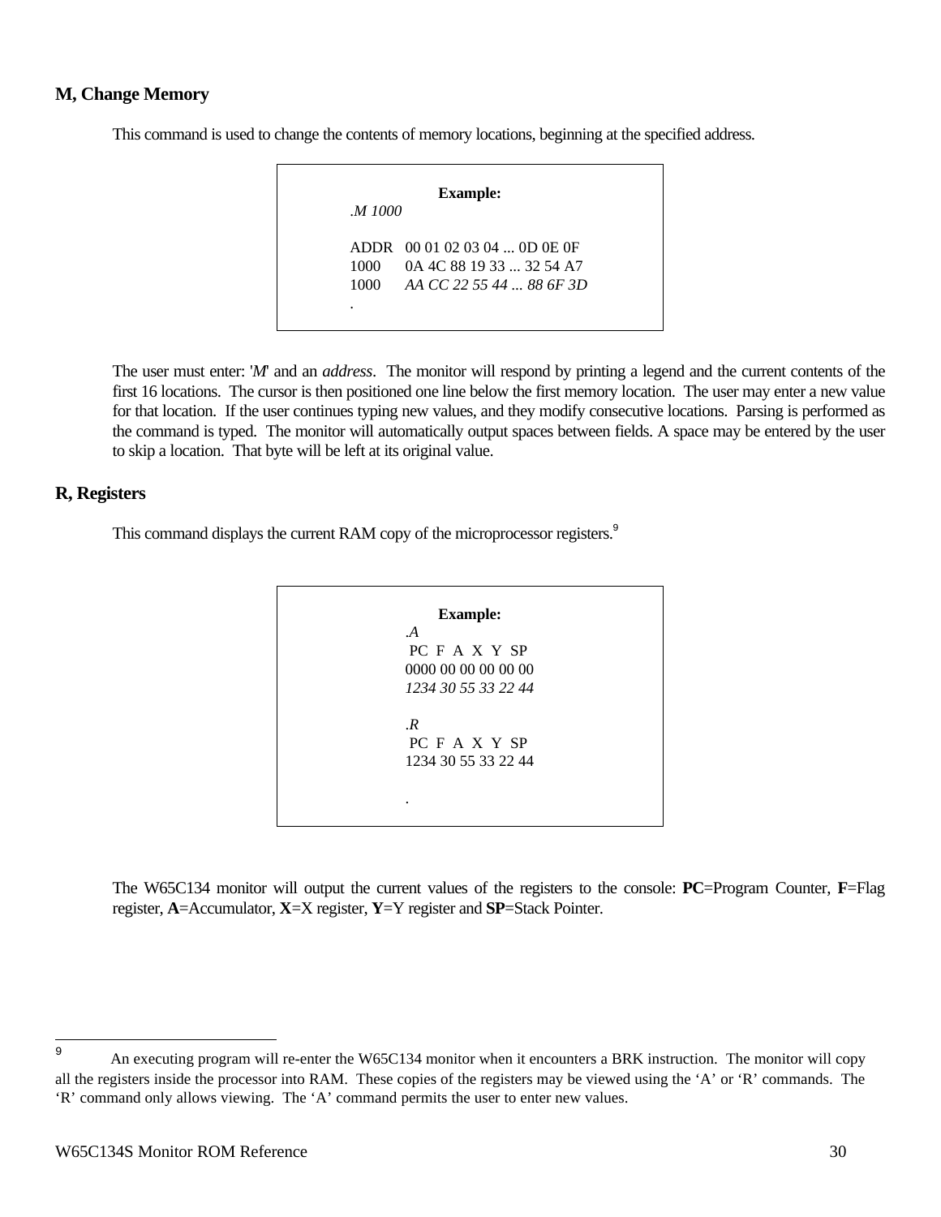## M, Change Memory

This command is used to change the contents of memory locations, beginning at the specified address.

**Example:**

```
.M 1000

ADDR   00 01 02 03 04 ... 0D 0E 0F
1000   0A 4C 88 19 33 ... 32 54 A7
1000   AA CC 22 55 44 ... 88 6F 3D
.
```

The user must enter: '*M*' and an *address*. The monitor will respond by printing a legend and the current contents of the first 16 locations. The cursor is then positioned one line below the first memory location. The user may enter a new value for that location. If the user continues typing new values, and they modify consecutive locations. Parsing is performed as the command is typed. The monitor will automatically output spaces between fields. A space may be entered by the user to skip a location. That byte will be left at its original value.

## R, Registers

This command displays the current RAM copy of the microprocessor registers.[9]

**Example:**

```
.A
 PC  F  A  X  Y  SP
0000 00 00 00 00 00
1234 30 55 33 22 44

.R
 PC  F  A  X  Y  SP
1234 30 55 33 22 44

.
```

The W65C134 monitor will output the current values of the registers to the console: **PC**=Program Counter, **F**=Flag register, **A**=Accumulator, **X**=X register, **Y**=Y register and **SP**=Stack Pointer.

---

[9] An executing program will re-enter the W65C134 monitor when it encounters a BRK instruction. The monitor will copy all the registers inside the processor into RAM. These copies of the registers may be viewed using the 'A' or 'R' commands. The 'R' command only allows viewing. The 'A' command permits the user to enter new values.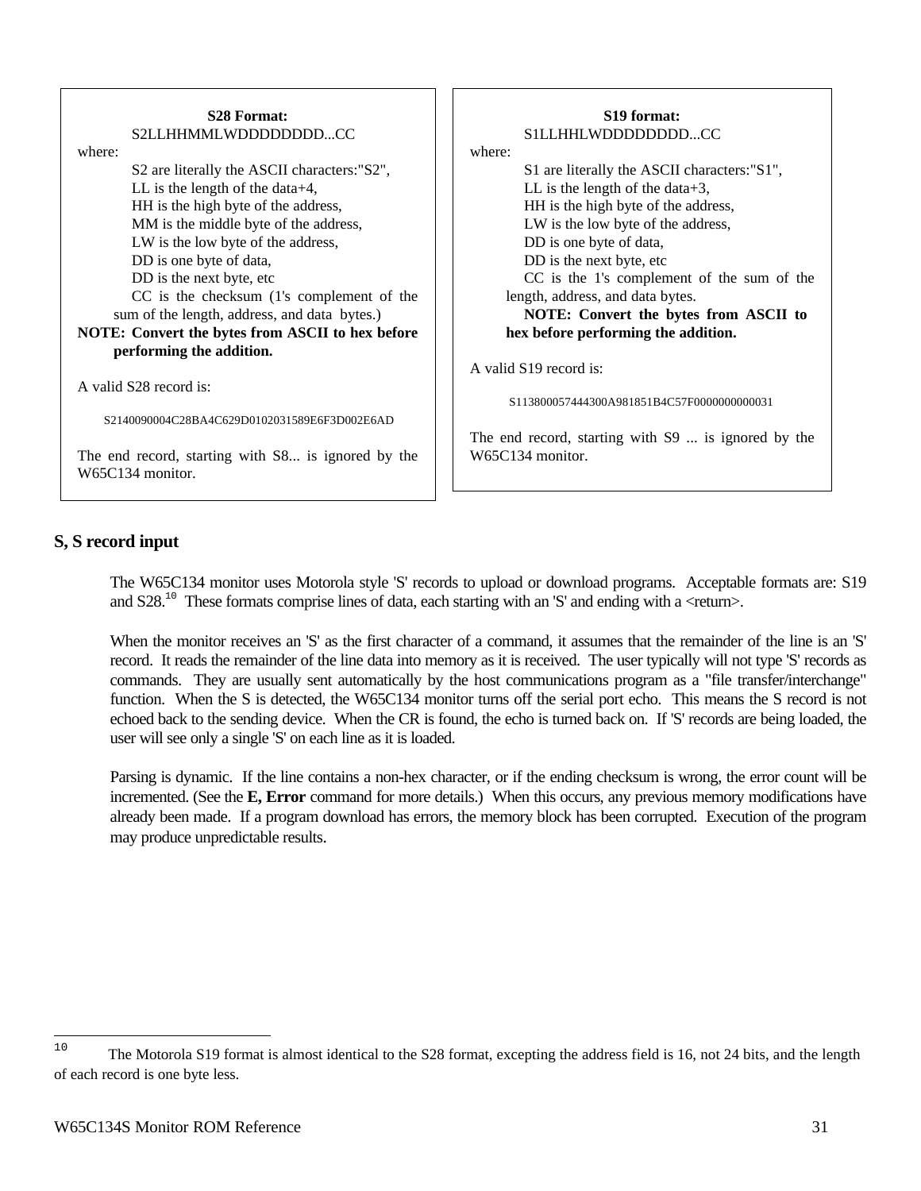**S28 Format:**

S2LLHHMMLWDDDDDDDD...CC

where:

S2 are literally the ASCII characters:"S2",
LL is the length of the data+4,
HH is the high byte of the address,
MM is the middle byte of the address,
LW is the low byte of the address,
DD is one byte of data,
DD is the next byte, etc
CC is the checksum (1's complement of the sum of the length, address, and data bytes.)

**NOTE: Convert the bytes from ASCII to hex before performing the addition.**

A valid S28 record is:

S2140090004C28BA4C629D0102031589E6F3D002E6AD

The end record, starting with S8... is ignored by the W65C134 monitor.

**S19 format:**

S1LLHHLWDDDDDDDD...CC

where:

S1 are literally the ASCII characters:"S1",
LL is the length of the data+3,
HH is the high byte of the address,
LW is the low byte of the address,
DD is one byte of data,
DD is the next byte, etc
CC is the 1's complement of the sum of the length, address, and data bytes.

**NOTE: Convert the bytes from ASCII to hex before performing the addition.**

A valid S19 record is:

S113800057444300A981851B4C57F0000000000031

The end record, starting with S9 ... is ignored by the W65C134 monitor.

## S, S record input

The W65C134 monitor uses Motorola style 'S' records to upload or download programs. Acceptable formats are: S19 and S28.[10] These formats comprise lines of data, each starting with an 'S' and ending with a <return>.

When the monitor receives an 'S' as the first character of a command, it assumes that the remainder of the line is an 'S' record. It reads the remainder of the line data into memory as it is received. The user typically will not type 'S' records as commands. They are usually sent automatically by the host communications program as a "file transfer/interchange" function. When the S is detected, the W65C134 monitor turns off the serial port echo. This means the S record is not echoed back to the sending device. When the CR is found, the echo is turned back on. If 'S' records are being loaded, the user will see only a single 'S' on each line as it is loaded.

Parsing is dynamic. If the line contains a non-hex character, or if the ending checksum is wrong, the error count will be incremented. (See the **E, Error** command for more details.) When this occurs, any previous memory modifications have already been made. If a program download has errors, the memory block has been corrupted. Execution of the program may produce unpredictable results.

---

[10] The Motorola S19 format is almost identical to the S28 format, excepting the address field is 16, not 24 bits, and the length of each record is one byte less.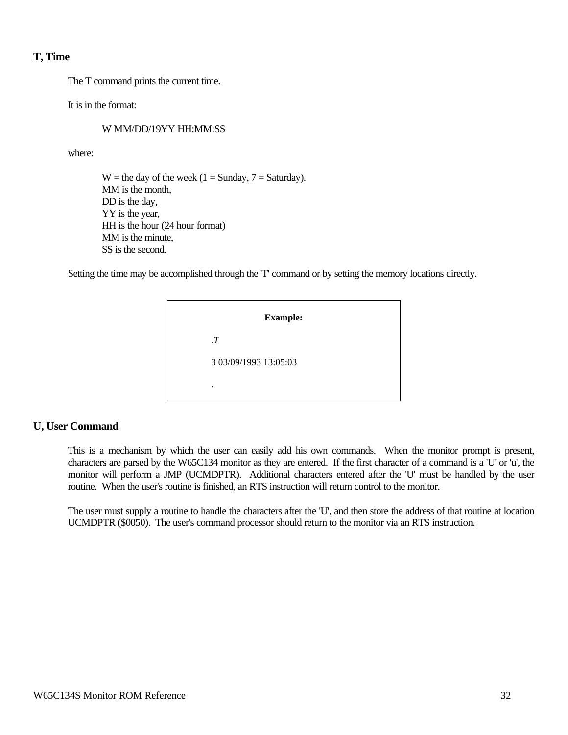## T, Time

The T command prints the current time.

It is in the format:

W MM/DD/19YY HH:MM:SS

where:

W = the day of the week (1 = Sunday, 7 = Saturday).
MM is the month,
DD is the day,
YY is the year,
HH is the hour (24 hour format)
MM is the minute,
SS is the second.

Setting the time may be accomplished through the 'T' command or by setting the memory locations directly.

**Example:**

```
.T

3 03/09/1993 13:05:03

.
```

## U, User Command

This is a mechanism by which the user can easily add his own commands. When the monitor prompt is present, characters are parsed by the W65C134 monitor as they are entered. If the first character of a command is a 'U' or 'u', the monitor will perform a JMP (UCMDPTR). Additional characters entered after the 'U' must be handled by the user routine. When the user's routine is finished, an RTS instruction will return control to the monitor.

The user must supply a routine to handle the characters after the 'U', and then store the address of that routine at location UCMDPTR ($0050). The user's command processor should return to the monitor via an RTS instruction.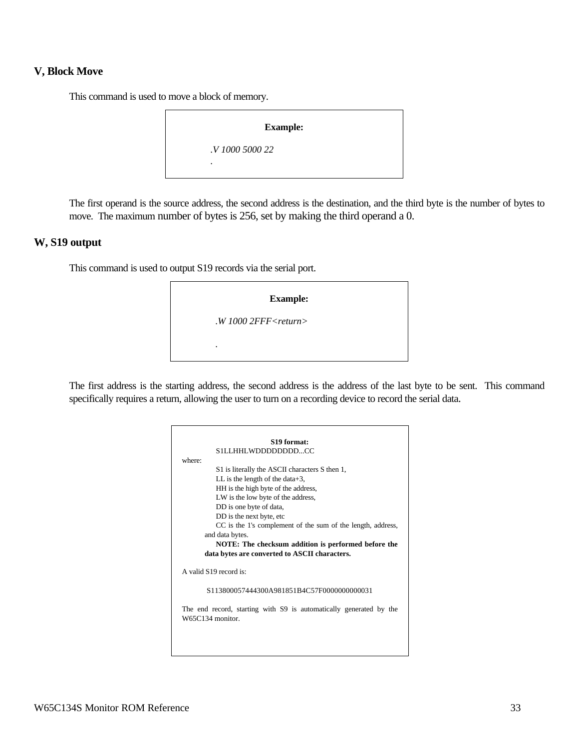## V, Block Move

This command is used to move a block of memory.

> **Example:**
>
> *.V 1000 5000 22*
> .

The first operand is the source address, the second address is the destination, and the third byte is the number of bytes to move. The maximum number of bytes is 256, set by making the third operand a 0.

## W, S19 output

This command is used to output S19 records via the serial port.

> **Example:**
>
> *.W 1000 2FFF<return>*
>
> .

The first address is the starting address, the second address is the address of the last byte to be sent. This command specifically requires a return, allowing the user to turn on a recording device to record the serial data.

> **S19 format:**
>
> S1LLHHLWDDDDDDDD...CC
>
> where:
>
> S1 is literally the ASCII characters S then 1,
> LL is the length of the data+3,
> HH is the high byte of the address,
> LW is the low byte of the address,
> DD is one byte of data,
> DD is the next byte, etc
> CC is the 1's complement of the sum of the length, address, and data bytes.
> **NOTE: The checksum addition is performed before the data bytes are converted to ASCII characters.**
>
> A valid S19 record is:
>
> S113800057444300A981851B4C57F0000000000031
>
> The end record, starting with S9 is automatically generated by the W65C134 monitor.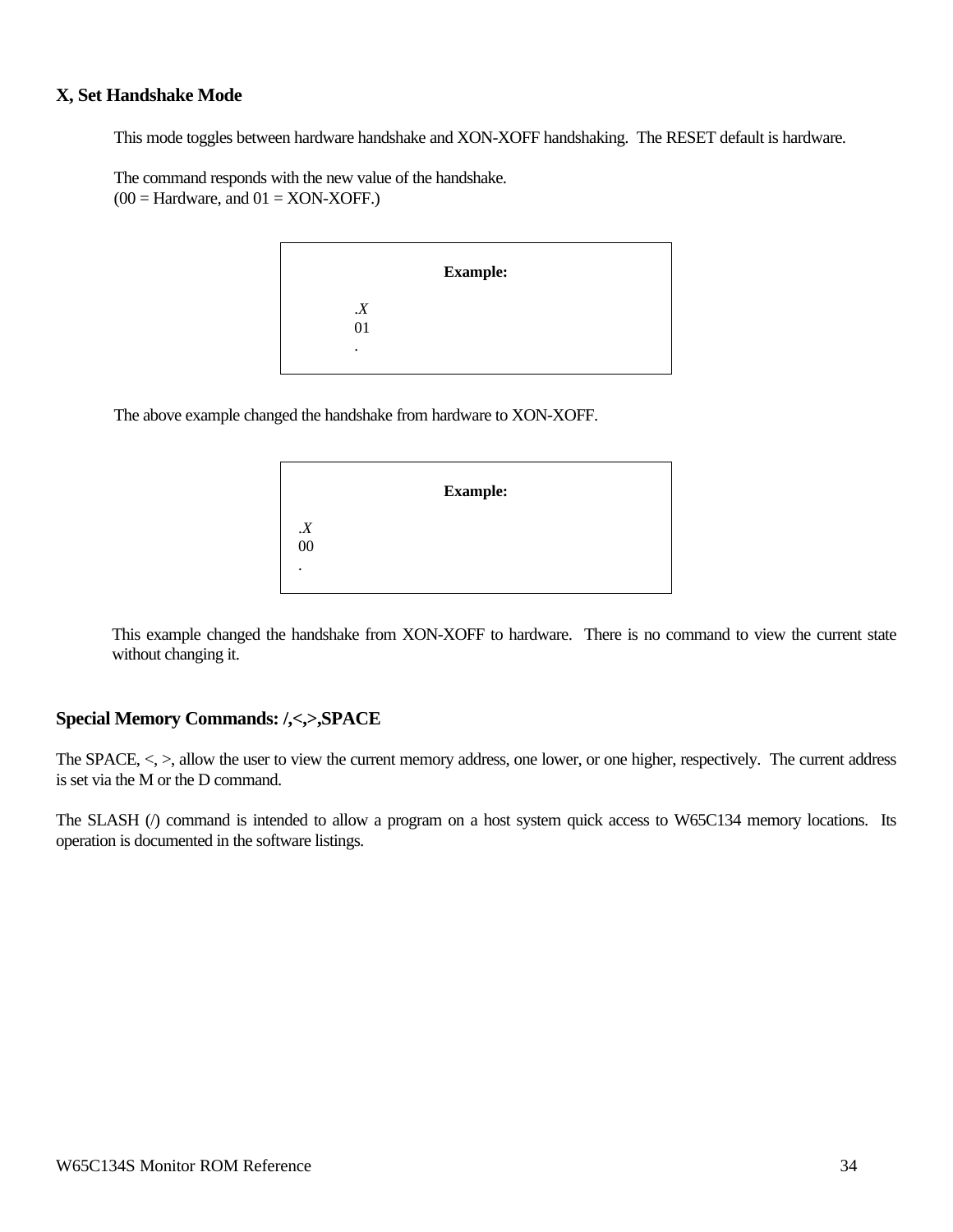### X, Set Handshake Mode

This mode toggles between hardware handshake and XON-XOFF handshaking. The RESET default is hardware.

The command responds with the new value of the handshake.
(00 = Hardware, and 01 = XON-XOFF.)

**Example:**

```
.X
01
.
```

The above example changed the handshake from hardware to XON-XOFF.

**Example:**

```
.X
00
.
```

This example changed the handshake from XON-XOFF to hardware. There is no command to view the current state without changing it.

### Special Memory Commands: /,<,>,SPACE

The SPACE, <, >, allow the user to view the current memory address, one lower, or one higher, respectively. The current address is set via the M or the D command.

The SLASH (/) command is intended to allow a program on a host system quick access to W65C134 memory locations. Its operation is documented in the software listings.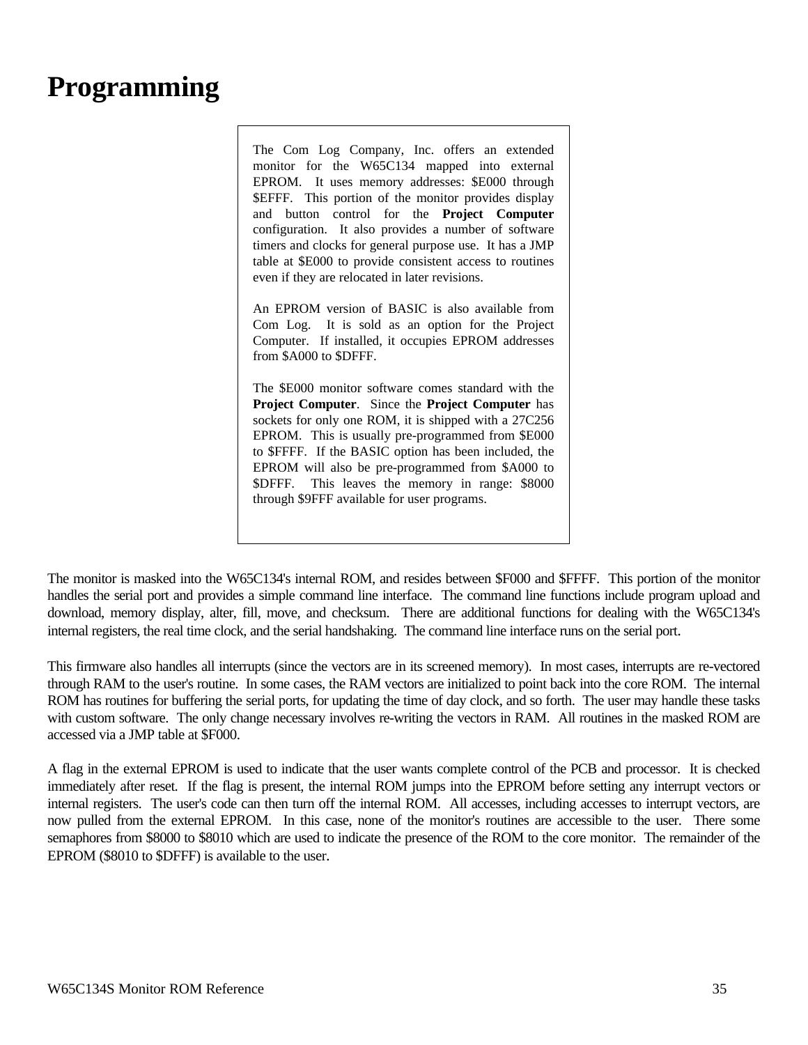# Programming

> The Com Log Company, Inc. offers an extended monitor for the W65C134 mapped into external EPROM. It uses memory addresses: $E000 through $EFFF. This portion of the monitor provides display and button control for the **Project Computer** configuration. It also provides a number of software timers and clocks for general purpose use. It has a JMP table at $E000 to provide consistent access to routines even if they are relocated in later revisions.
>
> An EPROM version of BASIC is also available from Com Log. It is sold as an option for the Project Computer. If installed, it occupies EPROM addresses from $A000 to $DFFF.
>
> The $E000 monitor software comes standard with the **Project Computer**. Since the **Project Computer** has sockets for only one ROM, it is shipped with a 27C256 EPROM. This is usually pre-programmed from $E000 to $FFFF. If the BASIC option has been included, the EPROM will also be pre-programmed from $A000 to $DFFF. This leaves the memory in range: $8000 through $9FFF available for user programs.

The monitor is masked into the W65C134's internal ROM, and resides between $F000 and $FFFF. This portion of the monitor handles the serial port and provides a simple command line interface. The command line functions include program upload and download, memory display, alter, fill, move, and checksum. There are additional functions for dealing with the W65C134's internal registers, the real time clock, and the serial handshaking. The command line interface runs on the serial port.

This firmware also handles all interrupts (since the vectors are in its screened memory). In most cases, interrupts are re-vectored through RAM to the user's routine. In some cases, the RAM vectors are initialized to point back into the core ROM. The internal ROM has routines for buffering the serial ports, for updating the time of day clock, and so forth. The user may handle these tasks with custom software. The only change necessary involves re-writing the vectors in RAM. All routines in the masked ROM are accessed via a JMP table at $F000.

A flag in the external EPROM is used to indicate that the user wants complete control of the PCB and processor. It is checked immediately after reset. If the flag is present, the internal ROM jumps into the EPROM before setting any interrupt vectors or internal registers. The user's code can then turn off the internal ROM. All accesses, including accesses to interrupt vectors, are now pulled from the external EPROM. In this case, none of the monitor's routines are accessible to the user. There some semaphores from $8000 to $8010 which are used to indicate the presence of the ROM to the core monitor. The remainder of the EPROM ($8010 to $DFFF) is available to the user.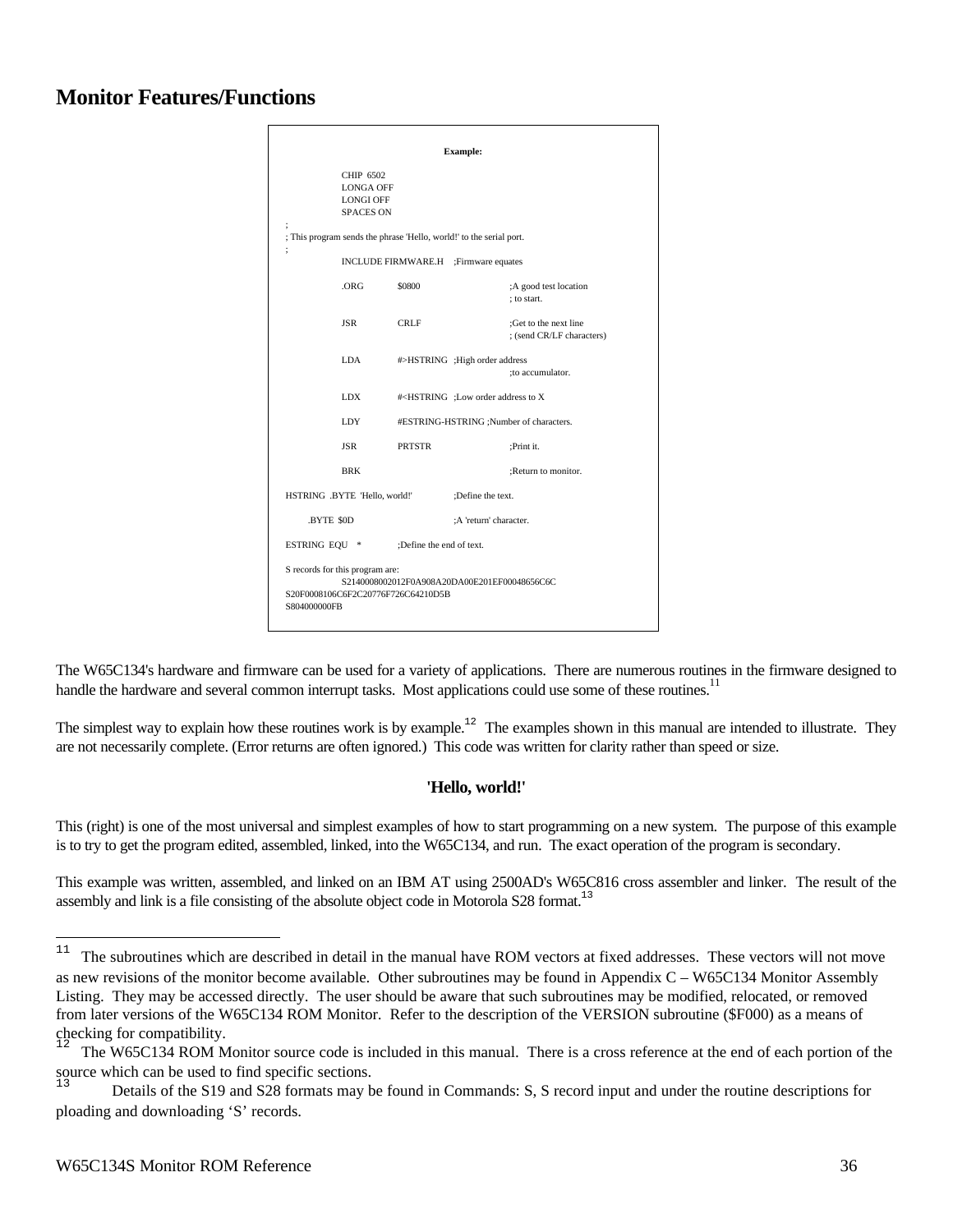## Monitor Features/Functions

```
                              Example:

          CHIP  6502
          LONGA OFF
          LONGI OFF
          SPACES ON
;
; This program sends the phrase 'Hello, world!' to the serial port.
;
          INCLUDE FIRMWARE.H    ;Firmware equates

          .ORG      $0800                ;A good test location
                                         ; to start.

          JSR       CRLF                 ;Get to the next line
                                         ; (send CR/LF characters)

          LDA       #>HSTRING  ;High order address
                                         ;to accumulator.

          LDX       #<HSTRING  ;Low order address to X

          LDY       #ESTRING-HSTRING ;Number of characters.

          JSR       PRTSTR               ;Print it.

          BRK                            ;Return to monitor.

HSTRING  .BYTE  'Hello, world!'     ;Define the text.

     .BYTE  $0D                     ;A 'return' character.

ESTRING  EQU    *        ;Define the end of text.

S records for this program are:
          S2140008002012F0A908A20DA00E201EF00048656C6C
S20F0008106C6F2C20776F726C64210D5B
S804000000FB
```

The W65C134's hardware and firmware can be used for a variety of applications. There are numerous routines in the firmware designed to handle the hardware and several common interrupt tasks. Most applications could use some of these routines.[11]

The simplest way to explain how these routines work is by example.[12] The examples shown in this manual are intended to illustrate. They are not necessarily complete. (Error returns are often ignored.) This code was written for clarity rather than speed or size.

### 'Hello, world!'

This (right) is one of the most universal and simplest examples of how to start programming on a new system. The purpose of this example is to try to get the program edited, assembled, linked, into the W65C134, and run. The exact operation of the program is secondary.

This example was written, assembled, and linked on an IBM AT using 2500AD's W65C816 cross assembler and linker. The result of the assembly and link is a file consisting of the absolute object code in Motorola S28 format.[13]

---

[11] The subroutines which are described in detail in the manual have ROM vectors at fixed addresses. These vectors will not move as new revisions of the monitor become available. Other subroutines may be found in Appendix C – W65C134 Monitor Assembly Listing. They may be accessed directly. The user should be aware that such subroutines may be modified, relocated, or removed from later versions of the W65C134 ROM Monitor. Refer to the description of the VERSION subroutine ($F000) as a means of checking for compatibility.

[12] The W65C134 ROM Monitor source code is included in this manual. There is a cross reference at the end of each portion of the source which can be used to find specific sections.

[13] Details of the S19 and S28 formats may be found in Commands: S, S record input and under the routine descriptions for ploading and downloading 'S' records.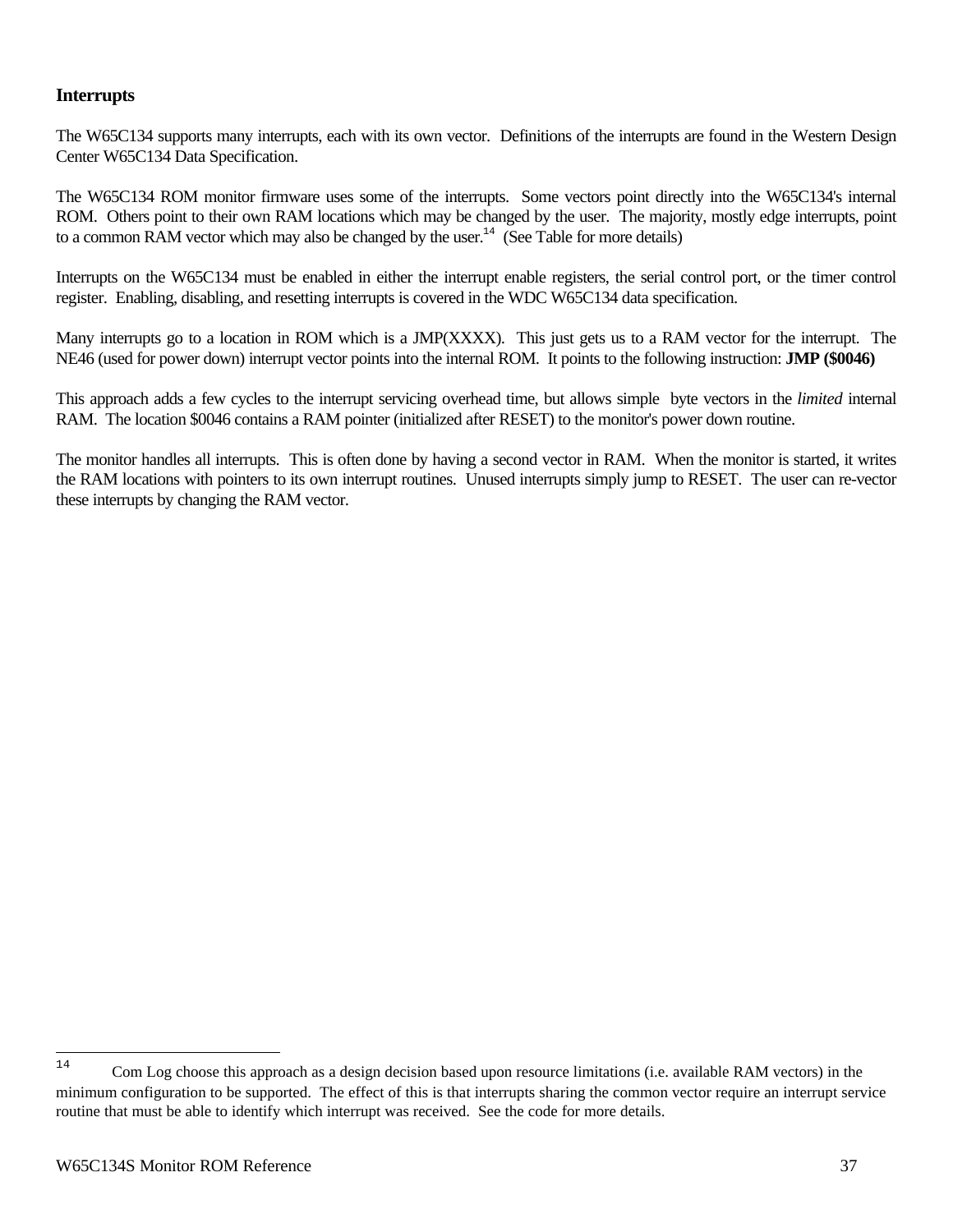### Interrupts

The W65C134 supports many interrupts, each with its own vector. Definitions of the interrupts are found in the Western Design Center W65C134 Data Specification.

The W65C134 ROM monitor firmware uses some of the interrupts. Some vectors point directly into the W65C134's internal ROM. Others point to their own RAM locations which may be changed by the user. The majority, mostly edge interrupts, point to a common RAM vector which may also be changed by the user.[14] (See Table for more details)

Interrupts on the W65C134 must be enabled in either the interrupt enable registers, the serial control port, or the timer control register. Enabling, disabling, and resetting interrupts is covered in the WDC W65C134 data specification.

Many interrupts go to a location in ROM which is a JMP(XXXX). This just gets us to a RAM vector for the interrupt. The NE46 (used for power down) interrupt vector points into the internal ROM. It points to the following instruction: **JMP ($0046)**

This approach adds a few cycles to the interrupt servicing overhead time, but allows simple byte vectors in the *limited* internal RAM. The location $0046 contains a RAM pointer (initialized after RESET) to the monitor's power down routine.

The monitor handles all interrupts. This is often done by having a second vector in RAM. When the monitor is started, it writes the RAM locations with pointers to its own interrupt routines. Unused interrupts simply jump to RESET. The user can re-vector these interrupts by changing the RAM vector.

---

[14] Com Log choose this approach as a design decision based upon resource limitations (i.e. available RAM vectors) in the minimum configuration to be supported. The effect of this is that interrupts sharing the common vector require an interrupt service routine that must be able to identify which interrupt was received. See the code for more details.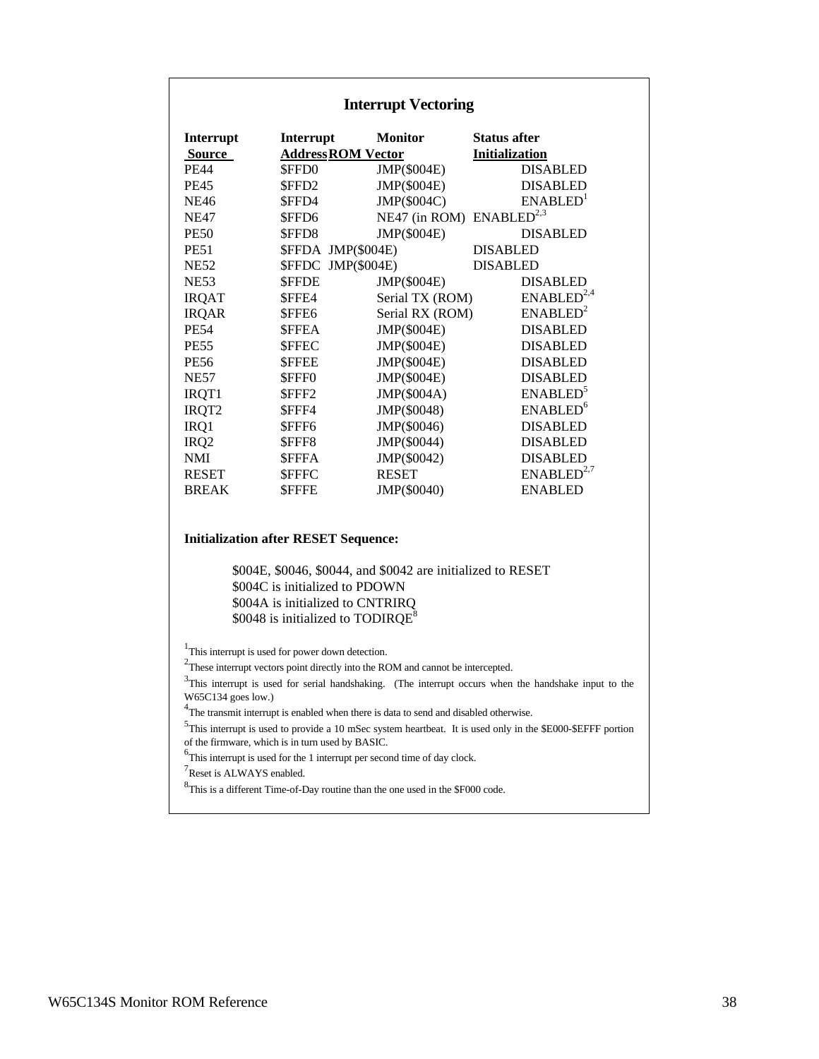## Interrupt Vectoring

| Interrupt Source | Interrupt Address | Monitor ROM Vector | Status after Initialization |
|---|---|---|---|
| PE44 | $FFD0 | JMP($004E) | DISABLED |
| PE45 | $FFD2 | JMP($004E) | DISABLED |
| NE46 | $FFD4 | JMP($004C) | ENABLED[1] |
| NE47 | $FFD6 | NE47 (in ROM) | ENABLED[2,3] |
| PE50 | $FFD8 | JMP($004E) | DISABLED |
| PE51 | $FFDA | JMP($004E) | DISABLED |
| NE52 | $FFDC | JMP($004E) | DISABLED |
| NE53 | $FFDE | JMP($004E) | DISABLED |
| IRQAT | $FFE4 | Serial TX (ROM) | ENABLED[2,4] |
| IRQAR | $FFE6 | Serial RX (ROM) | ENABLED[2] |
| PE54 | $FFEA | JMP($004E) | DISABLED |
| PE55 | $FFEC | JMP($004E) | DISABLED |
| PE56 | $FFEE | JMP($004E) | DISABLED |
| NE57 | $FFF0 | JMP($004E) | DISABLED |
| IRQT1 | $FFF2 | JMP($004A) | ENABLED[5] |
| IRQT2 | $FFF4 | JMP($0048) | ENABLED[6] |
| IRQ1 | $FFF6 | JMP($0046) | DISABLED |
| IRQ2 | $FFF8 | JMP($0044) | DISABLED |
| NMI | $FFFA | JMP($0042) | DISABLED |
| RESET | $FFFC | RESET | ENABLED[2,7] |
| BREAK | $FFFE | JMP($0040) | ENABLED |

**Initialization after RESET Sequence:**

$004E, $0046, $0044, and $0042 are initialized to RESET
$004C is initialized to PDOWN
$004A is initialized to CNTRIRQ
$0048 is initialized to TODIRQE[8]

[1]This interrupt is used for power down detection.

[2]These interrupt vectors point directly into the ROM and cannot be intercepted.

[3]This interrupt is used for serial handshaking. (The interrupt occurs when the handshake input to the W65C134 goes low.)

[4]The transmit interrupt is enabled when there is data to send and disabled otherwise.

[5]This interrupt is used to provide a 10 mSec system heartbeat. It is used only in the $E000-$EFFF portion of the firmware, which is in turn used by BASIC.

[6]This interrupt is used for the 1 interrupt per second time of day clock.

[7]Reset is ALWAYS enabled.

[8]This is a different Time-of-Day routine than the one used in the $F000 code.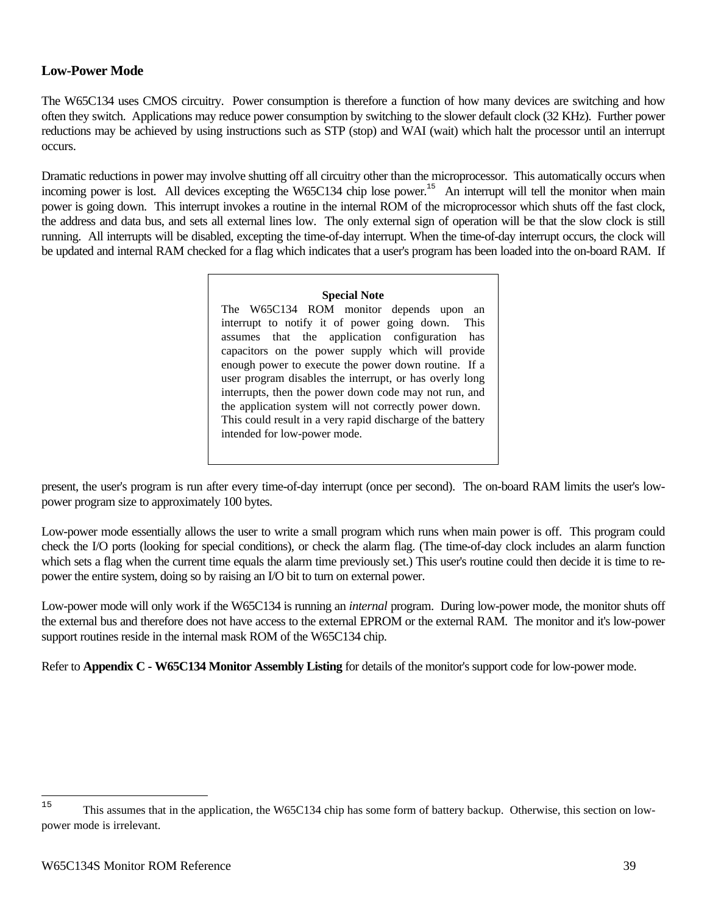## Low-Power Mode

The W65C134 uses CMOS circuitry. Power consumption is therefore a function of how many devices are switching and how often they switch. Applications may reduce power consumption by switching to the slower default clock (32 KHz). Further power reductions may be achieved by using instructions such as STP (stop) and WAI (wait) which halt the processor until an interrupt occurs.

Dramatic reductions in power may involve shutting off all circuitry other than the microprocessor. This automatically occurs when incoming power is lost. All devices excepting the W65C134 chip lose power.[15] An interrupt will tell the monitor when main power is going down. This interrupt invokes a routine in the internal ROM of the microprocessor which shuts off the fast clock, the address and data bus, and sets all external lines low. The only external sign of operation will be that the slow clock is still running. All interrupts will be disabled, excepting the time-of-day interrupt. When the time-of-day interrupt occurs, the clock will be updated and internal RAM checked for a flag which indicates that a user's program has been loaded into the on-board RAM. If present, the user's program is run after every time-of-day interrupt (once per second). The on-board RAM limits the user's low-power program size to approximately 100 bytes.

> **Special Note**
>
> The W65C134 ROM monitor depends upon an interrupt to notify it of power going down. This assumes that the application configuration has capacitors on the power supply which will provide enough power to execute the power down routine. If a user program disables the interrupt, or has overly long interrupts, then the power down code may not run, and the application system will not correctly power down. This could result in a very rapid discharge of the battery intended for low-power mode.

Low-power mode essentially allows the user to write a small program which runs when main power is off. This program could check the I/O ports (looking for special conditions), or check the alarm flag. (The time-of-day clock includes an alarm function which sets a flag when the current time equals the alarm time previously set.) This user's routine could then decide it is time to re-power the entire system, doing so by raising an I/O bit to turn on external power.

Low-power mode will only work if the W65C134 is running an *internal* program. During low-power mode, the monitor shuts off the external bus and therefore does not have access to the external EPROM or the external RAM. The monitor and it's low-power support routines reside in the internal mask ROM of the W65C134 chip.

Refer to **Appendix C - W65C134 Monitor Assembly Listing** for details of the monitor's support code for low-power mode.

---

[15] This assumes that in the application, the W65C134 chip has some form of battery backup. Otherwise, this section on low-power mode is irrelevant.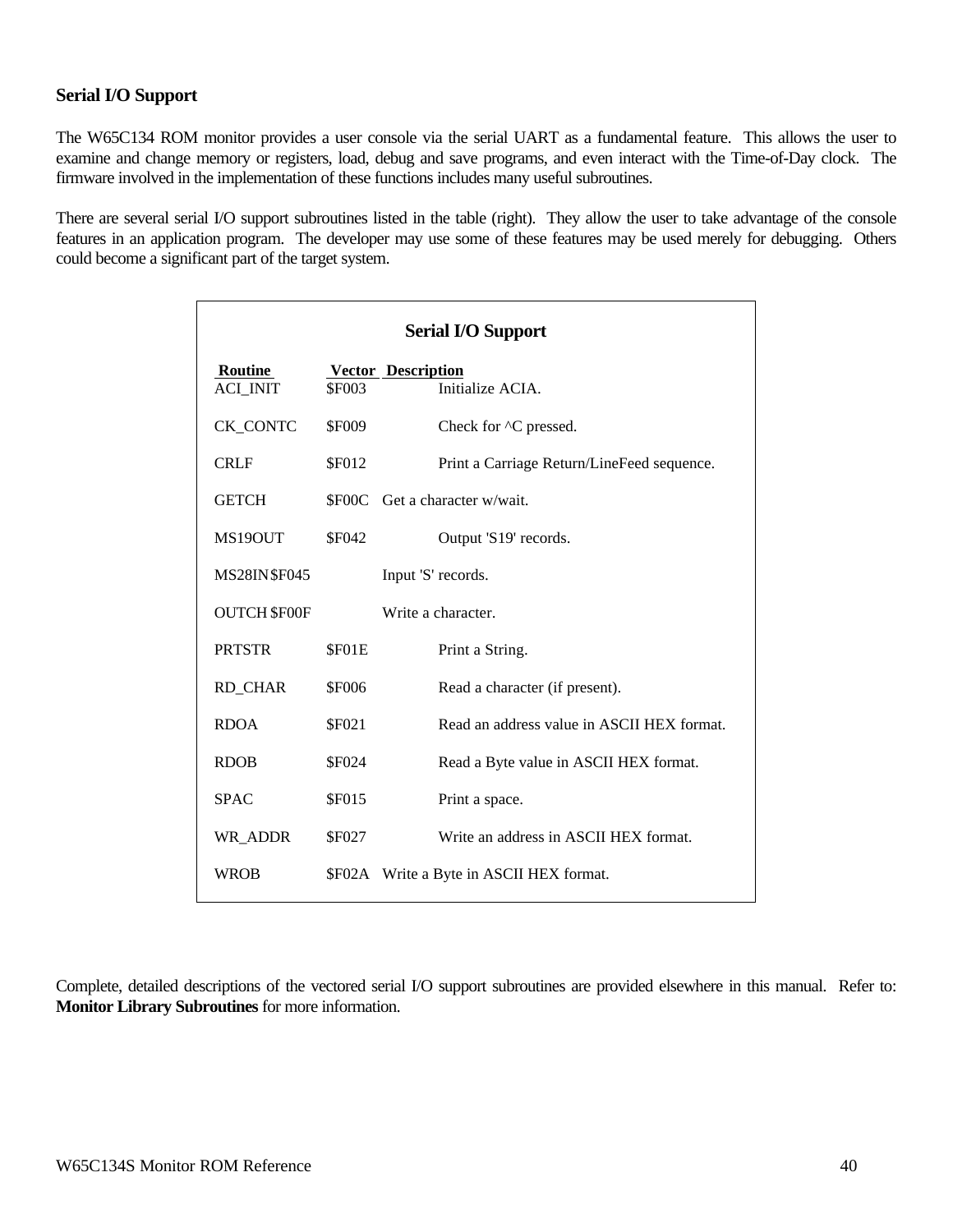## Serial I/O Support

The W65C134 ROM monitor provides a user console via the serial UART as a fundamental feature. This allows the user to examine and change memory or registers, load, debug and save programs, and even interact with the Time-of-Day clock. The firmware involved in the implementation of these functions includes many useful subroutines.

There are several serial I/O support subroutines listed in the table (right). They allow the user to take advantage of the console features in an application program. The developer may use some of these features may be used merely for debugging. Others could become a significant part of the target system.

**Serial I/O Support**

| Routine | Vector | Description |
|---|---|---|
| ACI_INIT | $F003 | Initialize ACIA. |
| CK_CONTC | $F009 | Check for ^C pressed. |
| CRLF | $F012 | Print a Carriage Return/LineFeed sequence. |
| GETCH | $F00C | Get a character w/wait. |
| MS19OUT | $F042 | Output 'S19' records. |
| MS28IN | $F045 | Input 'S' records. |
| OUTCH | $F00F | Write a character. |
| PRTSTR | $F01E | Print a String. |
| RD_CHAR | $F006 | Read a character (if present). |
| RDOA | $F021 | Read an address value in ASCII HEX format. |
| RDOB | $F024 | Read a Byte value in ASCII HEX format. |
| SPAC | $F015 | Print a space. |
| WR_ADDR | $F027 | Write an address in ASCII HEX format. |
| WROB | $F02A | Write a Byte in ASCII HEX format. |

Complete, detailed descriptions of the vectored serial I/O support subroutines are provided elsewhere in this manual. Refer to: **Monitor Library Subroutines** for more information.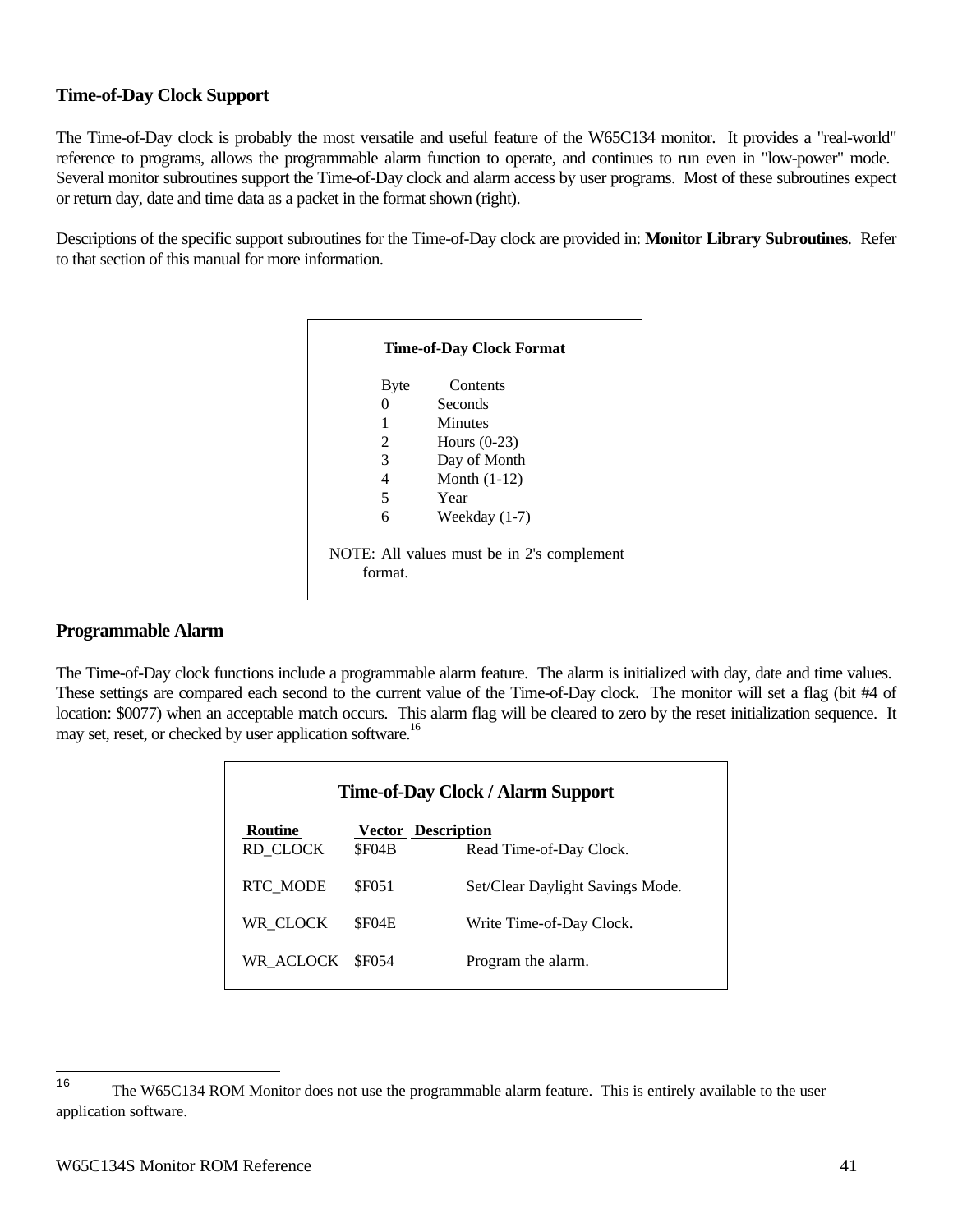## Time-of-Day Clock Support

The Time-of-Day clock is probably the most versatile and useful feature of the W65C134 monitor. It provides a "real-world" reference to programs, allows the programmable alarm function to operate, and continues to run even in "low-power" mode. Several monitor subroutines support the Time-of-Day clock and alarm access by user programs. Most of these subroutines expect or return day, date and time data as a packet in the format shown (right).

Descriptions of the specific support subroutines for the Time-of-Day clock are provided in: **Monitor Library Subroutines**. Refer to that section of this manual for more information.

**Time-of-Day Clock Format**

| Byte | Contents |
|---|---|
| 0 | Seconds |
| 1 | Minutes |
| 2 | Hours (0-23) |
| 3 | Day of Month |
| 4 | Month (1-12) |
| 5 | Year |
| 6 | Weekday (1-7) |

NOTE: All values must be in 2's complement format.

## Programmable Alarm

The Time-of-Day clock functions include a programmable alarm feature. The alarm is initialized with day, date and time values. These settings are compared each second to the current value of the Time-of-Day clock. The monitor will set a flag (bit #4 of location: $0077) when an acceptable match occurs. This alarm flag will be cleared to zero by the reset initialization sequence. It may set, reset, or checked by user application software.[16]

**Time-of-Day Clock / Alarm Support**

| Routine | Vector | Description |
|---|---|---|
| RD_CLOCK | $F04B | Read Time-of-Day Clock. |
| RTC_MODE | $F051 | Set/Clear Daylight Savings Mode. |
| WR_CLOCK | $F04E | Write Time-of-Day Clock. |
| WR_ACLOCK | $F054 | Program the alarm. |

---

[16] The W65C134 ROM Monitor does not use the programmable alarm feature. This is entirely available to the user application software.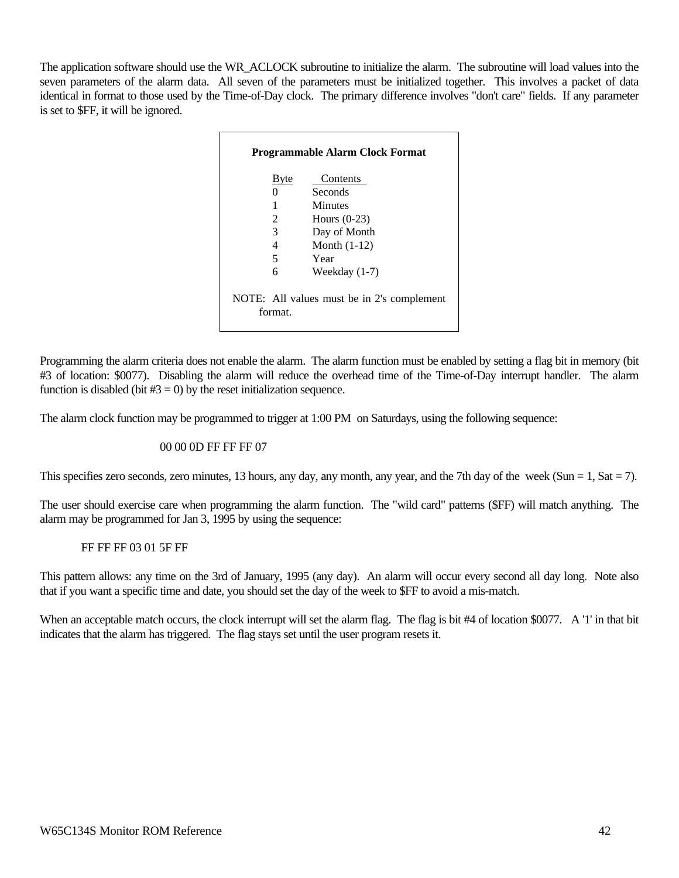The application software should use the WR_ACLOCK subroutine to initialize the alarm. The subroutine will load values into the seven parameters of the alarm data. All seven of the parameters must be initialized together. This involves a packet of data identical in format to those used by the Time-of-Day clock. The primary difference involves "don't care" fields. If any parameter is set to $FF, it will be ignored.

**Programmable Alarm Clock Format**

| Byte | Contents |
|---|---|
| 0 | Seconds |
| 1 | Minutes |
| 2 | Hours (0-23) |
| 3 | Day of Month |
| 4 | Month (1-12) |
| 5 | Year |
| 6 | Weekday (1-7) |

NOTE: All values must be in 2's complement format.

Programming the alarm criteria does not enable the alarm. The alarm function must be enabled by setting a flag bit in memory (bit #3 of location: $0077). Disabling the alarm will reduce the overhead time of the Time-of-Day interrupt handler. The alarm function is disabled (bit #3 = 0) by the reset initialization sequence.

The alarm clock function may be programmed to trigger at 1:00 PM on Saturdays, using the following sequence:

```
00 00 0D FF FF FF 07
```

This specifies zero seconds, zero minutes, 13 hours, any day, any month, any year, and the 7th day of the week (Sun = 1, Sat = 7).

The user should exercise care when programming the alarm function. The "wild card" patterns ($FF) will match anything. The alarm may be programmed for Jan 3, 1995 by using the sequence:

```
FF FF FF 03 01 5F FF
```

This pattern allows: any time on the 3rd of January, 1995 (any day). An alarm will occur every second all day long. Note also that if you want a specific time and date, you should set the day of the week to $FF to avoid a mis-match.

When an acceptable match occurs, the clock interrupt will set the alarm flag. The flag is bit #4 of location $0077. A '1' in that bit indicates that the alarm has triggered. The flag stays set until the user program resets it.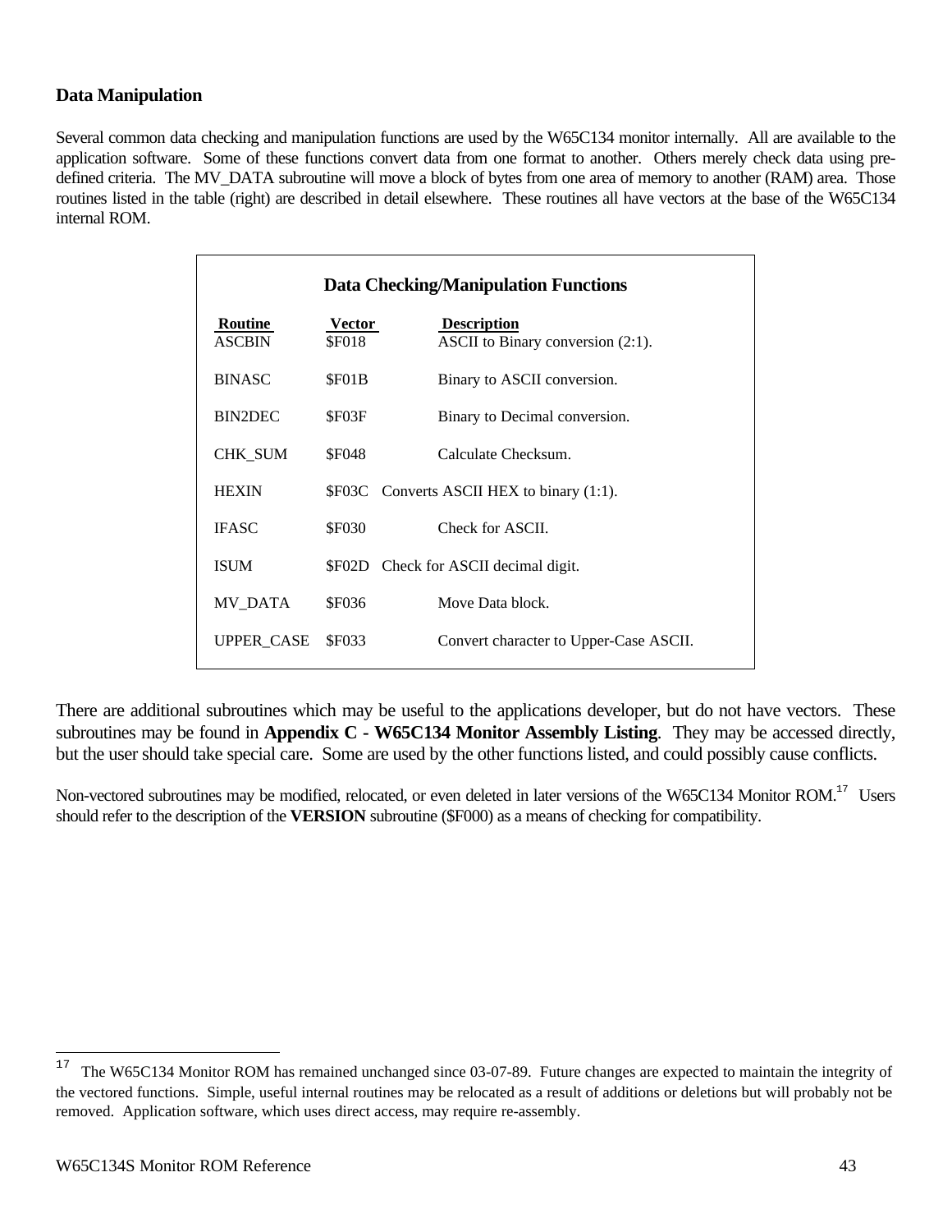## Data Manipulation

Several common data checking and manipulation functions are used by the W65C134 monitor internally. All are available to the application software. Some of these functions convert data from one format to another. Others merely check data using pre-defined criteria. The MV_DATA subroutine will move a block of bytes from one area of memory to another (RAM) area. Those routines listed in the table (right) are described in detail elsewhere. These routines all have vectors at the base of the W65C134 internal ROM.

**Data Checking/Manipulation Functions**

| Routine | Vector | Description |
|---|---|---|
| ASCBIN | $F018 | ASCII to Binary conversion (2:1). |
| BINASC | $F01B | Binary to ASCII conversion. |
| BIN2DEC | $F03F | Binary to Decimal conversion. |
| CHK_SUM | $F048 | Calculate Checksum. |
| HEXIN | $F03C | Converts ASCII HEX to binary (1:1). |
| IFASC | $F030 | Check for ASCII. |
| ISUM | $F02D | Check for ASCII decimal digit. |
| MV_DATA | $F036 | Move Data block. |
| UPPER_CASE | $F033 | Convert character to Upper-Case ASCII. |

There are additional subroutines which may be useful to the applications developer, but do not have vectors. These subroutines may be found in **Appendix C - W65C134 Monitor Assembly Listing**. They may be accessed directly, but the user should take special care. Some are used by the other functions listed, and could possibly cause conflicts.

Non-vectored subroutines may be modified, relocated, or even deleted in later versions of the W65C134 Monitor ROM.[17] Users should refer to the description of the **VERSION** subroutine ($F000) as a means of checking for compatibility.

---

[17] The W65C134 Monitor ROM has remained unchanged since 03-07-89. Future changes are expected to maintain the integrity of the vectored functions. Simple, useful internal routines may be relocated as a result of additions or deletions but will probably not be removed. Application software, which uses direct access, may require re-assembly.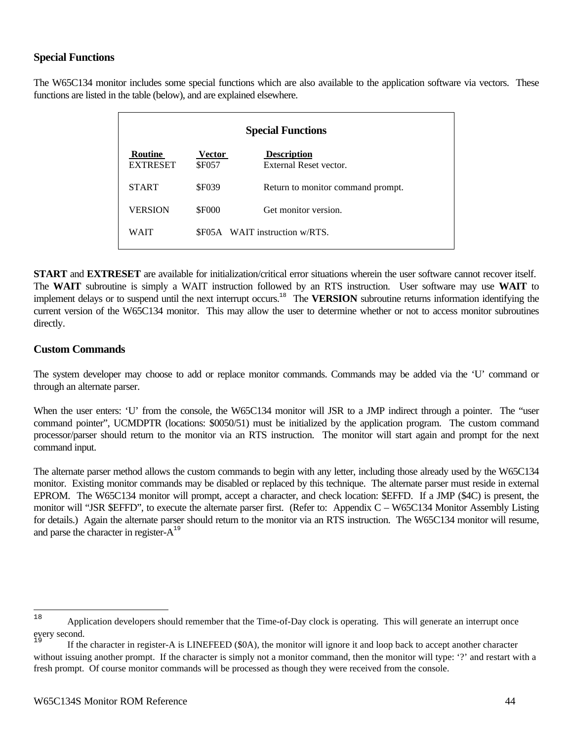## Special Functions

The W65C134 monitor includes some special functions which are also available to the application software via vectors. These functions are listed in the table (below), and are explained elsewhere.

**Special Functions**

| Routine | Vector | Description |
|---|---|---|
| EXTRESET | $F057 | External Reset vector. |
| START | $F039 | Return to monitor command prompt. |
| VERSION | $F000 | Get monitor version. |
| WAIT | $F05A | WAIT instruction w/RTS. |

**START** and **EXTRESET** are available for initialization/critical error situations wherein the user software cannot recover itself. The **WAIT** subroutine is simply a WAIT instruction followed by an RTS instruction. User software may use **WAIT** to implement delays or to suspend until the next interrupt occurs.[18] The **VERSION** subroutine returns information identifying the current version of the W65C134 monitor. This may allow the user to determine whether or not to access monitor subroutines directly.

## Custom Commands

The system developer may choose to add or replace monitor commands. Commands may be added via the 'U' command or through an alternate parser.

When the user enters: 'U' from the console, the W65C134 monitor will JSR to a JMP indirect through a pointer. The "user command pointer", UCMDPTR (locations: $0050/51) must be initialized by the application program. The custom command processor/parser should return to the monitor via an RTS instruction. The monitor will start again and prompt for the next command input.

The alternate parser method allows the custom commands to begin with any letter, including those already used by the W65C134 monitor. Existing monitor commands may be disabled or replaced by this technique. The alternate parser must reside in external EPROM. The W65C134 monitor will prompt, accept a character, and check location: $EFFD. If a JMP ($4C) is present, the monitor will "JSR $EFFD", to execute the alternate parser first. (Refer to: Appendix C – W65C134 Monitor Assembly Listing for details.) Again the alternate parser should return to the monitor via an RTS instruction. The W65C134 monitor will resume, and parse the character in register-A[19]

---

[18] Application developers should remember that the Time-of-Day clock is operating. This will generate an interrupt once every second.

[19] If the character in register-A is LINEFEED ($0A), the monitor will ignore it and loop back to accept another character without issuing another prompt. If the character is simply not a monitor command, then the monitor will type: '?' and restart with a fresh prompt. Of course monitor commands will be processed as though they were received from the console.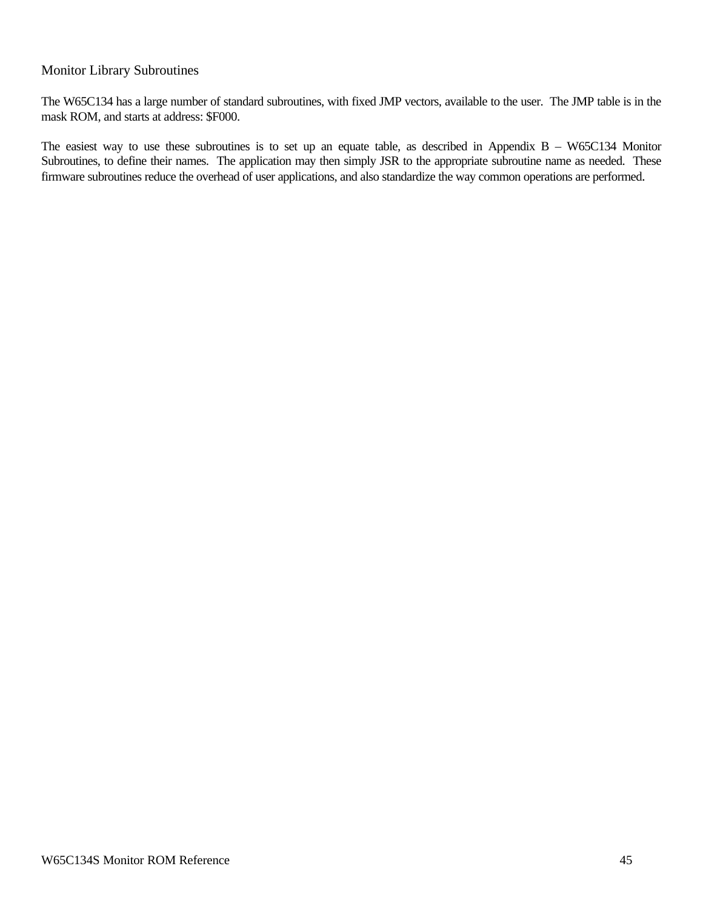## Monitor Library Subroutines

The W65C134 has a large number of standard subroutines, with fixed JMP vectors, available to the user. The JMP table is in the mask ROM, and starts at address: $F000.

The easiest way to use these subroutines is to set up an equate table, as described in Appendix B – W65C134 Monitor Subroutines, to define their names. The application may then simply JSR to the appropriate subroutine name as needed. These firmware subroutines reduce the overhead of user applications, and also standardize the way common operations are performed.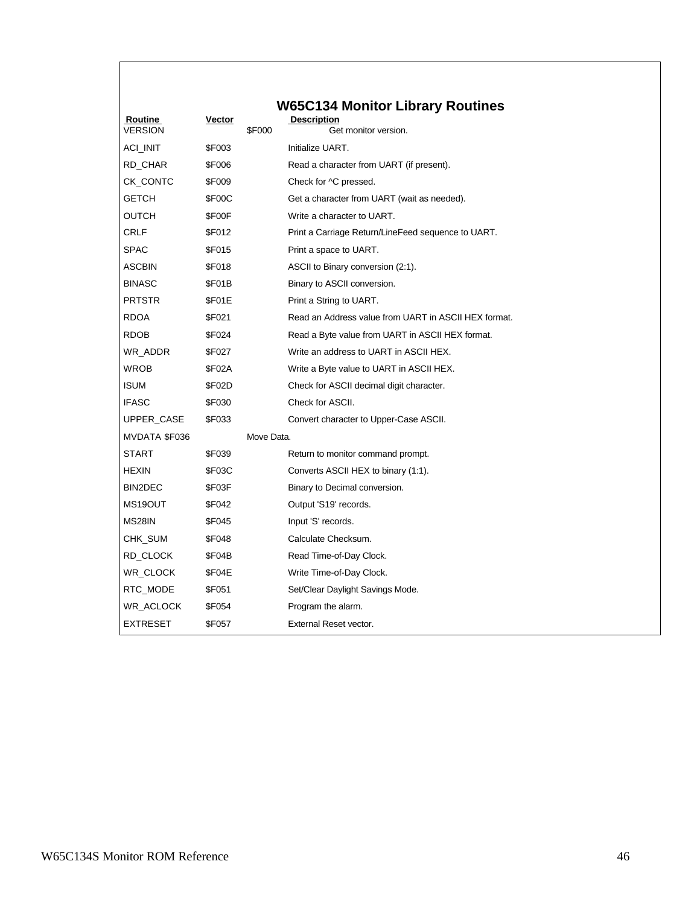## W65C134 Monitor Library Routines

| Routine | Vector | Description |
|---|---|---|
| VERSION | $F000 | Get monitor version. |
| ACI_INIT | $F003 | Initialize UART. |
| RD_CHAR | $F006 | Read a character from UART (if present). |
| CK_CONTC | $F009 | Check for ^C pressed. |
| GETCH | $F00C | Get a character from UART (wait as needed). |
| OUTCH | $F00F | Write a character to UART. |
| CRLF | $F012 | Print a Carriage Return/LineFeed sequence to UART. |
| SPAC | $F015 | Print a space to UART. |
| ASCBIN | $F018 | ASCII to Binary conversion (2:1). |
| BINASC | $F01B | Binary to ASCII conversion. |
| PRTSTR | $F01E | Print a String to UART. |
| RDOA | $F021 | Read an Address value from UART in ASCII HEX format. |
| RDOB | $F024 | Read a Byte value from UART in ASCII HEX format. |
| WR_ADDR | $F027 | Write an address to UART in ASCII HEX. |
| WROB | $F02A | Write a Byte value to UART in ASCII HEX. |
| ISUM | $F02D | Check for ASCII decimal digit character. |
| IFASC | $F030 | Check for ASCII. |
| UPPER_CASE | $F033 | Convert character to Upper-Case ASCII. |
| MVDATA | $F036 | Move Data. |
| START | $F039 | Return to monitor command prompt. |
| HEXIN | $F03C | Converts ASCII HEX to binary (1:1). |
| BIN2DEC | $F03F | Binary to Decimal conversion. |
| MS19OUT | $F042 | Output 'S19' records. |
| MS28IN | $F045 | Input 'S' records. |
| CHK_SUM | $F048 | Calculate Checksum. |
| RD_CLOCK | $F04B | Read Time-of-Day Clock. |
| WR_CLOCK | $F04E | Write Time-of-Day Clock. |
| RTC_MODE | $F051 | Set/Clear Daylight Savings Mode. |
| WR_ACLOCK | $F054 | Program the alarm. |
| EXTRESET | $F057 | External Reset vector. |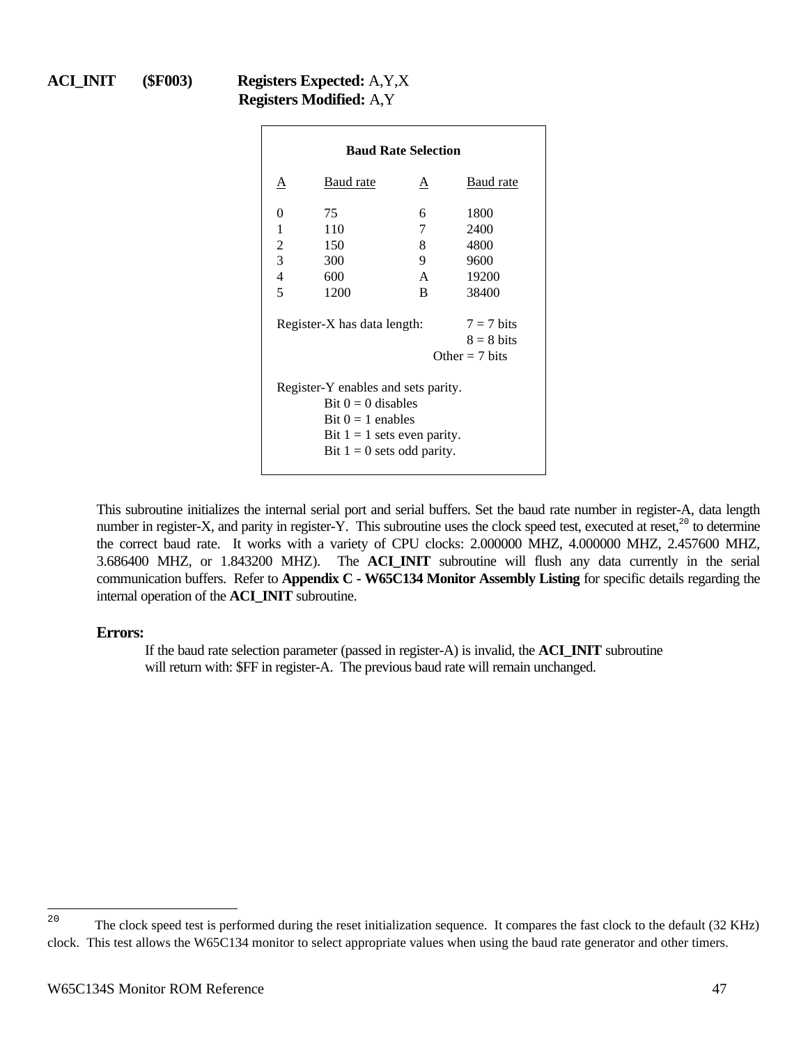**ACI_INIT ($F003)** **Registers Expected:** A,Y,X
**Registers Modified:** A,Y

**Baud Rate Selection**

| A | Baud rate | A | Baud rate |
|---|---|---|---|
| 0 | 75 | 6 | 1800 |
| 1 | 110 | 7 | 2400 |
| 2 | 150 | 8 | 4800 |
| 3 | 300 | 9 | 9600 |
| 4 | 600 | A | 19200 |
| 5 | 1200 | B | 38400 |

Register-X has data length:
- 7 = 7 bits
- 8 = 8 bits
- Other = 7 bits

Register-Y enables and sets parity.
- Bit 0 = 0 disables
- Bit 0 = 1 enables
- Bit 1 = 1 sets even parity.
- Bit 1 = 0 sets odd parity.

This subroutine initializes the internal serial port and serial buffers. Set the baud rate number in register-A, data length number in register-X, and parity in register-Y. This subroutine uses the clock speed test, executed at reset,[20] to determine the correct baud rate. It works with a variety of CPU clocks: 2.000000 MHZ, 4.000000 MHZ, 2.457600 MHZ, 3.686400 MHZ, or 1.843200 MHZ). The **ACI_INIT** subroutine will flush any data currently in the serial communication buffers. Refer to **Appendix C - W65C134 Monitor Assembly Listing** for specific details regarding the internal operation of the **ACI_INIT** subroutine.

**Errors:**

If the baud rate selection parameter (passed in register-A) is invalid, the **ACI_INIT** subroutine will return with: $FF in register-A. The previous baud rate will remain unchanged.

[20] The clock speed test is performed during the reset initialization sequence. It compares the fast clock to the default (32 KHz) clock. This test allows the W65C134 monitor to select appropriate values when using the baud rate generator and other timers.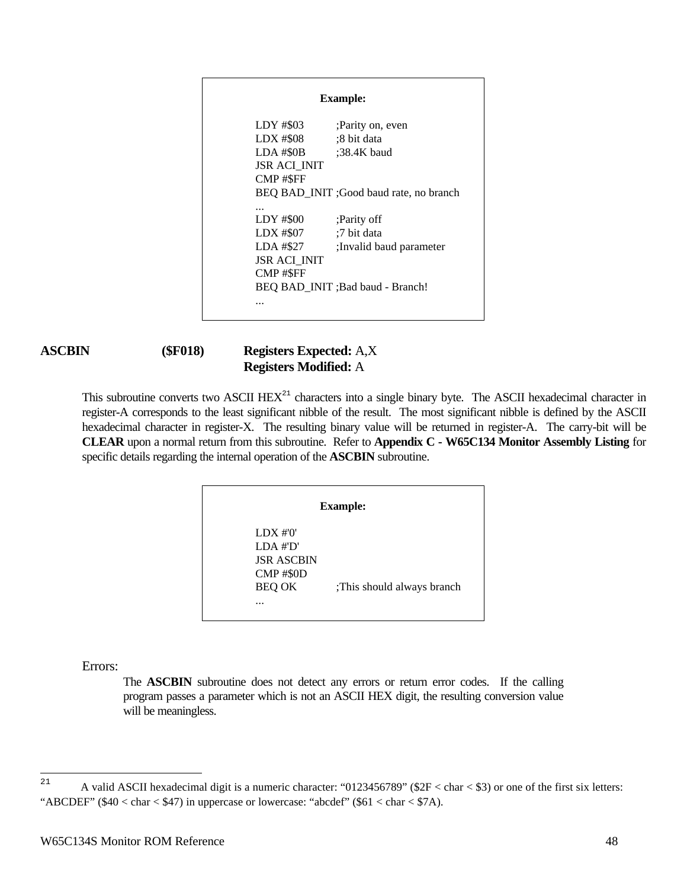**Example:**

```
LDY #$03        ;Parity on, even
LDX #$08        ;8 bit data
LDA #$0B        ;38.4K baud
JSR ACI_INIT
CMP #$FF
BEQ BAD_INIT ;Good baud rate, no branch
...
LDY #$00        ;Parity off
LDX #$07        ;7 bit data
LDA #$27        ;Invalid baud parameter
JSR ACI_INIT
CMP #$FF
BEQ BAD_INIT ;Bad baud - Branch!
...
```

**ASCBIN** **($F018)** **Registers Expected:** A,X
**Registers Modified:** A

This subroutine converts two ASCII HEX[21] characters into a single binary byte. The ASCII hexadecimal character in register-A corresponds to the least significant nibble of the result. The most significant nibble is defined by the ASCII hexadecimal character in register-X. The resulting binary value will be returned in register-A. The carry-bit will be **CLEAR** upon a normal return from this subroutine. Refer to **Appendix C - W65C134 Monitor Assembly Listing** for specific details regarding the internal operation of the **ASCBIN** subroutine.

**Example:**

```
LDX #'0'
LDA #'D'
JSR ASCBIN
CMP #$0D
BEQ OK          ;This should always branch
...
```

Errors:

The **ASCBIN** subroutine does not detect any errors or return error codes. If the calling program passes a parameter which is not an ASCII HEX digit, the resulting conversion value will be meaningless.

---

[21] A valid ASCII hexadecimal digit is a numeric character: “0123456789” ($2F < char < $3) or one of the first six letters: “ABCDEF” ($40 < char < $47) in uppercase or lowercase: “abcdef” ($61 < char < $7A).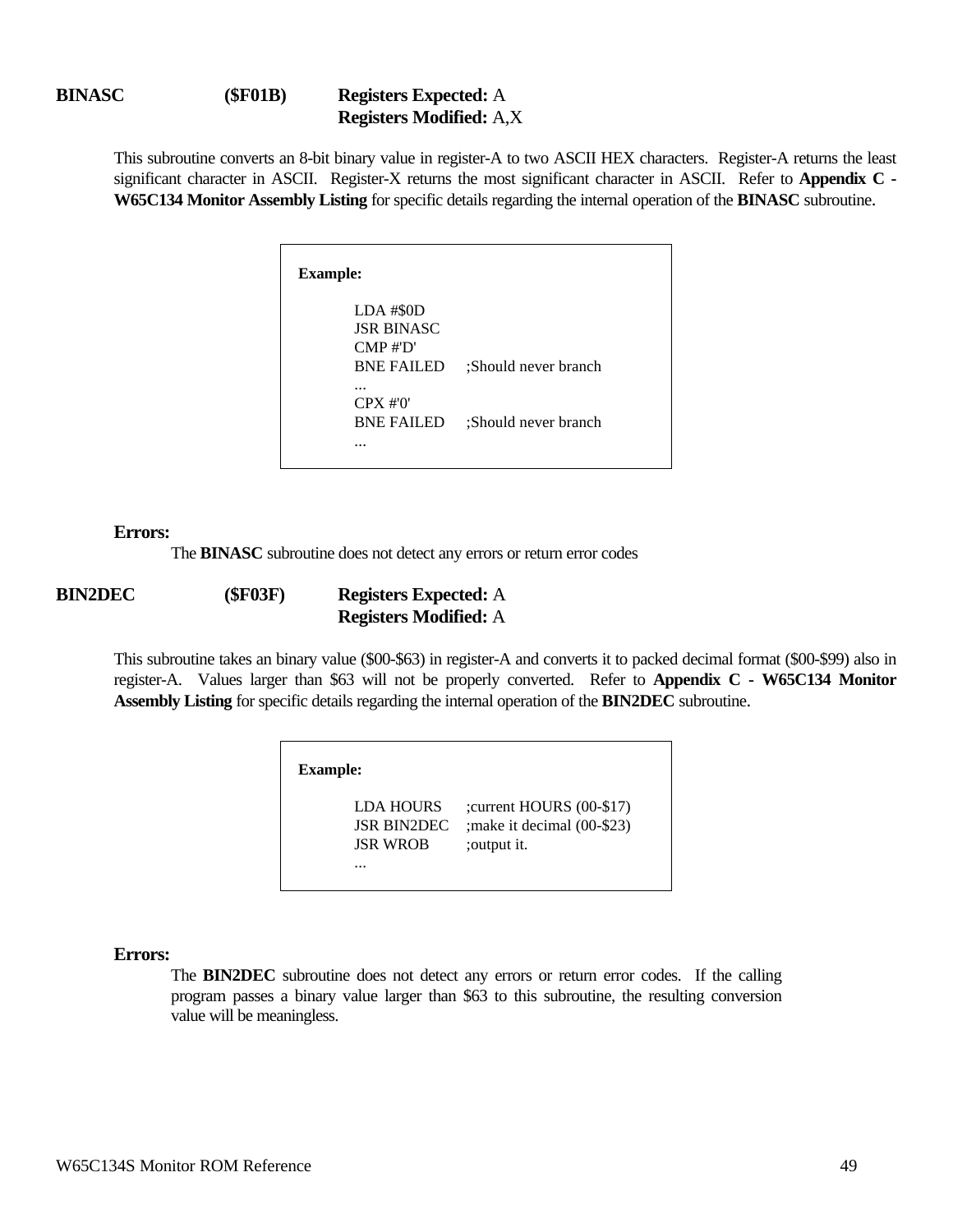**BINASC** **($F01B)** **Registers Expected:** A
**Registers Modified:** A,X

This subroutine converts an 8-bit binary value in register-A to two ASCII HEX characters. Register-A returns the least significant character in ASCII. Register-X returns the most significant character in ASCII. Refer to **Appendix C - W65C134 Monitor Assembly Listing** for specific details regarding the internal operation of the **BINASC** subroutine.

**Example:**

```
LDA #$0D
JSR BINASC
CMP #'D'
BNE FAILED     ;Should never branch
...
CPX #'0'
BNE FAILED     ;Should never branch
...
```

**Errors:**

The **BINASC** subroutine does not detect any errors or return error codes

**BIN2DEC** **($F03F)** **Registers Expected:** A
**Registers Modified:** A

This subroutine takes an binary value ($00-$63) in register-A and converts it to packed decimal format ($00-$99) also in register-A. Values larger than $63 will not be properly converted. Refer to **Appendix C - W65C134 Monitor Assembly Listing** for specific details regarding the internal operation of the **BIN2DEC** subroutine.

**Example:**

```
LDA HOURS      ;current HOURS (00-$17)
JSR BIN2DEC    ;make it decimal (00-$23)
JSR WROB       ;output it.
...
```

**Errors:**

The **BIN2DEC** subroutine does not detect any errors or return error codes. If the calling program passes a binary value larger than $63 to this subroutine, the resulting conversion value will be meaningless.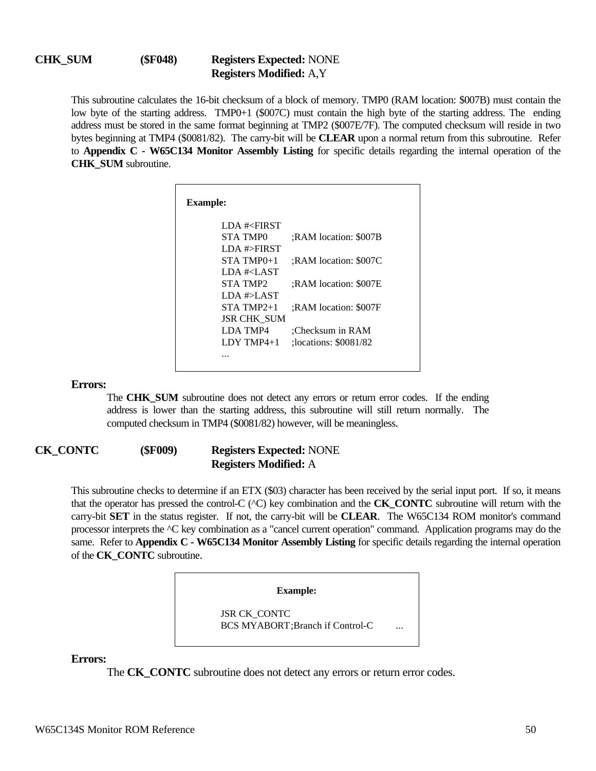**CHK_SUM** **($F048)** **Registers Expected:** NONE
**Registers Modified:** A,Y

This subroutine calculates the 16-bit checksum of a block of memory. TMP0 (RAM location: $007B) must contain the low byte of the starting address. TMP0+1 ($007C) must contain the high byte of the starting address. The ending address must be stored in the same format beginning at TMP2 ($007E/7F). The computed checksum will reside in two bytes beginning at TMP4 ($0081/82). The carry-bit will be **CLEAR** upon a normal return from this subroutine. Refer to **Appendix C - W65C134 Monitor Assembly Listing** for specific details regarding the internal operation of the **CHK_SUM** subroutine.

**Example:**

```
LDA #<FIRST
STA TMP0        ;RAM location: $007B
LDA #>FIRST
STA TMP0+1      ;RAM location: $007C
LDA #<LAST
STA TMP2        ;RAM location: $007E
LDA #>LAST
STA TMP2+1      ;RAM location: $007F
JSR CHK_SUM
LDA TMP4        ;Checksum in RAM
LDY TMP4+1      ;locations: $0081/82
...
```

**Errors:**

The **CHK_SUM** subroutine does not detect any errors or return error codes. If the ending address is lower than the starting address, this subroutine will still return normally. The computed checksum in TMP4 ($0081/82) however, will be meaningless.

**CK_CONTC** **($F009)** **Registers Expected:** NONE
**Registers Modified:** A

This subroutine checks to determine if an ETX ($03) character has been received by the serial input port. If so, it means that the operator has pressed the control-C (^C) key combination and the **CK_CONTC** subroutine will return with the carry-bit **SET** in the status register. If not, the carry-bit will be **CLEAR**. The W65C134 ROM monitor's command processor interprets the ^C key combination as a "cancel current operation" command. Application programs may do the same. Refer to **Appendix C - W65C134 Monitor Assembly Listing** for specific details regarding the internal operation of the **CK_CONTC** subroutine.

**Example:**

```
JSR CK_CONTC
BCS MYABORT;Branch if Control-C     ...
```

**Errors:**

The **CK_CONTC** subroutine does not detect any errors or return error codes.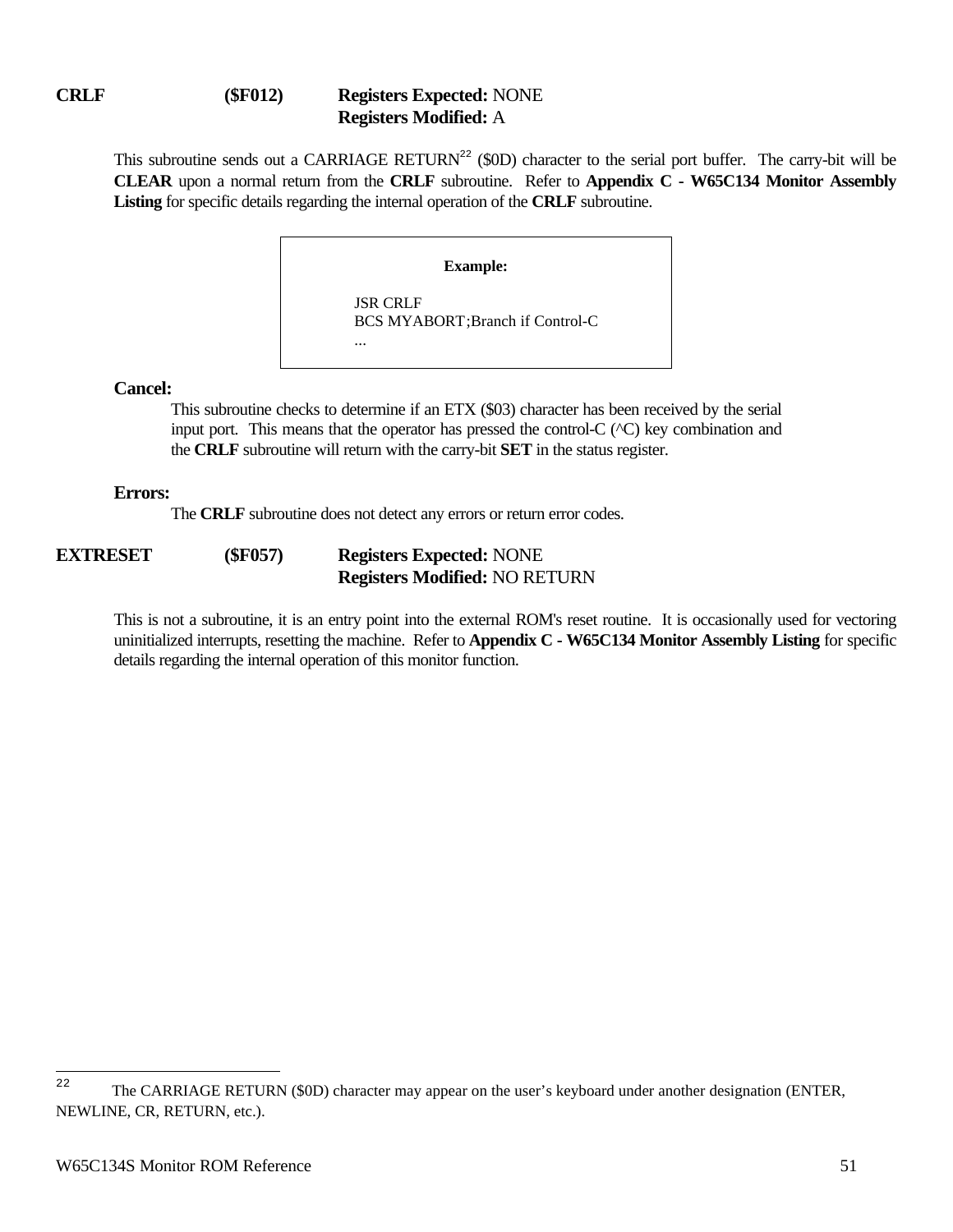**CRLF** **($F012)** **Registers Expected:** NONE
**Registers Modified:** A

This subroutine sends out a CARRIAGE RETURN[22] ($0D) character to the serial port buffer. The carry-bit will be **CLEAR** upon a normal return from the **CRLF** subroutine. Refer to **Appendix C - W65C134 Monitor Assembly Listing** for specific details regarding the internal operation of the **CRLF** subroutine.

**Example:**

```
JSR CRLF
BCS MYABORT;Branch if Control-C
...
```

**Cancel:**

This subroutine checks to determine if an ETX ($03) character has been received by the serial input port. This means that the operator has pressed the control-C (^C) key combination and the **CRLF** subroutine will return with the carry-bit **SET** in the status register.

**Errors:**

The **CRLF** subroutine does not detect any errors or return error codes.

**EXTRESET** **($F057)** **Registers Expected:** NONE
**Registers Modified:** NO RETURN

This is not a subroutine, it is an entry point into the external ROM's reset routine. It is occasionally used for vectoring uninitialized interrupts, resetting the machine. Refer to **Appendix C - W65C134 Monitor Assembly Listing** for specific details regarding the internal operation of this monitor function.

---

[22] The CARRIAGE RETURN ($0D) character may appear on the user's keyboard under another designation (ENTER, NEWLINE, CR, RETURN, etc.).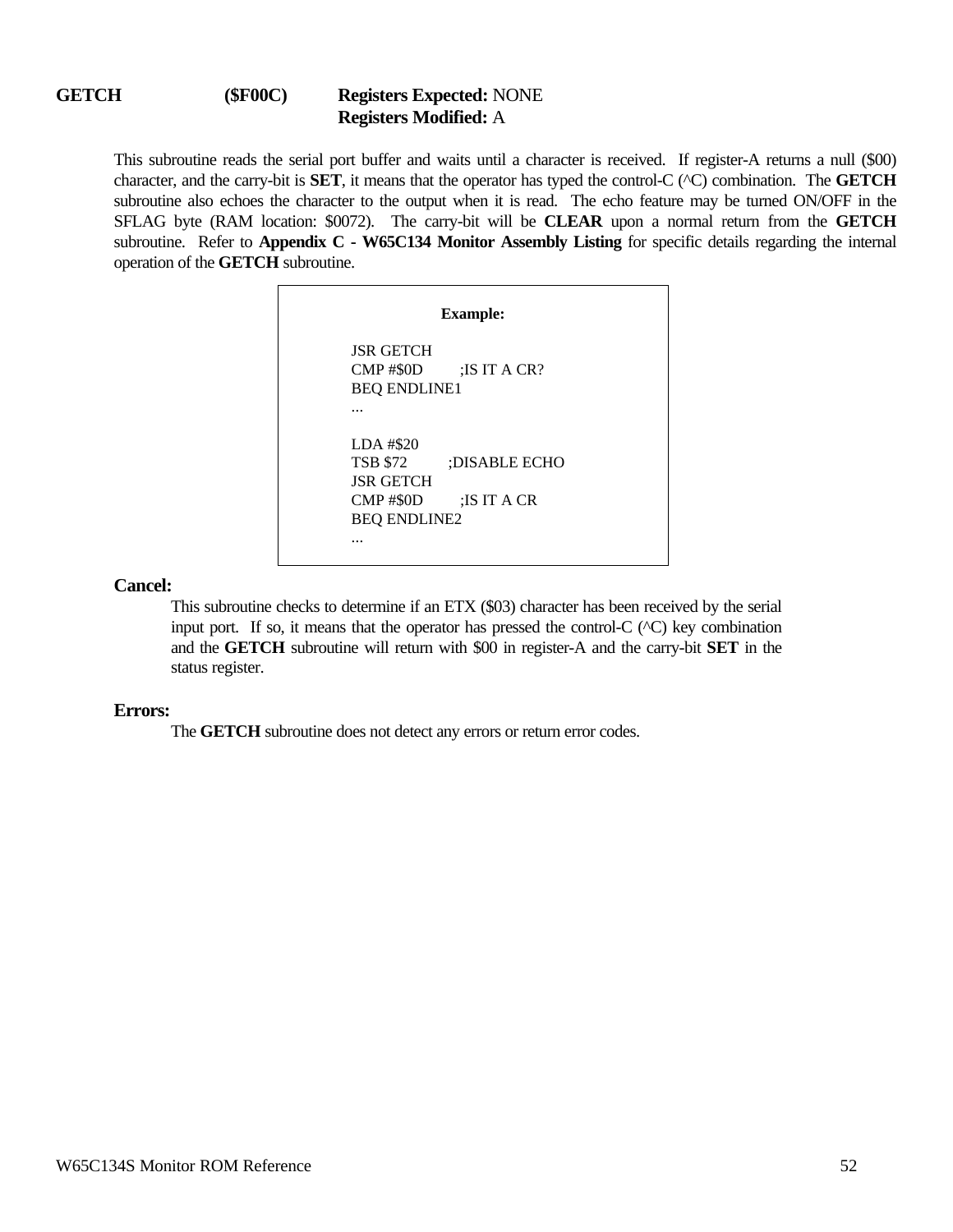## GETCH ($F00C)

**Registers Expected:** NONE
**Registers Modified:** A

This subroutine reads the serial port buffer and waits until a character is received. If register-A returns a null ($00) character, and the carry-bit is **SET**, it means that the operator has typed the control-C (^C) combination. The **GETCH** subroutine also echoes the character to the output when it is read. The echo feature may be turned ON/OFF in the SFLAG byte (RAM location: $0072). The carry-bit will be **CLEAR** upon a normal return from the **GETCH** subroutine. Refer to **Appendix C - W65C134 Monitor Assembly Listing** for specific details regarding the internal operation of the **GETCH** subroutine.

**Example:**

```
JSR GETCH
CMP #$0D        ;IS IT A CR?
BEQ ENDLINE1
...

LDA #$20
TSB $72         ;DISABLE ECHO
JSR GETCH
CMP #$0D        ;IS IT A CR
BEQ ENDLINE2
...
```

### Cancel:

This subroutine checks to determine if an ETX ($03) character has been received by the serial input port. If so, it means that the operator has pressed the control-C (^C) key combination and the **GETCH** subroutine will return with $00 in register-A and the carry-bit **SET** in the status register.

### Errors:

The **GETCH** subroutine does not detect any errors or return error codes.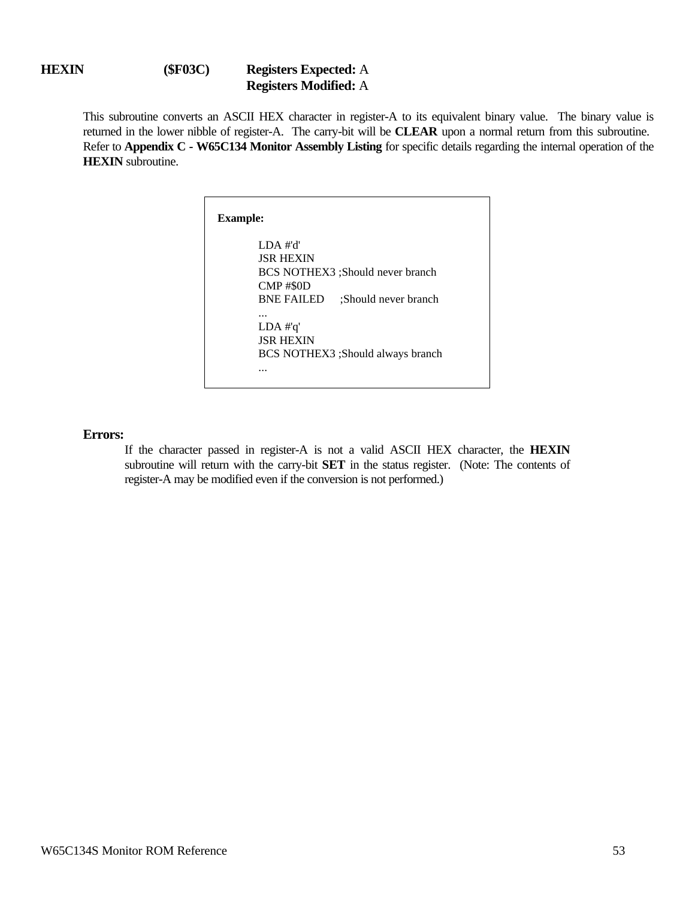## HEXIN ($F03C) **Registers Expected:** A **Registers Modified:** A

This subroutine converts an ASCII HEX character in register-A to its equivalent binary value. The binary value is returned in the lower nibble of register-A. The carry-bit will be **CLEAR** upon a normal return from this subroutine. Refer to **Appendix C - W65C134 Monitor Assembly Listing** for specific details regarding the internal operation of the **HEXIN** subroutine.

**Example:**

```
LDA #'d'
JSR HEXIN
BCS NOTHEX3 ;Should never branch
CMP #$0D
BNE FAILED     ;Should never branch
...
LDA #'q'
JSR HEXIN
BCS NOTHEX3 ;Should always branch
...
```

**Errors:**

If the character passed in register-A is not a valid ASCII HEX character, the **HEXIN** subroutine will return with the carry-bit **SET** in the status register. (Note: The contents of register-A may be modified even if the conversion is not performed.)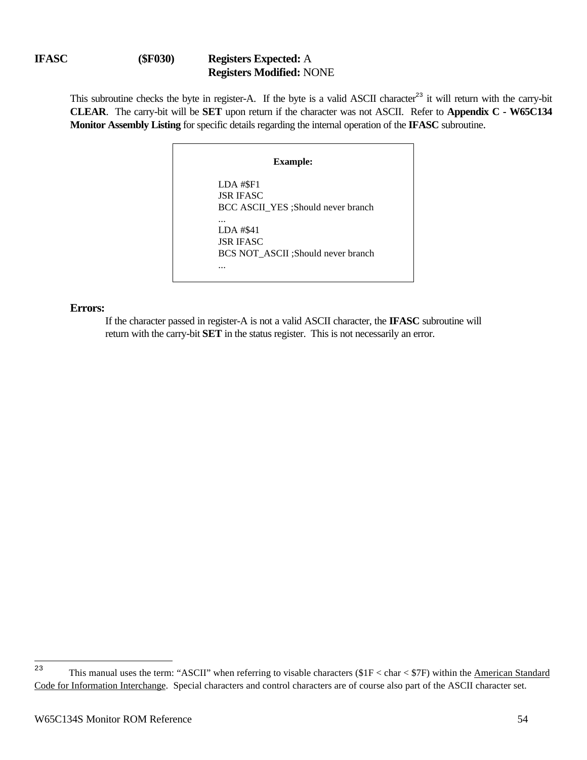**IFASC** **($F030)** **Registers Expected:** A
**Registers Modified:** NONE

This subroutine checks the byte in register-A. If the byte is a valid ASCII character[23] it will return with the carry-bit **CLEAR**. The carry-bit will be **SET** upon return if the character was not ASCII. Refer to **Appendix C - W65C134 Monitor Assembly Listing** for specific details regarding the internal operation of the **IFASC** subroutine.

**Example:**

```
LDA #$F1
JSR IFASC
BCC ASCII_YES ;Should never branch
...
LDA #$41
JSR IFASC
BCS NOT_ASCII ;Should never branch
...
```

**Errors:**

If the character passed in register-A is not a valid ASCII character, the **IFASC** subroutine will return with the carry-bit **SET** in the status register. This is not necessarily an error.

---

[23] This manual uses the term: "ASCII" when referring to visable characters ($1F < char < $7F) within the American Standard Code for Information Interchange. Special characters and control characters are of course also part of the ASCII character set.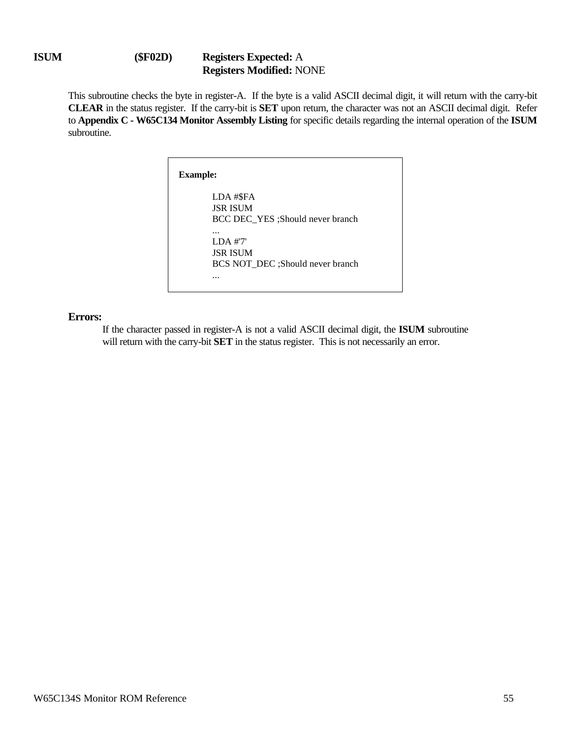## ISUM ($F02D)

**Registers Expected:** A
**Registers Modified:** NONE

This subroutine checks the byte in register-A. If the byte is a valid ASCII decimal digit, it will return with the carry-bit **CLEAR** in the status register. If the carry-bit is **SET** upon return, the character was not an ASCII decimal digit. Refer to **Appendix C - W65C134 Monitor Assembly Listing** for specific details regarding the internal operation of the **ISUM** subroutine.

**Example:**

```
LDA #$FA
JSR ISUM
BCC DEC_YES ;Should never branch
...
LDA #'7'
JSR ISUM
BCS NOT_DEC ;Should never branch
...
```

**Errors:**

If the character passed in register-A is not a valid ASCII decimal digit, the **ISUM** subroutine will return with the carry-bit **SET** in the status register. This is not necessarily an error.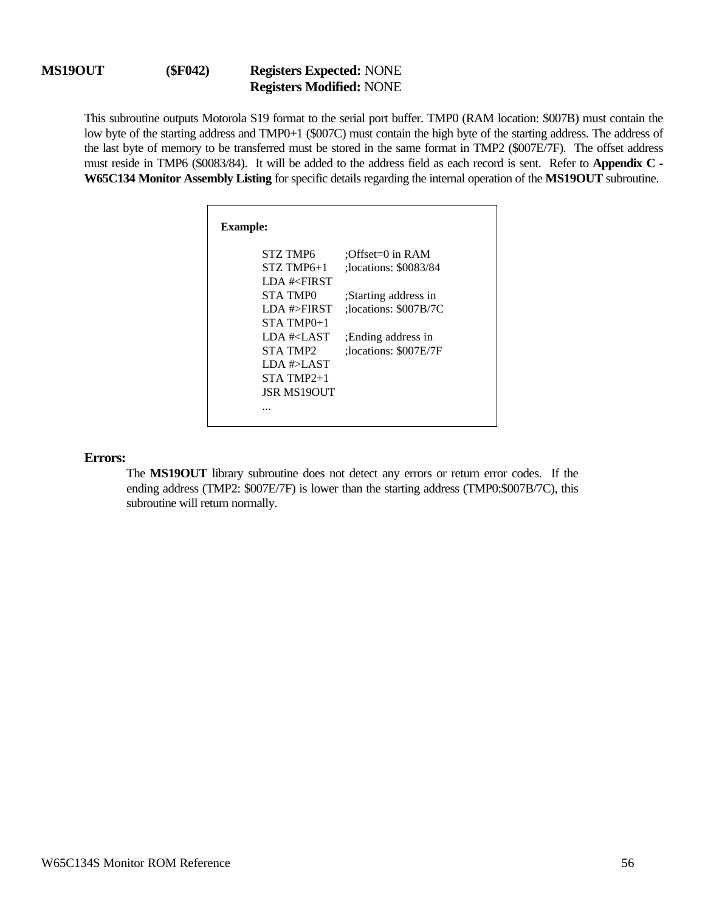**MS19OUT** **($F042)** **Registers Expected:** NONE
**Registers Modified:** NONE

This subroutine outputs Motorola S19 format to the serial port buffer. TMP0 (RAM location: $007B) must contain the low byte of the starting address and TMP0+1 ($007C) must contain the high byte of the starting address. The address of the last byte of memory to be transferred must be stored in the same format in TMP2 ($007E/7F). The offset address must reside in TMP6 ($0083/84). It will be added to the address field as each record is sent. Refer to **Appendix C - W65C134 Monitor Assembly Listing** for specific details regarding the internal operation of the **MS19OUT** subroutine.

**Example:**

```
STZ TMP6        ;Offset=0 in RAM
STZ TMP6+1      ;locations: $0083/84
LDA #<FIRST
STA TMP0        ;Starting address in
LDA #>FIRST     ;locations: $007B/7C
STA TMP0+1
LDA #<LAST      ;Ending address in
STA TMP2        ;locations: $007E/7F
LDA #>LAST
STA TMP2+1
JSR MS19OUT
...
```

**Errors:**

The **MS19OUT** library subroutine does not detect any errors or return error codes. If the ending address (TMP2: $007E/7F) is lower than the starting address (TMP0:$007B/7C), this subroutine will return normally.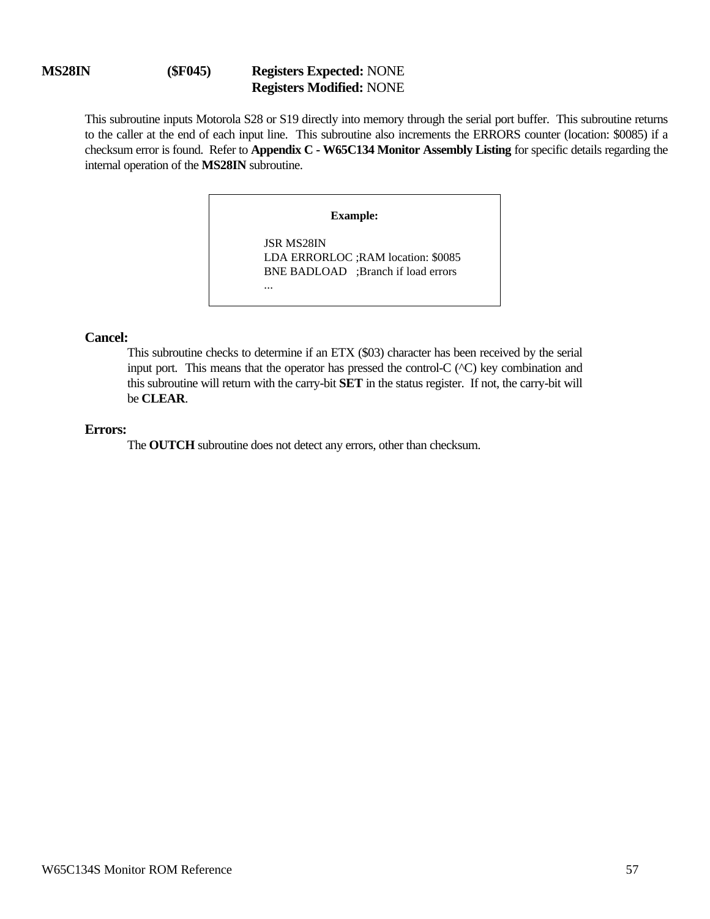**MS28IN** **($F045)** **Registers Expected:** NONE
**Registers Modified:** NONE

This subroutine inputs Motorola S28 or S19 directly into memory through the serial port buffer. This subroutine returns to the caller at the end of each input line. This subroutine also increments the ERRORS counter (location: $0085) if a checksum error is found. Refer to **Appendix C - W65C134 Monitor Assembly Listing** for specific details regarding the internal operation of the **MS28IN** subroutine.

**Example:**

```
JSR MS28IN
LDA ERRORLOC ;RAM location: $0085
BNE BADLOAD   ;Branch if load errors
...
```

**Cancel:**

This subroutine checks to determine if an ETX ($03) character has been received by the serial input port. This means that the operator has pressed the control-C (^C) key combination and this subroutine will return with the carry-bit **SET** in the status register. If not, the carry-bit will be **CLEAR**.

**Errors:**

The **OUTCH** subroutine does not detect any errors, other than checksum.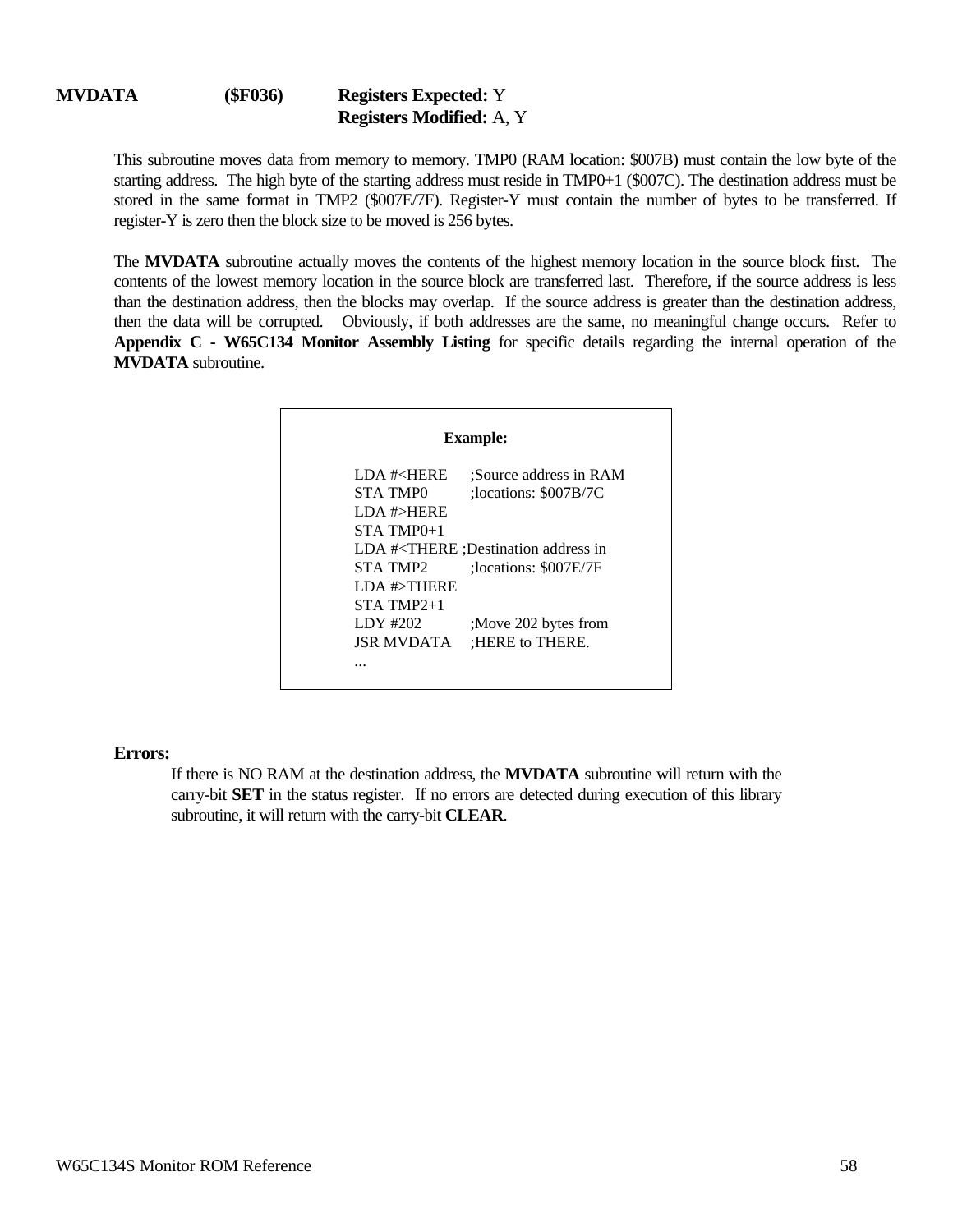**MVDATA** **($F036)** **Registers Expected:** Y
**Registers Modified:** A, Y

This subroutine moves data from memory to memory. TMP0 (RAM location: $007B) must contain the low byte of the starting address. The high byte of the starting address must reside in TMP0+1 ($007C). The destination address must be stored in the same format in TMP2 ($007E/7F). Register-Y must contain the number of bytes to be transferred. If register-Y is zero then the block size to be moved is 256 bytes.

The **MVDATA** subroutine actually moves the contents of the highest memory location in the source block first. The contents of the lowest memory location in the source block are transferred last. Therefore, if the source address is less than the destination address, then the blocks may overlap. If the source address is greater than the destination address, then the data will be corrupted. Obviously, if both addresses are the same, no meaningful change occurs. Refer to **Appendix C - W65C134 Monitor Assembly Listing** for specific details regarding the internal operation of the **MVDATA** subroutine.

**Example:**

```
LDA #<HERE      ;Source address in RAM
STA TMP0        ;locations: $007B/7C
LDA #>HERE
STA TMP0+1
LDA #<THERE ;Destination address in
STA TMP2        ;locations: $007E/7F
LDA #>THERE
STA TMP2+1
LDY #202        ;Move 202 bytes from
JSR MVDATA      ;HERE to THERE.
...
```

**Errors:**

If there is NO RAM at the destination address, the **MVDATA** subroutine will return with the carry-bit **SET** in the status register. If no errors are detected during execution of this library subroutine, it will return with the carry-bit **CLEAR**.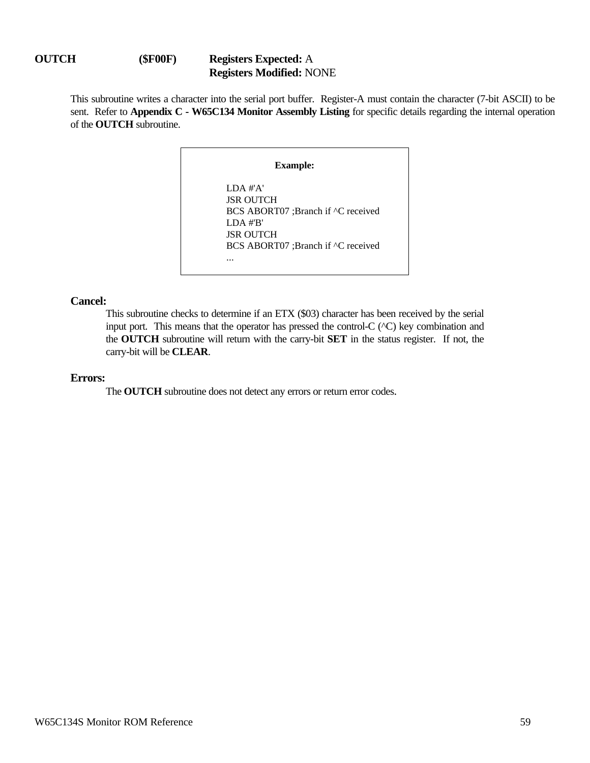## OUTCH ($F00F)

**Registers Expected:** A
**Registers Modified:** NONE

This subroutine writes a character into the serial port buffer. Register-A must contain the character (7-bit ASCII) to be sent. Refer to **Appendix C - W65C134 Monitor Assembly Listing** for specific details regarding the internal operation of the **OUTCH** subroutine.

**Example:**

```
LDA #'A'
JSR OUTCH
BCS ABORT07 ;Branch if ^C received
LDA #'B'
JSR OUTCH
BCS ABORT07 ;Branch if ^C received
...
```

### Cancel:

This subroutine checks to determine if an ETX ($03) character has been received by the serial input port. This means that the operator has pressed the control-C (^C) key combination and the **OUTCH** subroutine will return with the carry-bit **SET** in the status register. If not, the carry-bit will be **CLEAR**.

### Errors:

The **OUTCH** subroutine does not detect any errors or return error codes.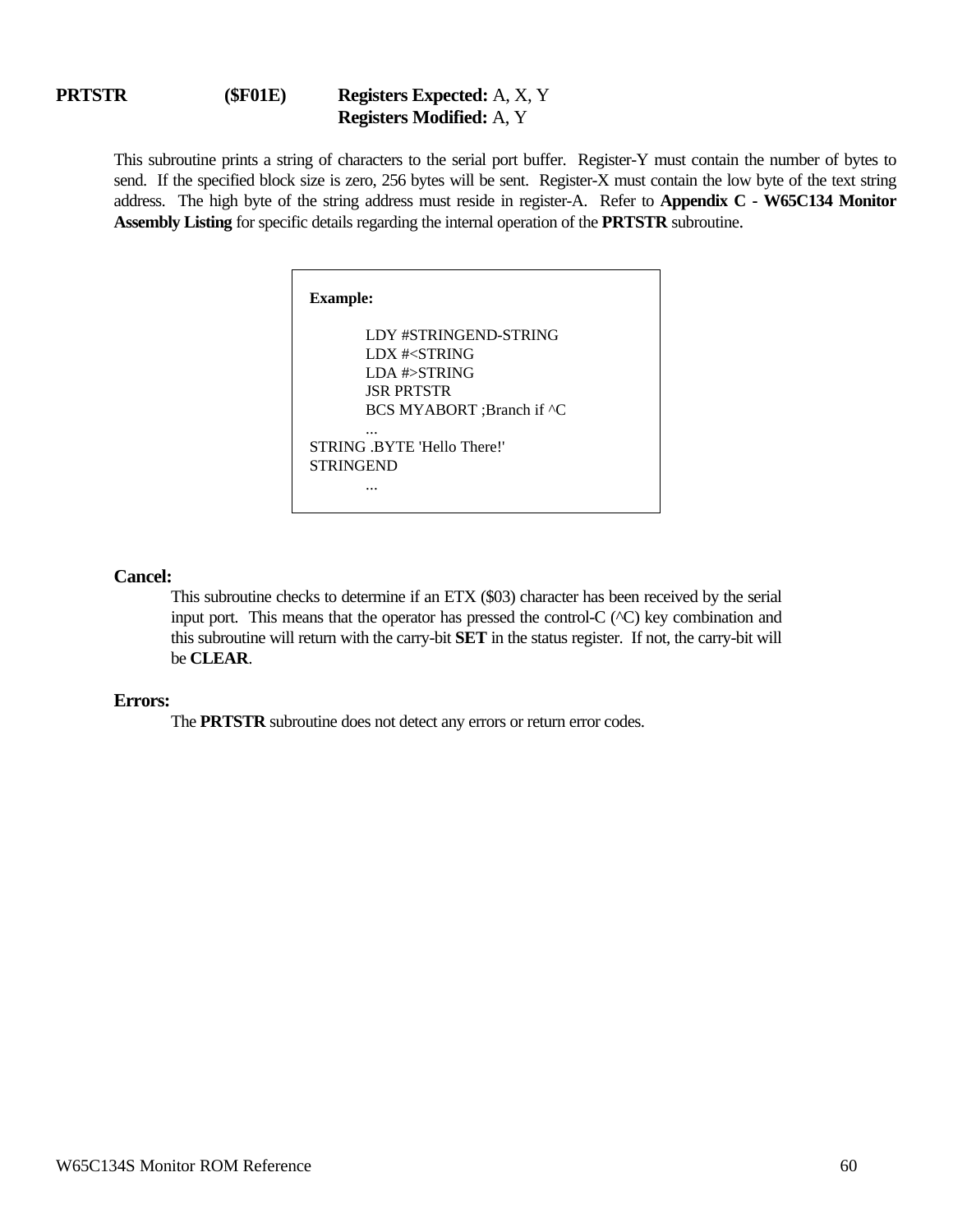**PRTSTR** **($F01E)** **Registers Expected:** A, X, Y
**Registers Modified:** A, Y

This subroutine prints a string of characters to the serial port buffer. Register-Y must contain the number of bytes to send. If the specified block size is zero, 256 bytes will be sent. Register-X must contain the low byte of the text string address. The high byte of the string address must reside in register-A. Refer to **Appendix C - W65C134 Monitor Assembly Listing** for specific details regarding the internal operation of the **PRTSTR** subroutine.

**Example:**

```
        LDY #STRINGEND-STRING
        LDX #<STRING
        LDA #>STRING
        JSR PRTSTR
        BCS MYABORT ;Branch if ^C
        ...
STRING .BYTE 'Hello There!'
STRINGEND
        ...
```

**Cancel:**

This subroutine checks to determine if an ETX ($03) character has been received by the serial input port. This means that the operator has pressed the control-C (^C) key combination and this subroutine will return with the carry-bit **SET** in the status register. If not, the carry-bit will be **CLEAR**.

**Errors:**

The **PRTSTR** subroutine does not detect any errors or return error codes.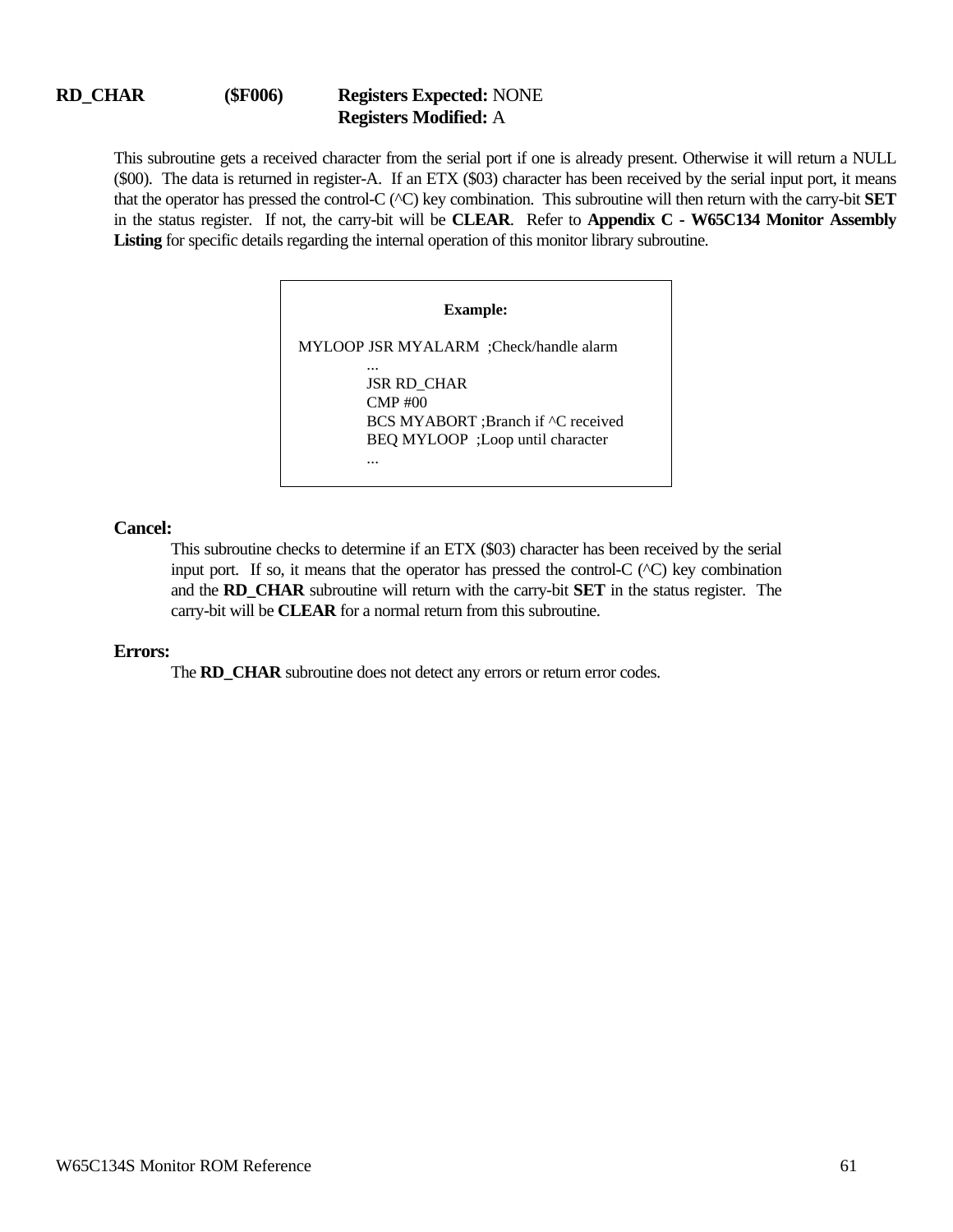## RD_CHAR ($F006)

**Registers Expected:** NONE
**Registers Modified:** A

This subroutine gets a received character from the serial port if one is already present. Otherwise it will return a NULL ($00). The data is returned in register-A. If an ETX ($03) character has been received by the serial input port, it means that the operator has pressed the control-C (^C) key combination. This subroutine will then return with the carry-bit **SET** in the status register. If not, the carry-bit will be **CLEAR**. Refer to **Appendix C - W65C134 Monitor Assembly Listing** for specific details regarding the internal operation of this monitor library subroutine.

**Example:**

```
MYLOOP JSR MYALARM  ;Check/handle alarm
       ...
       JSR RD_CHAR
       CMP #00
       BCS MYABORT ;Branch if ^C received
       BEQ MYLOOP  ;Loop until character
       ...
```

### Cancel:

This subroutine checks to determine if an ETX ($03) character has been received by the serial input port. If so, it means that the operator has pressed the control-C (^C) key combination and the **RD_CHAR** subroutine will return with the carry-bit **SET** in the status register. The carry-bit will be **CLEAR** for a normal return from this subroutine.

### Errors:

The **RD_CHAR** subroutine does not detect any errors or return error codes.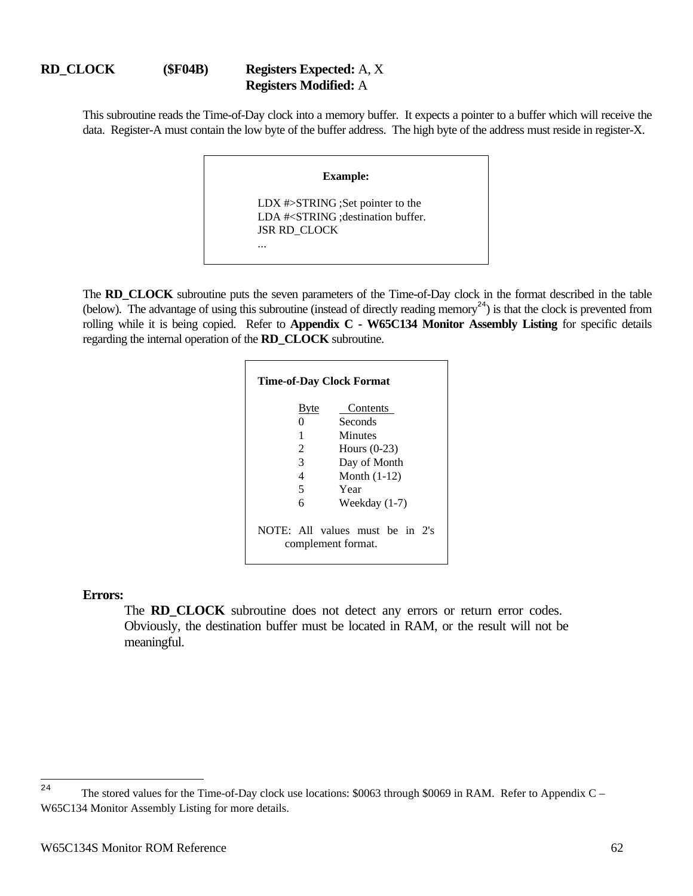**RD_CLOCK** **($F04B)** **Registers Expected:** A, X
**Registers Modified:** A

This subroutine reads the Time-of-Day clock into a memory buffer. It expects a pointer to a buffer which will receive the data. Register-A must contain the low byte of the buffer address. The high byte of the address must reside in register-X.

**Example:**

```
LDX #>STRING ;Set pointer to the
LDA #<STRING ;destination buffer.
JSR RD_CLOCK
...
```

The **RD_CLOCK** subroutine puts the seven parameters of the Time-of-Day clock in the format described in the table (below). The advantage of using this subroutine (instead of directly reading memory[24]) is that the clock is prevented from rolling while it is being copied. Refer to **Appendix C - W65C134 Monitor Assembly Listing** for specific details regarding the internal operation of the **RD_CLOCK** subroutine.

**Time-of-Day Clock Format**

| Byte | Contents |
|---|---|
| 0 | Seconds |
| 1 | Minutes |
| 2 | Hours (0-23) |
| 3 | Day of Month |
| 4 | Month (1-12) |
| 5 | Year |
| 6 | Weekday (1-7) |

NOTE: All values must be in 2's complement format.

**Errors:**

The **RD_CLOCK** subroutine does not detect any errors or return error codes. Obviously, the destination buffer must be located in RAM, or the result will not be meaningful.

---

[24] The stored values for the Time-of-Day clock use locations: $0063 through $0069 in RAM. Refer to Appendix C – W65C134 Monitor Assembly Listing for more details.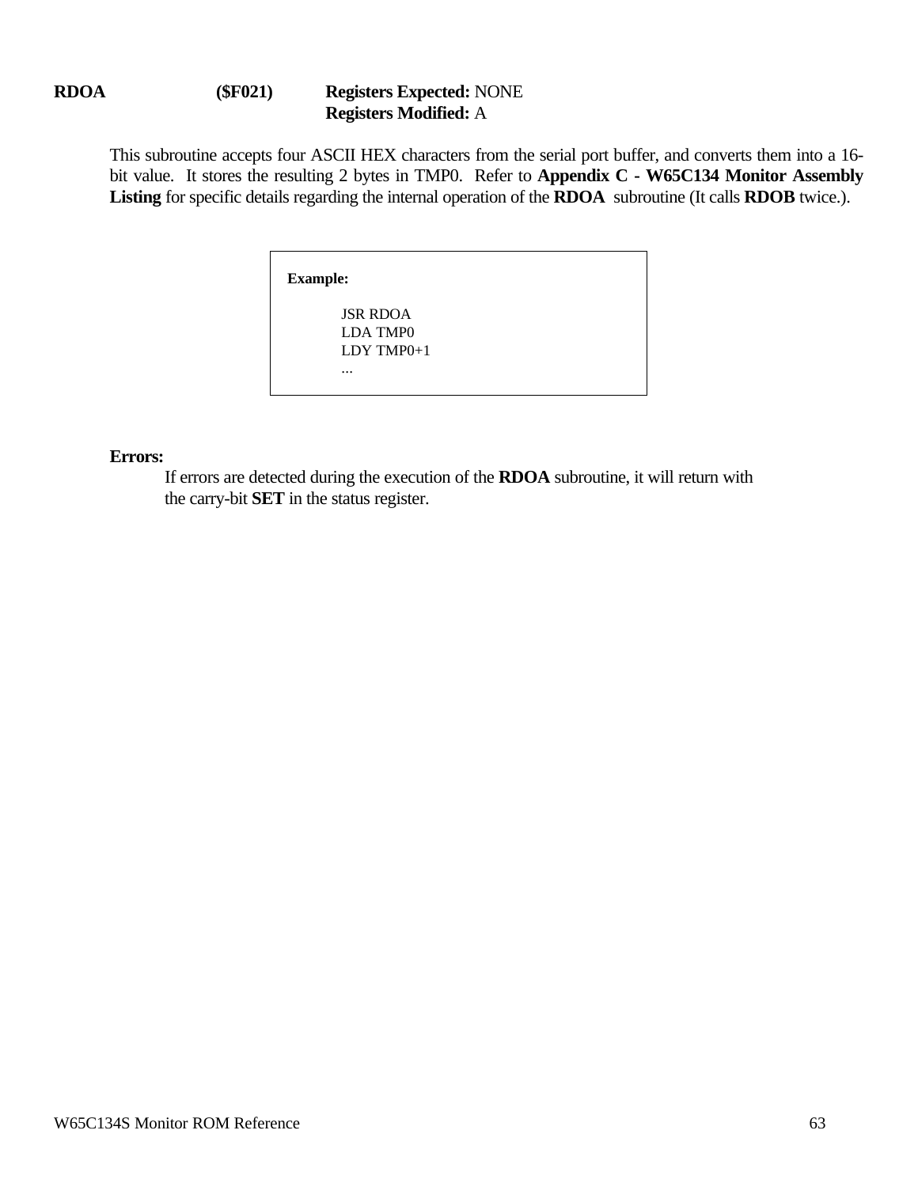**RDOA** **($F021)** **Registers Expected:** NONE
**Registers Modified:** A

This subroutine accepts four ASCII HEX characters from the serial port buffer, and converts them into a 16-bit value. It stores the resulting 2 bytes in TMP0. Refer to **Appendix C - W65C134 Monitor Assembly Listing** for specific details regarding the internal operation of the **RDOA** subroutine (It calls **RDOB** twice.).

**Example:**

```
JSR RDOA
LDA TMP0
LDY TMP0+1
...
```

**Errors:**

If errors are detected during the execution of the **RDOA** subroutine, it will return with the carry-bit **SET** in the status register.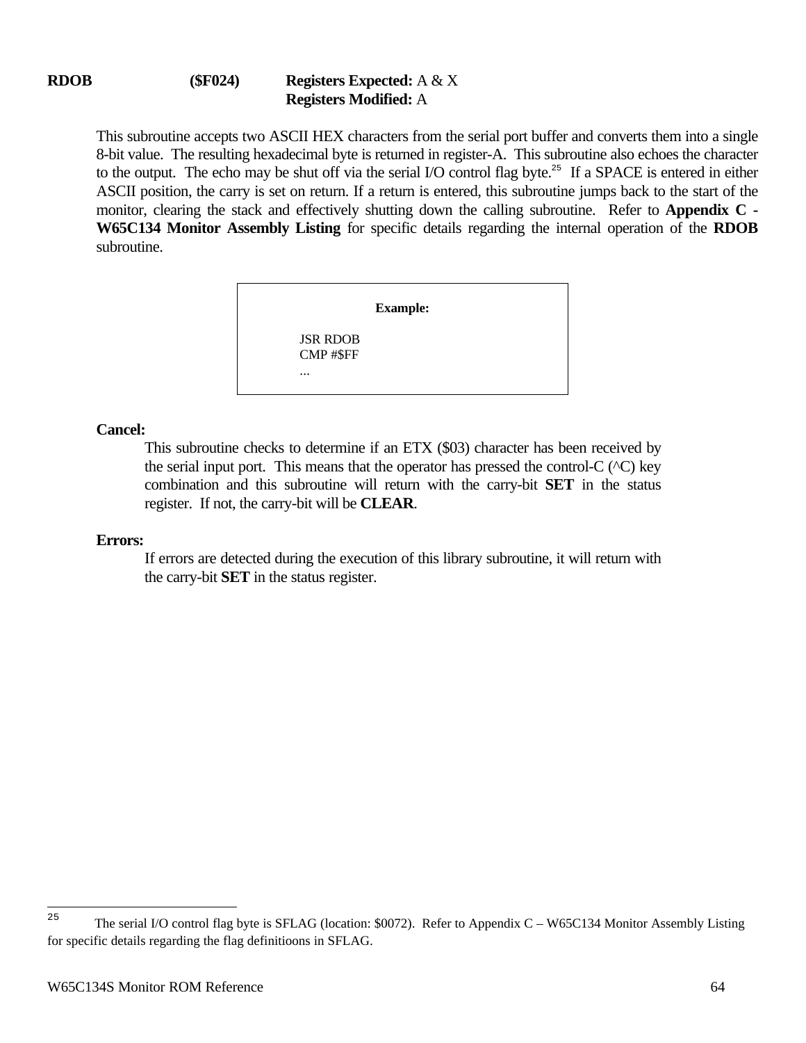**RDOB** **($F024)** **Registers Expected:** A & X
**Registers Modified:** A

This subroutine accepts two ASCII HEX characters from the serial port buffer and converts them into a single 8-bit value. The resulting hexadecimal byte is returned in register-A. This subroutine also echoes the character to the output. The echo may be shut off via the serial I/O control flag byte.[25] If a SPACE is entered in either ASCII position, the carry is set on return. If a return is entered, this subroutine jumps back to the start of the monitor, clearing the stack and effectively shutting down the calling subroutine. Refer to **Appendix C - W65C134 Monitor Assembly Listing** for specific details regarding the internal operation of the **RDOB** subroutine.

**Example:**

```
JSR RDOB
CMP #$FF
...
```

**Cancel:**

This subroutine checks to determine if an ETX ($03) character has been received by the serial input port. This means that the operator has pressed the control-C (^C) key combination and this subroutine will return with the carry-bit **SET** in the status register. If not, the carry-bit will be **CLEAR**.

**Errors:**

If errors are detected during the execution of this library subroutine, it will return with the carry-bit **SET** in the status register.

---

[25] The serial I/O control flag byte is SFLAG (location: $0072). Refer to Appendix C – W65C134 Monitor Assembly Listing for specific details regarding the flag definitioons in SFLAG.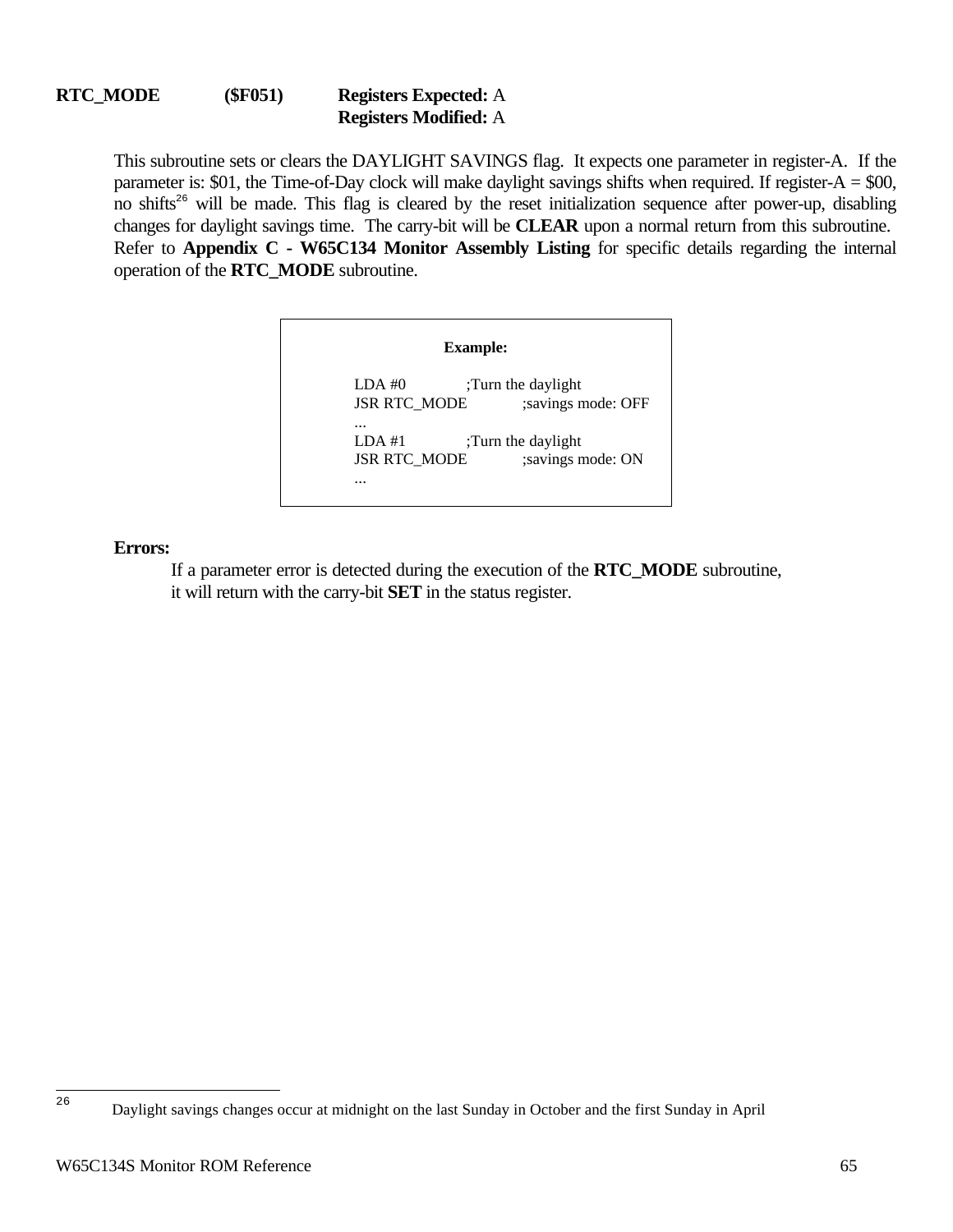**RTC_MODE** **($F051)** **Registers Expected:** A
**Registers Modified:** A

This subroutine sets or clears the DAYLIGHT SAVINGS flag. It expects one parameter in register-A. If the parameter is: $01, the Time-of-Day clock will make daylight savings shifts when required. If register-A = $00, no shifts[26] will be made. This flag is cleared by the reset initialization sequence after power-up, disabling changes for daylight savings time. The carry-bit will be **CLEAR** upon a normal return from this subroutine. Refer to **Appendix C - W65C134 Monitor Assembly Listing** for specific details regarding the internal operation of the **RTC_MODE** subroutine.

**Example:**

```
LDA #0            ;Turn the daylight
JSR RTC_MODE      ;savings mode: OFF
...
LDA #1            ;Turn the daylight
JSR RTC_MODE      ;savings mode: ON
...
```

**Errors:**

If a parameter error is detected during the execution of the **RTC_MODE** subroutine, it will return with the carry-bit **SET** in the status register.

---

[26] Daylight savings changes occur at midnight on the last Sunday in October and the first Sunday in April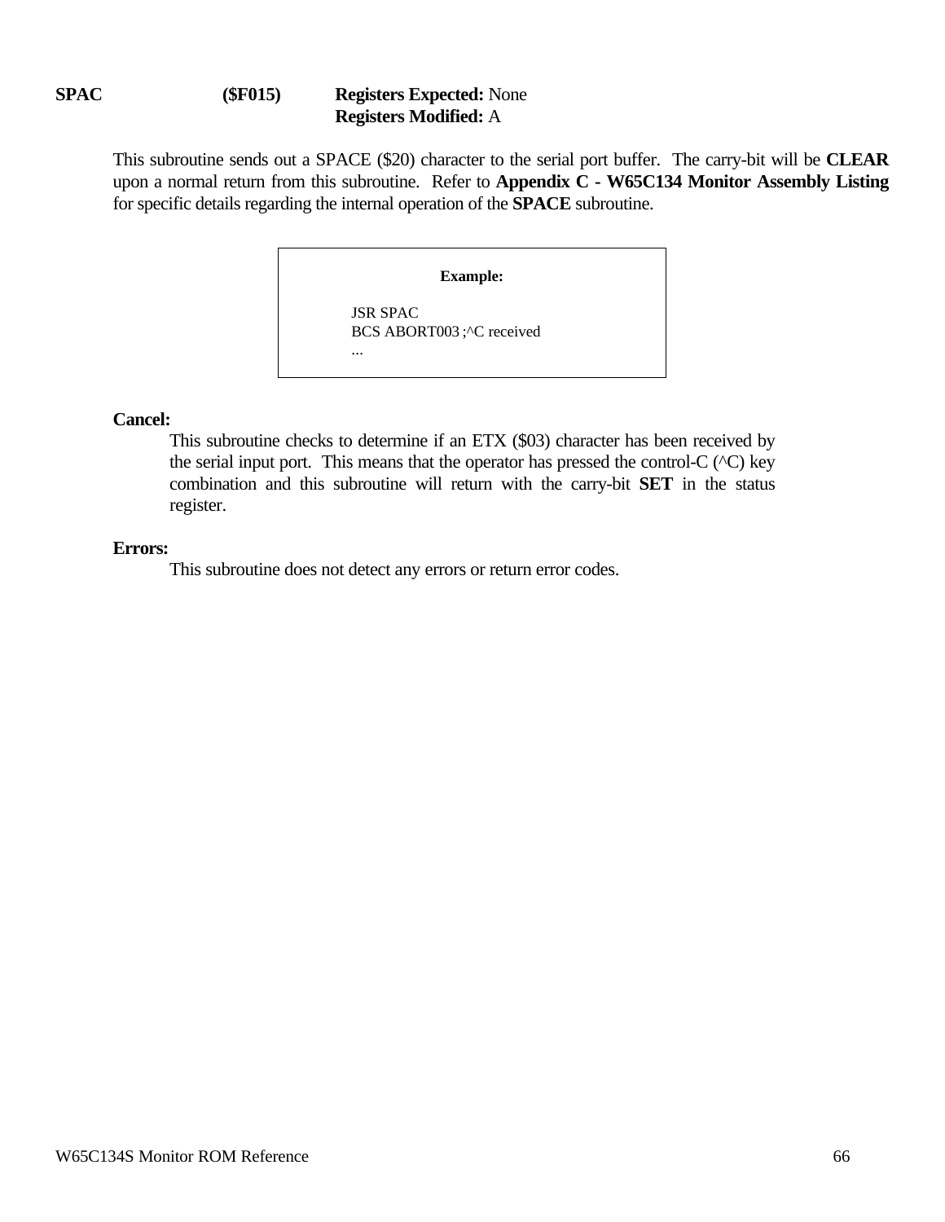**SPAC** **($F015)** **Registers Expected:** None
**Registers Modified:** A

This subroutine sends out a SPACE ($20) character to the serial port buffer. The carry-bit will be **CLEAR** upon a normal return from this subroutine. Refer to **Appendix C - W65C134 Monitor Assembly Listing** for specific details regarding the internal operation of the **SPACE** subroutine.

**Example:**

```
JSR SPAC
BCS ABORT003 ;^C received
...
```

**Cancel:**

This subroutine checks to determine if an ETX ($03) character has been received by the serial input port. This means that the operator has pressed the control-C (^C) key combination and this subroutine will return with the carry-bit **SET** in the status register.

**Errors:**

This subroutine does not detect any errors or return error codes.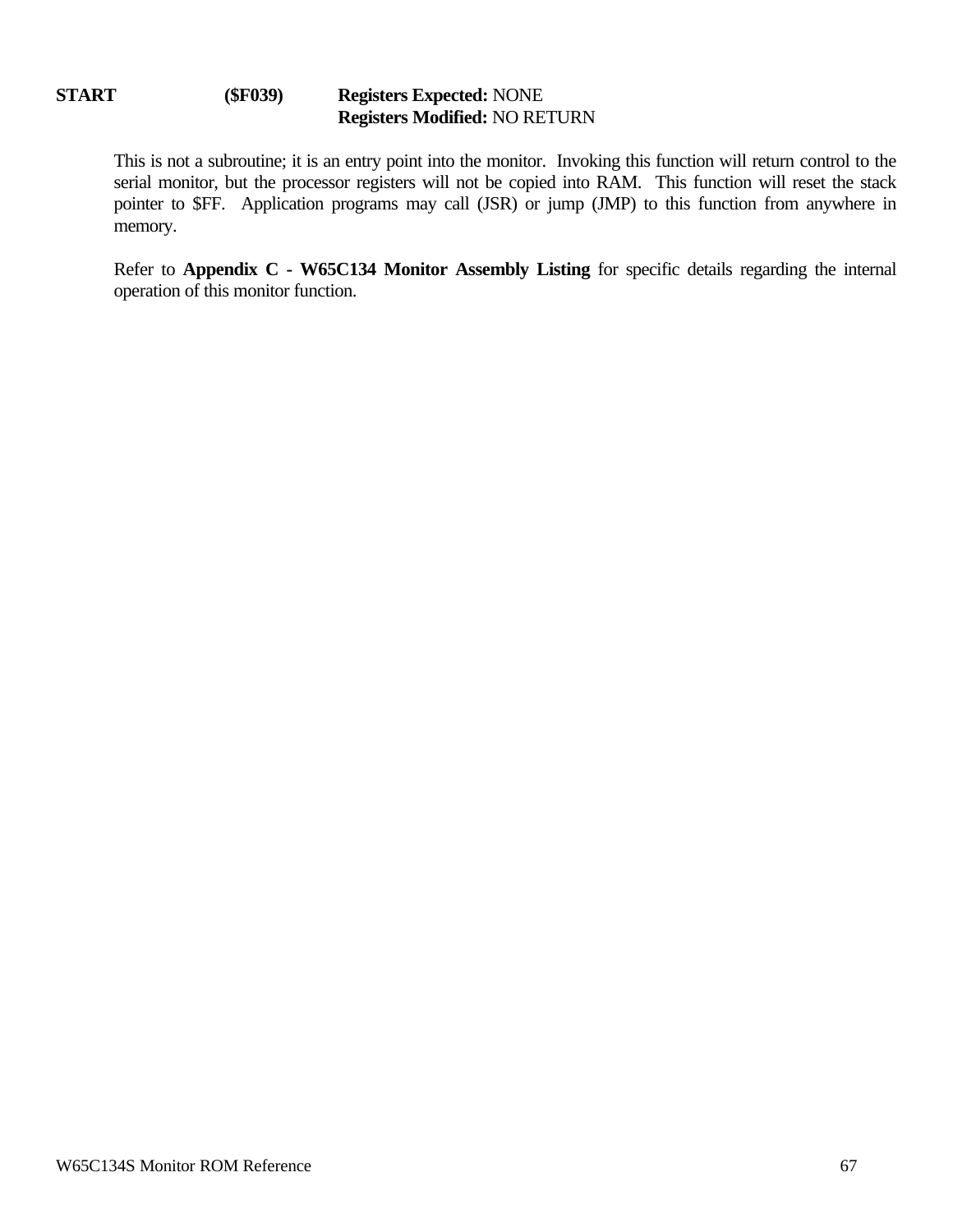**START** **($F039)** **Registers Expected:** NONE
**Registers Modified:** NO RETURN

This is not a subroutine; it is an entry point into the monitor. Invoking this function will return control to the serial monitor, but the processor registers will not be copied into RAM. This function will reset the stack pointer to $FF. Application programs may call (JSR) or jump (JMP) to this function from anywhere in memory.

Refer to **Appendix C - W65C134 Monitor Assembly Listing** for specific details regarding the internal operation of this monitor function.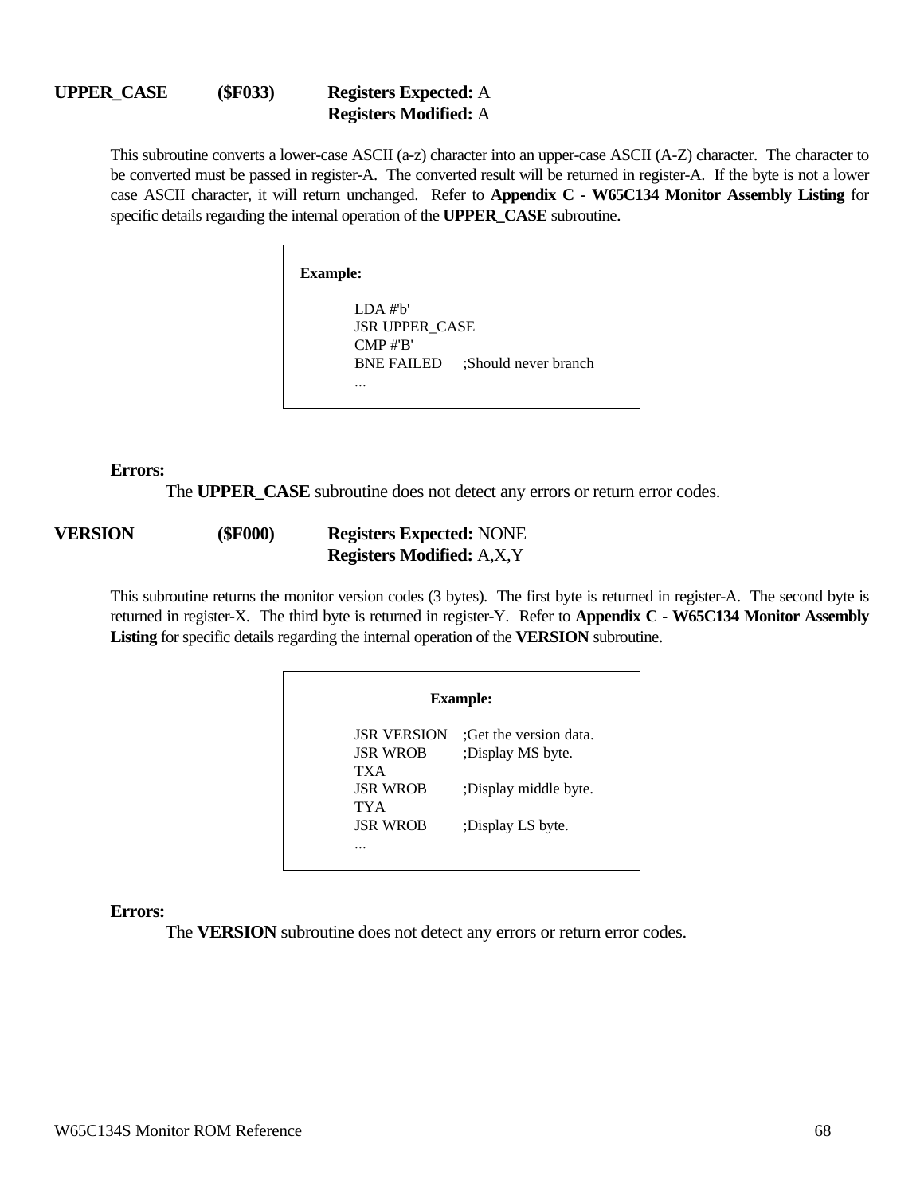**UPPER_CASE** **($F033)** **Registers Expected:** A
**Registers Modified:** A

This subroutine converts a lower-case ASCII (a-z) character into an upper-case ASCII (A-Z) character. The character to be converted must be passed in register-A. The converted result will be returned in register-A. If the byte is not a lower case ASCII character, it will return unchanged. Refer to **Appendix C - W65C134 Monitor Assembly Listing** for specific details regarding the internal operation of the **UPPER_CASE** subroutine.

**Example:**

```
LDA #'b'
JSR UPPER_CASE
CMP #'B'
BNE FAILED     ;Should never branch
...
```

**Errors:**

The **UPPER_CASE** subroutine does not detect any errors or return error codes.

**VERSION** **($F000)** **Registers Expected:** NONE
**Registers Modified:** A,X,Y

This subroutine returns the monitor version codes (3 bytes). The first byte is returned in register-A. The second byte is returned in register-X. The third byte is returned in register-Y. Refer to **Appendix C - W65C134 Monitor Assembly Listing** for specific details regarding the internal operation of the **VERSION** subroutine.

**Example:**

```
JSR VERSION    ;Get the version data.
JSR WROB       ;Display MS byte.
TXA
JSR WROB       ;Display middle byte.
TYA
JSR WROB       ;Display LS byte.
...
```

**Errors:**

The **VERSION** subroutine does not detect any errors or return error codes.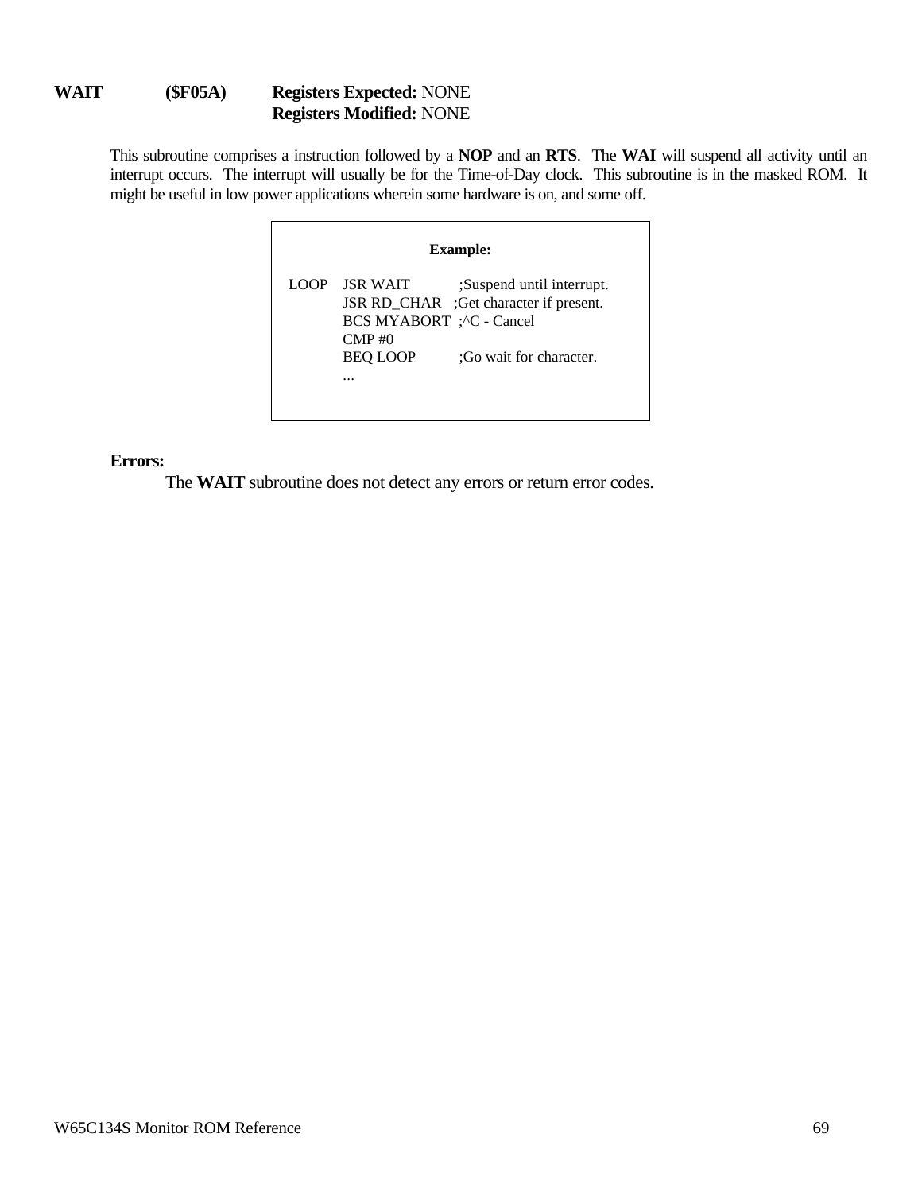**WAIT** **($F05A)** **Registers Expected:** NONE
**Registers Modified:** NONE

This subroutine comprises a instruction followed by a **NOP** and an **RTS**. The **WAI** will suspend all activity until an interrupt occurs. The interrupt will usually be for the Time-of-Day clock. This subroutine is in the masked ROM. It might be useful in low power applications wherein some hardware is on, and some off.

**Example:**

```
LOOP   JSR WAIT        ;Suspend until interrupt.
       JSR RD_CHAR     ;Get character if present.
       BCS MYABORT     ;^C - Cancel
       CMP #0
       BEQ LOOP        ;Go wait for character.
       ...
```

**Errors:**

The **WAIT** subroutine does not detect any errors or return error codes.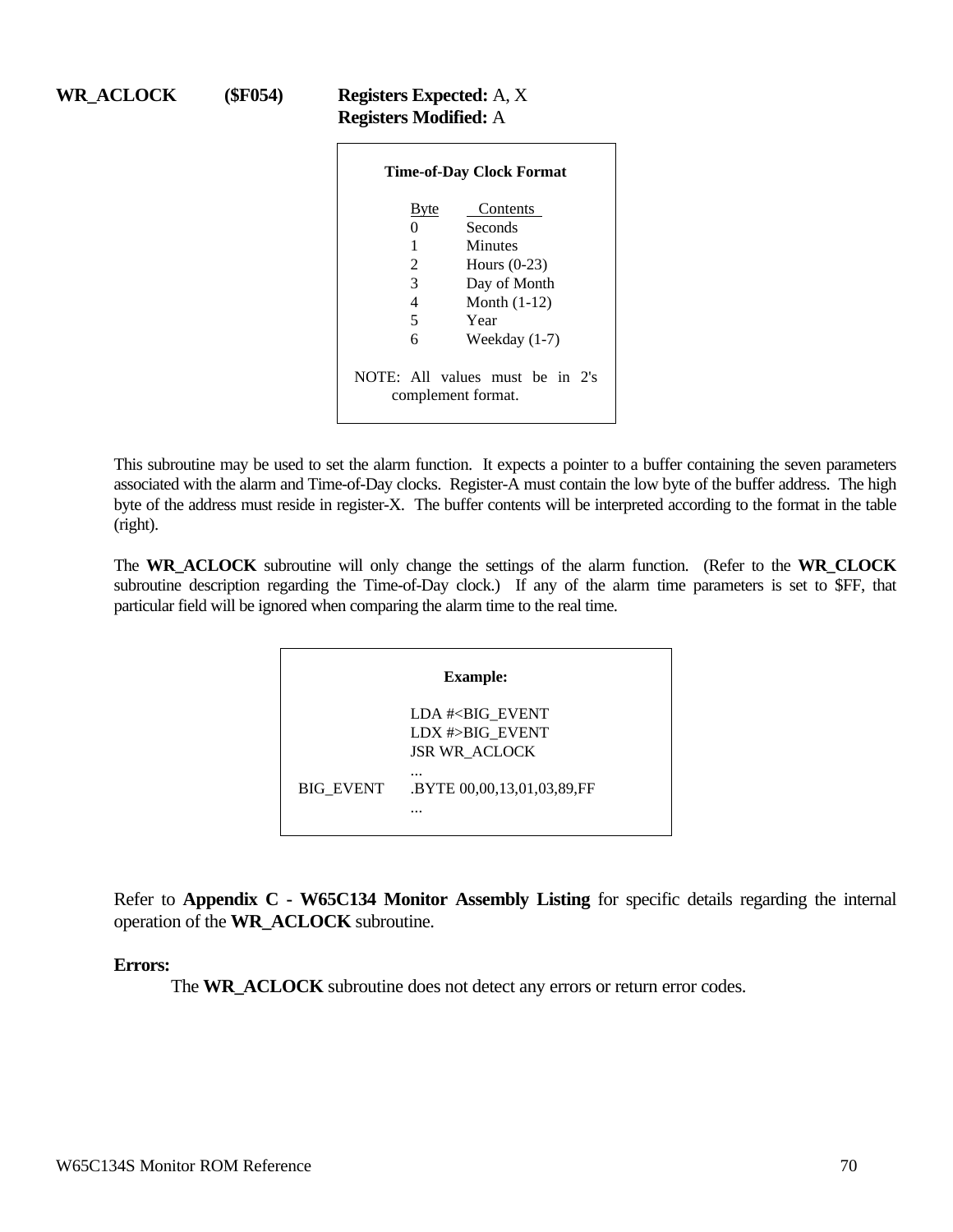**WR_ACLOCK ($F054) Registers Expected:** A, X
**Registers Modified:** A

**Time-of-Day Clock Format**

| Byte | Contents |
|---|---|
| 0 | Seconds |
| 1 | Minutes |
| 2 | Hours (0-23) |
| 3 | Day of Month |
| 4 | Month (1-12) |
| 5 | Year |
| 6 | Weekday (1-7) |

NOTE: All values must be in 2's complement format.

This subroutine may be used to set the alarm function. It expects a pointer to a buffer containing the seven parameters associated with the alarm and Time-of-Day clocks. Register-A must contain the low byte of the buffer address. The high byte of the address must reside in register-X. The buffer contents will be interpreted according to the format in the table (right).

The **WR_ACLOCK** subroutine will only change the settings of the alarm function. (Refer to the **WR_CLOCK** subroutine description regarding the Time-of-Day clock.) If any of the alarm time parameters is set to $FF, that particular field will be ignored when comparing the alarm time to the real time.

**Example:**

```
            LDA #<BIG_EVENT
            LDX #>BIG_EVENT
            JSR WR_ACLOCK
            ...
BIG_EVENT   .BYTE 00,00,13,01,03,89,FF
            ...
```

Refer to **Appendix C - W65C134 Monitor Assembly Listing** for specific details regarding the internal operation of the **WR_ACLOCK** subroutine.

**Errors:**

The **WR_ACLOCK** subroutine does not detect any errors or return error codes.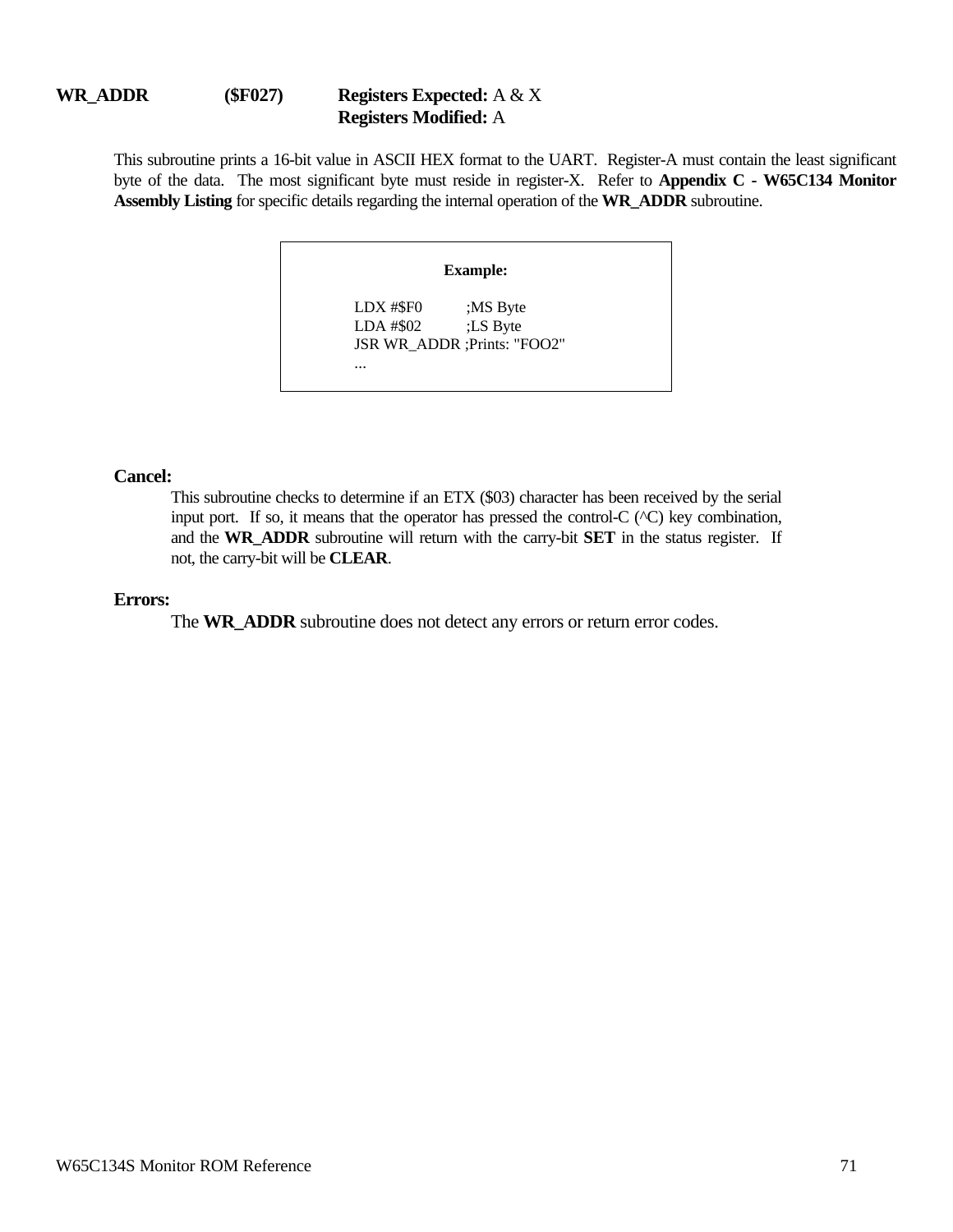**WR_ADDR** **($F027)** **Registers Expected:** A & X
**Registers Modified:** A

This subroutine prints a 16-bit value in ASCII HEX format to the UART. Register-A must contain the least significant byte of the data. The most significant byte must reside in register-X. Refer to **Appendix C - W65C134 Monitor Assembly Listing** for specific details regarding the internal operation of the **WR_ADDR** subroutine.

**Example:**

```
LDX #$F0        ;MS Byte
LDA #$02        ;LS Byte
JSR WR_ADDR ;Prints: "FOO2"
...
```

**Cancel:**

This subroutine checks to determine if an ETX ($03) character has been received by the serial input port. If so, it means that the operator has pressed the control-C (^C) key combination, and the **WR_ADDR** subroutine will return with the carry-bit **SET** in the status register. If not, the carry-bit will be **CLEAR**.

**Errors:**

The **WR_ADDR** subroutine does not detect any errors or return error codes.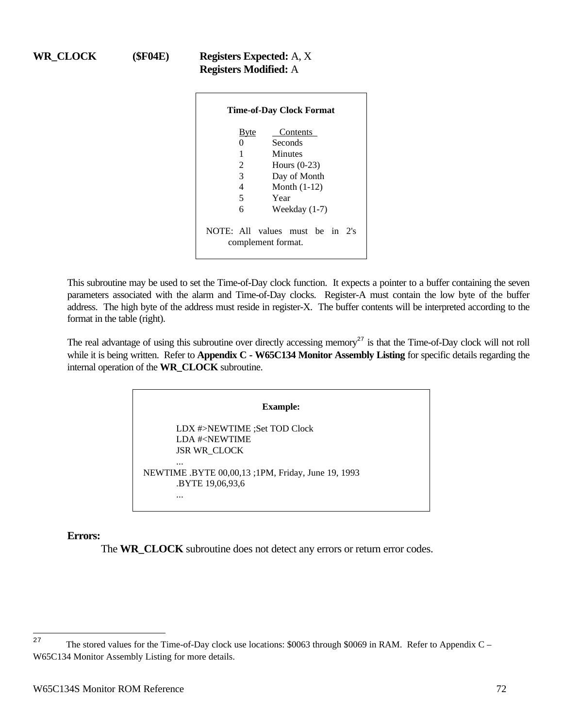**WR_CLOCK** **($F04E)** **Registers Expected:** A, X
**Registers Modified:** A

**Time-of-Day Clock Format**

| Byte | Contents |
|---|---|
| 0 | Seconds |
| 1 | Minutes |
| 2 | Hours (0-23) |
| 3 | Day of Month |
| 4 | Month (1-12) |
| 5 | Year |
| 6 | Weekday (1-7) |

NOTE: All values must be in 2's complement format.

This subroutine may be used to set the Time-of-Day clock function. It expects a pointer to a buffer containing the seven parameters associated with the alarm and Time-of-Day clocks. Register-A must contain the low byte of the buffer address. The high byte of the address must reside in register-X. The buffer contents will be interpreted according to the format in the table (right).

The real advantage of using this subroutine over directly accessing memory[27] is that the Time-of-Day clock will not roll while it is being written. Refer to **Appendix C - W65C134 Monitor Assembly Listing** for specific details regarding the internal operation of the **WR_CLOCK** subroutine.

**Example:**

```
        LDX #>NEWTIME ;Set TOD Clock
        LDA #<NEWTIME
        JSR WR_CLOCK
        ...
NEWTIME .BYTE 00,00,13 ;1PM, Friday, June 19, 1993
        .BYTE 19,06,93,6
        ...
```

**Errors:**

The **WR_CLOCK** subroutine does not detect any errors or return error codes.

---

[27] The stored values for the Time-of-Day clock use locations: $0063 through $0069 in RAM. Refer to Appendix C – W65C134 Monitor Assembly Listing for more details.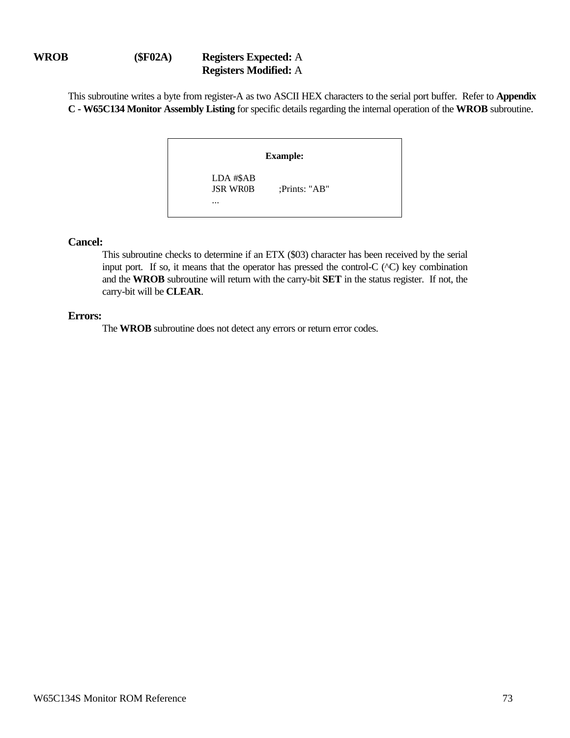**WROB** **($F02A)** **Registers Expected:** A
**Registers Modified:** A

This subroutine writes a byte from register-A as two ASCII HEX characters to the serial port buffer. Refer to **Appendix C - W65C134 Monitor Assembly Listing** for specific details regarding the internal operation of the **WROB** subroutine.

**Example:**

```
LDA #$AB
JSR WR0B        ;Prints: "AB"
...
```

**Cancel:**

This subroutine checks to determine if an ETX ($03) character has been received by the serial input port. If so, it means that the operator has pressed the control-C (^C) key combination and the **WROB** subroutine will return with the carry-bit **SET** in the status register. If not, the carry-bit will be **CLEAR**.

**Errors:**

The **WROB** subroutine does not detect any errors or return error codes.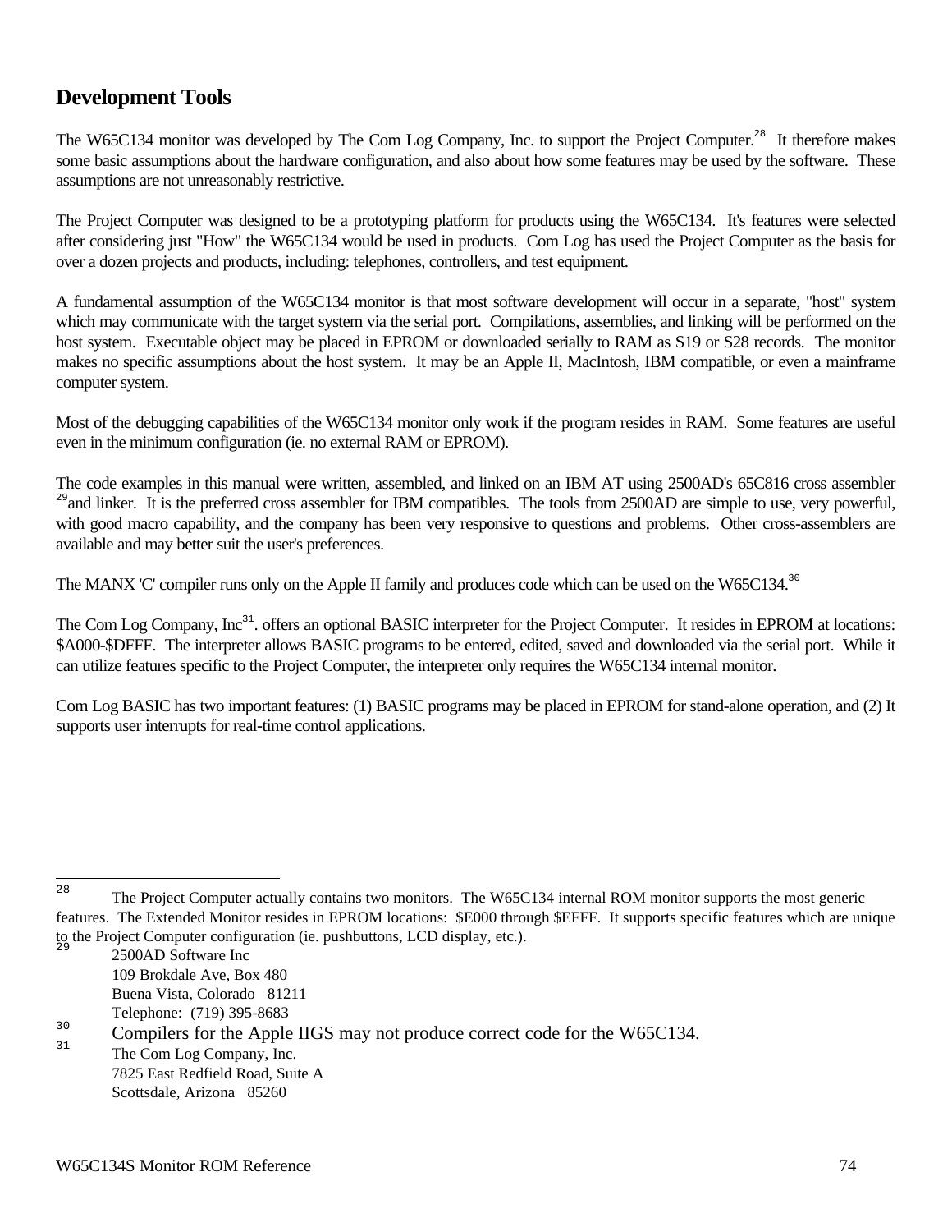## Development Tools

The W65C134 monitor was developed by The Com Log Company, Inc. to support the Project Computer.[28] It therefore makes some basic assumptions about the hardware configuration, and also about how some features may be used by the software. These assumptions are not unreasonably restrictive.

The Project Computer was designed to be a prototyping platform for products using the W65C134. It's features were selected after considering just "How" the W65C134 would be used in products. Com Log has used the Project Computer as the basis for over a dozen projects and products, including: telephones, controllers, and test equipment.

A fundamental assumption of the W65C134 monitor is that most software development will occur in a separate, "host" system which may communicate with the target system via the serial port. Compilations, assemblies, and linking will be performed on the host system. Executable object may be placed in EPROM or downloaded serially to RAM as S19 or S28 records. The monitor makes no specific assumptions about the host system. It may be an Apple II, MacIntosh, IBM compatible, or even a mainframe computer system.

Most of the debugging capabilities of the W65C134 monitor only work if the program resides in RAM. Some features are useful even in the minimum configuration (ie. no external RAM or EPROM).

The code examples in this manual were written, assembled, and linked on an IBM AT using 2500AD's 65C816 cross assembler [29]and linker. It is the preferred cross assembler for IBM compatibles. The tools from 2500AD are simple to use, very powerful, with good macro capability, and the company has been very responsive to questions and problems. Other cross-assemblers are available and may better suit the user's preferences.

The MANX 'C' compiler runs only on the Apple II family and produces code which can be used on the W65C134.[30]

The Com Log Company, Inc[31]. offers an optional BASIC interpreter for the Project Computer. It resides in EPROM at locations: $A000-$DFFF. The interpreter allows BASIC programs to be entered, edited, saved and downloaded via the serial port. While it can utilize features specific to the Project Computer, the interpreter only requires the W65C134 internal monitor.

Com Log BASIC has two important features: (1) BASIC programs may be placed in EPROM for stand-alone operation, and (2) It supports user interrupts for real-time control applications.

---

[28] The Project Computer actually contains two monitors. The W65C134 internal ROM monitor supports the most generic features. The Extended Monitor resides in EPROM locations: $E000 through $EFFF. It supports specific features which are unique to the Project Computer configuration (ie. pushbuttons, LCD display, etc.).

[29] 2500AD Software Inc
109 Brokdale Ave, Box 480
Buena Vista, Colorado 81211
Telephone: (719) 395-8683

[30] Compilers for the Apple IIGS may not produce correct code for the W65C134.

[31] The Com Log Company, Inc.
7825 East Redfield Road, Suite A
Scottsdale, Arizona 85260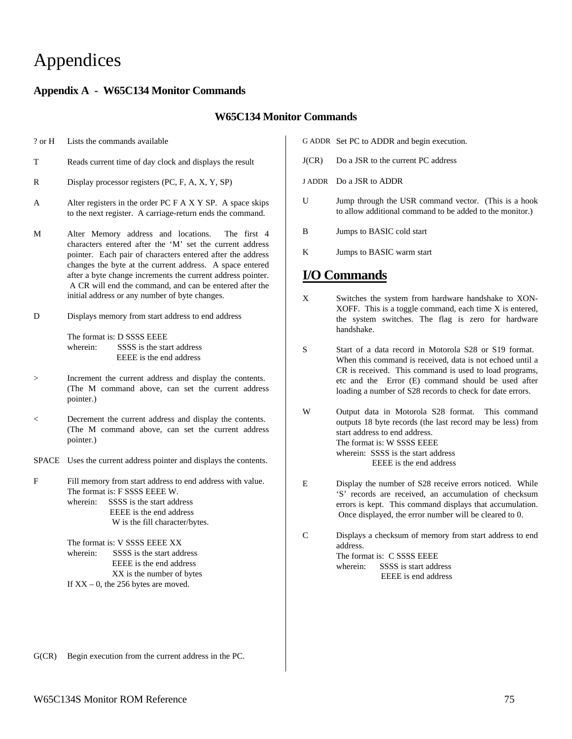# Appendices

## Appendix A - W65C134 Monitor Commands

### W65C134 Monitor Commands

? or H Lists the commands available

T Reads current time of day clock and displays the result

R Display processor registers (PC, F, A, X, Y, SP)

A Alter registers in the order PC F A X Y SP. A space skips to the next register. A carriage-return ends the command.

M Alter Memory address and locations. The first 4 characters entered after the 'M' set the current address pointer. Each pair of characters entered after the address changes the byte at the current address. A space entered after a byte change increments the current address pointer. A CR will end the command, and can be entered after the initial address or any number of byte changes.

D Displays memory from start address to end address

The format is: D SSSS EEEE
wherein: SSSS is the start address
EEEE is the end address

\> Increment the current address and display the contents. (The M command above, can set the current address pointer.)

< Decrement the current address and display the contents. (The M command above, can set the current address pointer.)

SPACE Uses the current address pointer and displays the contents.

F Fill memory from start address to end address with value.
The format is: F SSSS EEEE W.
wherein: SSSS is the start address
EEEE is the end address
W is the fill character/bytes.

The format is: V SSSS EEEE XX
wherein: SSSS is the start address
EEEE is the end address
XX is the number of bytes
If XX – 0, the 256 bytes are moved.

G(CR) Begin execution from the current address in the PC.

G ADDR Set PC to ADDR and begin execution.

J(CR) Do a JSR to the current PC address

J ADDR Do a JSR to ADDR

U Jump through the USR command vector. (This is a hook to allow additional command to be added to the monitor.)

B Jumps to BASIC cold start

K Jumps to BASIC warm start

## I/O Commands

X Switches the system from hardware handshake to XON-XOFF. This is a toggle command, each time X is entered, the system switches. The flag is zero for hardware handshake.

S Start of a data record in Motorola S28 or S19 format. When this command is received, data is not echoed until a CR is received. This command is used to load programs, etc and the Error (E) command should be used after loading a number of S28 records to check for date errors.

W Output data in Motorola S28 format. This command outputs 18 byte records (the last record may be less) from start address to end address.
The format is: W SSSS EEEE
wherein: SSSS is the start address
EEEE is the end address

E Display the number of S28 receive errors noticed. While 'S' records are received, an accumulation of checksum errors is kept. This command displays that accumulation. Once displayed, the error number will be cleared to 0.

C Displays a checksum of memory from start address to end address.
The format is: C SSSS EEEE
wherein: SSSS is start address
EEEE is end address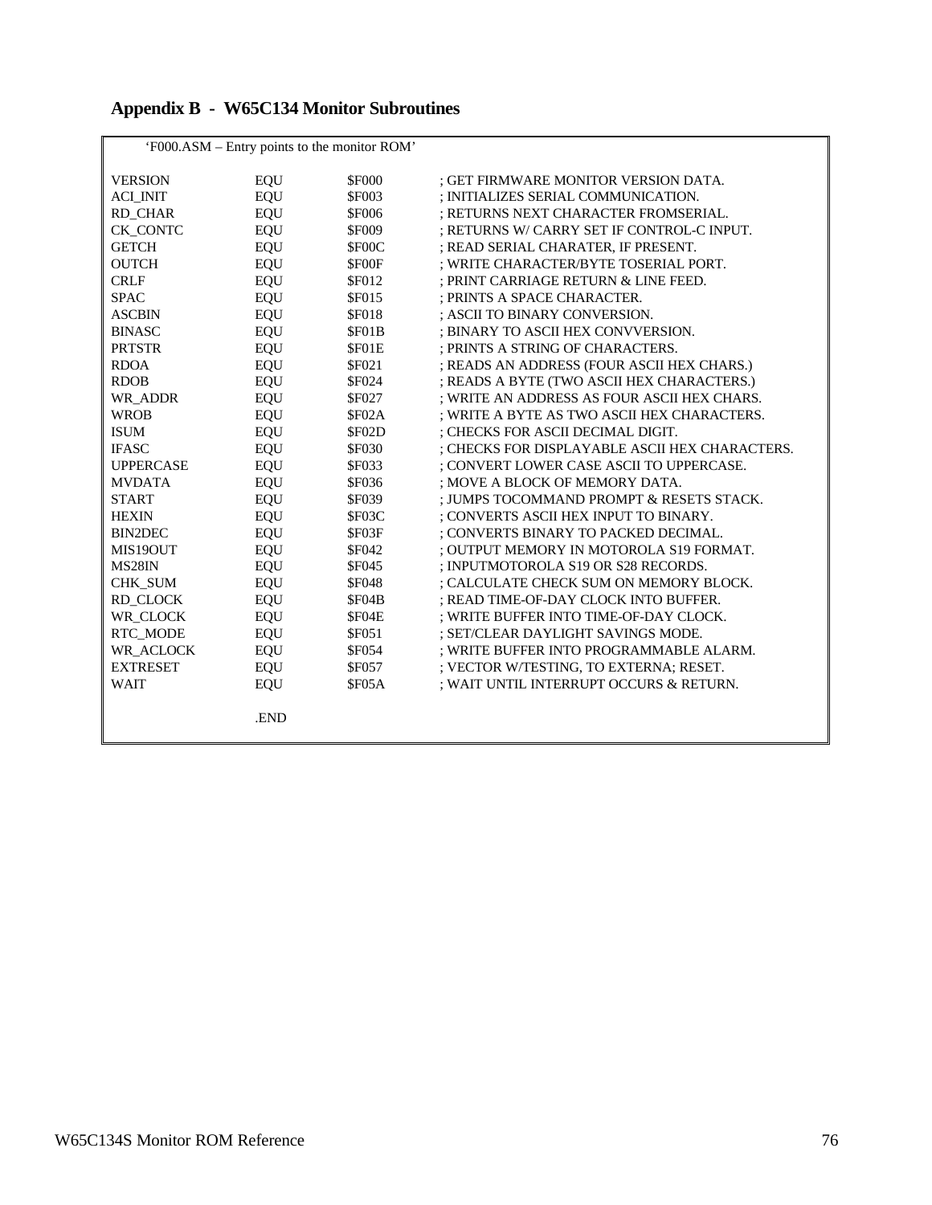## Appendix B - W65C134 Monitor Subroutines

```
        'F000.ASM – Entry points to the monitor ROM'

VERSION         EQU     $F000   ; GET FIRMWARE MONITOR VERSION DATA.
ACI_INIT        EQU     $F003   ; INITIALIZES SERIAL COMMUNICATION.
RD_CHAR         EQU     $F006   ; RETURNS NEXT CHARACTER FROMSERIAL.
CK_CONTC        EQU     $F009   ; RETURNS W/ CARRY SET IF CONTROL-C INPUT.
GETCH           EQU     $F00C   ; READ SERIAL CHARATER, IF PRESENT.
OUTCH           EQU     $F00F   ; WRITE CHARACTER/BYTE TOSERIAL PORT.
CRLF            EQU     $F012   ; PRINT CARRIAGE RETURN & LINE FEED.
SPAC            EQU     $F015   ; PRINTS A SPACE CHARACTER.
ASCBIN          EQU     $F018   ; ASCII TO BINARY CONVERSION.
BINASC          EQU     $F01B   ; BINARY TO ASCII HEX CONVVERSION.
PRTSTR          EQU     $F01E   ; PRINTS A STRING OF CHARACTERS.
RDOA            EQU     $F021   ; READS AN ADDRESS (FOUR ASCII HEX CHARS.)
RDOB            EQU     $F024   ; READS A BYTE (TWO ASCII HEX CHARACTERS.)
WR_ADDR         EQU     $F027   ; WRITE AN ADDRESS AS FOUR ASCII HEX CHARS.
WROB            EQU     $F02A   ; WRITE A BYTE AS TWO ASCII HEX CHARACTERS.
ISUM            EQU     $F02D   ; CHECKS FOR ASCII DECIMAL DIGIT.
IFASC           EQU     $F030   ; CHECKS FOR DISPLAYABLE ASCII HEX CHARACTERS.
UPPERCASE       EQU     $F033   ; CONVERT LOWER CASE ASCII TO UPPERCASE.
MVDATA          EQU     $F036   ; MOVE A BLOCK OF MEMORY DATA.
START           EQU     $F039   ; JUMPS TOCOMMAND PROMPT & RESETS STACK.
HEXIN           EQU     $F03C   ; CONVERTS ASCII HEX INPUT TO BINARY.
BIN2DEC         EQU     $F03F   ; CONVERTS BINARY TO PACKED DECIMAL.
MIS19OUT        EQU     $F042   ; OUTPUT MEMORY IN MOTOROLA S19 FORMAT.
MS28IN          EQU     $F045   ; INPUTMOTOROLA S19 OR S28 RECORDS.
CHK_SUM         EQU     $F048   ; CALCULATE CHECK SUM ON MEMORY BLOCK.
RD_CLOCK        EQU     $F04B   ; READ TIME-OF-DAY CLOCK INTO BUFFER.
WR_CLOCK        EQU     $F04E   ; WRITE BUFFER INTO TIME-OF-DAY CLOCK.
RTC_MODE        EQU     $F051   ; SET/CLEAR DAYLIGHT SAVINGS MODE.
WR_ACLOCK       EQU     $F054   ; WRITE BUFFER INTO PROGRAMMABLE ALARM.
EXTRESET        EQU     $F057   ; VECTOR W/TESTING, TO EXTERNA; RESET.
WAIT            EQU     $F05A   ; WAIT UNTIL INTERRUPT OCCURS & RETURN.

                .END
```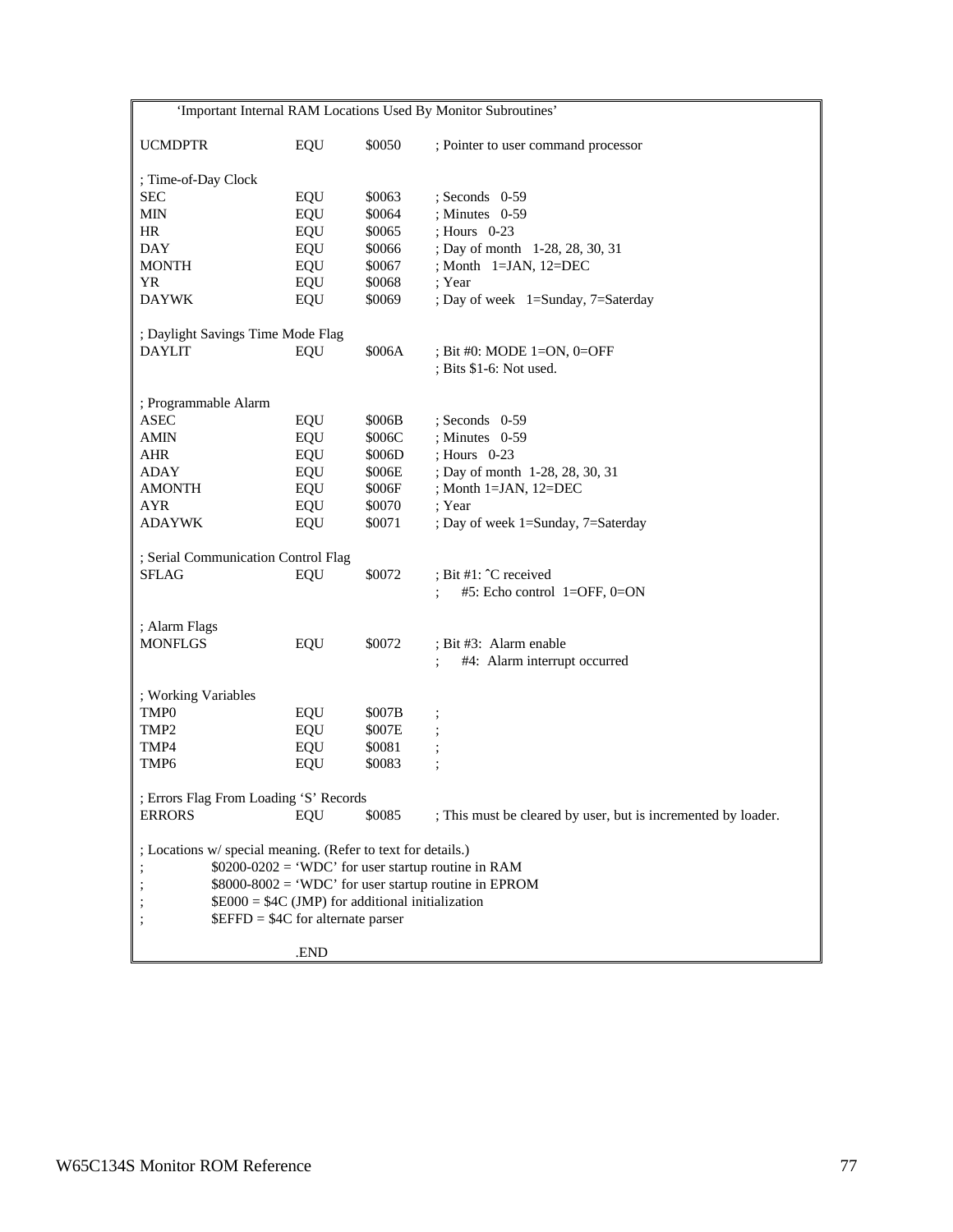```
        'Important Internal RAM Locations Used By Monitor Subroutines'

UCMDPTR         EQU     $0050   ; Pointer to user command processor

; Time-of-Day Clock
SEC             EQU     $0063   ; Seconds  0-59
MIN             EQU     $0064   ; Minutes  0-59
HR              EQU     $0065   ; Hours  0-23
DAY             EQU     $0066   ; Day of month   1-28, 28, 30, 31
MONTH           EQU     $0067   ; Month   1=JAN, 12=DEC
YR              EQU     $0068   ; Year
DAYWK           EQU     $0069   ; Day of week   1=Sunday, 7=Saterday

; Daylight Savings Time Mode Flag
DAYLIT          EQU     $006A   ; Bit #0: MODE 1=ON, 0=OFF
                                ; Bits $1-6: Not used.

; Programmable Alarm
ASEC            EQU     $006B   ; Seconds  0-59
AMIN            EQU     $006C   ; Minutes  0-59
AHR             EQU     $006D   ; Hours  0-23
ADAY            EQU     $006E   ; Day of month  1-28, 28, 30, 31
AMONTH          EQU     $006F   ; Month 1=JAN, 12=DEC
AYR             EQU     $0070   ; Year
ADAYWK          EQU     $0071   ; Day of week 1=Sunday, 7=Saterday

; Serial Communication Control Flag
SFLAG           EQU     $0072   ; Bit #1: ^C received
                                ;      #5: Echo control  1=OFF, 0=ON

; Alarm Flags
MONFLGS         EQU     $0072   ; Bit #3:  Alarm enable
                                ;      #4:  Alarm interrupt occurred

; Working Variables
TMP0            EQU     $007B   ;
TMP2            EQU     $007E   ;
TMP4            EQU     $0081   ;
TMP6            EQU     $0083   ;

; Errors Flag From Loading 'S' Records
ERRORS          EQU     $0085   ; This must be cleared by user, but is incremented by loader.

; Locations w/ special meaning. (Refer to text for details.)
;               $0200-0202 = 'WDC' for user startup routine in RAM
;               $8000-8002 = 'WDC' for user startup routine in EPROM
;               $E000 = $4C (JMP) for additional initialization
;               $EFFD = $4C for alternate parser

                .END
```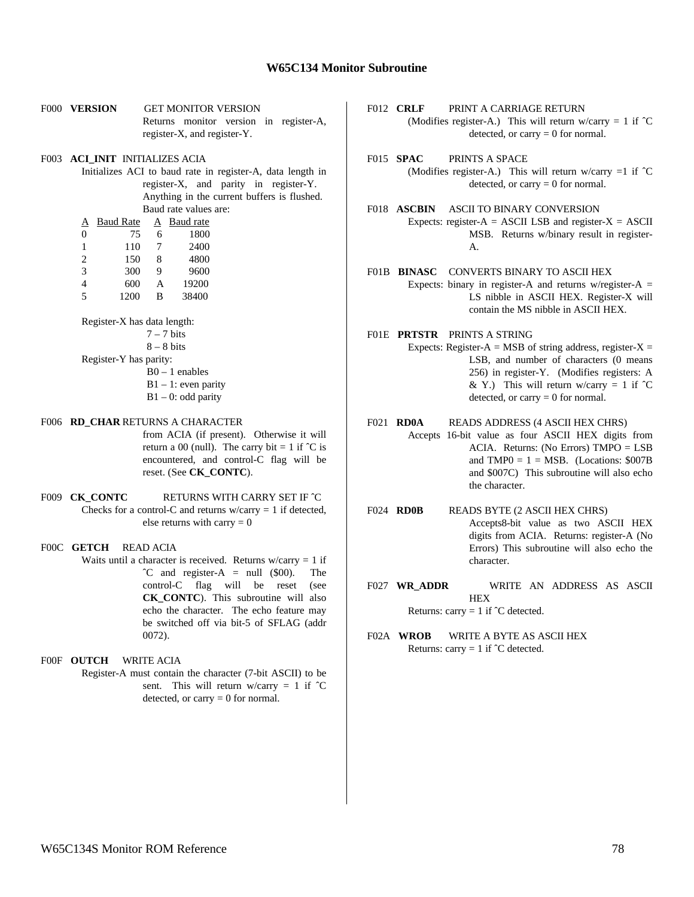## W65C134 Monitor Subroutine

F000 **VERSION** GET MONITOR VERSION
Returns monitor version in register-A, register-X, and register-Y.

F003 **ACI_INIT** INITIALIZES ACIA
Initializes ACI to baud rate in register-A, data length in register-X, and parity in register-Y. Anything in the current buffers is flushed. Baud rate values are:

| A | Baud Rate | A | Baud rate |
|---|---|---|---|
| 0 | 75 | 6 | 1800 |
| 1 | 110 | 7 | 2400 |
| 2 | 150 | 8 | 4800 |
| 3 | 300 | 9 | 9600 |
| 4 | 600 | A | 19200 |
| 5 | 1200 | B | 38400 |

Register-X has data length:
7 – 7 bits
8 – 8 bits

Register-Y has parity:
B0 – 1 enables
B1 – 1: even parity
B1 – 0: odd parity

F006 **RD_CHAR** RETURNS A CHARACTER
from ACIA (if present). Otherwise it will return a 00 (null). The carry bit = 1 if ˆC is encountered, and control-C flag will be reset. (See **CK_CONTC**).

F009 **CK_CONTC** RETURNS WITH CARRY SET IF ˆC
Checks for a control-C and returns w/carry = 1 if detected, else returns with carry = 0

F00C **GETCH** READ ACIA
Waits until a character is received. Returns w/carry = 1 if ˆC and register-A = null ($00). The control-C flag will be reset (see **CK_CONTC**). This subroutine will also echo the character. The echo feature may be switched off via bit-5 of SFLAG (addr 0072).

F00F **OUTCH** WRITE ACIA
Register-A must contain the character (7-bit ASCII) to be sent. This will return w/carry = 1 if ˆC detected, or carry = 0 for normal.

F012 **CRLF** PRINT A CARRIAGE RETURN
(Modifies register-A.) This will return w/carry = 1 if ˆC detected, or carry = 0 for normal.

F015 **SPAC** PRINTS A SPACE
(Modifies register-A.) This will return w/carry =1 if ˆC detected, or carry = 0 for normal.

F018 **ASCBIN** ASCII TO BINARY CONVERSION
Expects: register-A = ASCII LSB and register-X = ASCII MSB. Returns w/binary result in register-A.

F01B **BINASC** CONVERTS BINARY TO ASCII HEX
Expects: binary in register-A and returns w/register-A = LS nibble in ASCII HEX. Register-X will contain the MS nibble in ASCII HEX.

F01E **PRTSTR** PRINTS A STRING
Expects: Register-A = MSB of string address, register-X = LSB, and number of characters (0 means 256) in register-Y. (Modifies registers: A & Y.) This will return w/carry = 1 if ˆC detected, or carry = 0 for normal.

F021 **RD0A** READS ADDRESS (4 ASCII HEX CHRS)
Accepts 16-bit value as four ASCII HEX digits from ACIA. Returns: (No Errors) TMPO = LSB and TMP0 = 1 = MSB. (Locations: $007B and $007C) This subroutine will also echo the character.

F024 **RD0B** READS BYTE (2 ASCII HEX CHRS)
Accepts8-bit value as two ASCII HEX digits from ACIA. Returns: register-A (No Errors) This subroutine will also echo the character.

F027 **WR_ADDR** WRITE AN ADDRESS AS ASCII HEX
Returns: carry = 1 if ˆC detected.

F02A **WROB** WRITE A BYTE AS ASCII HEX
Returns: carry = 1 if ˆC detected.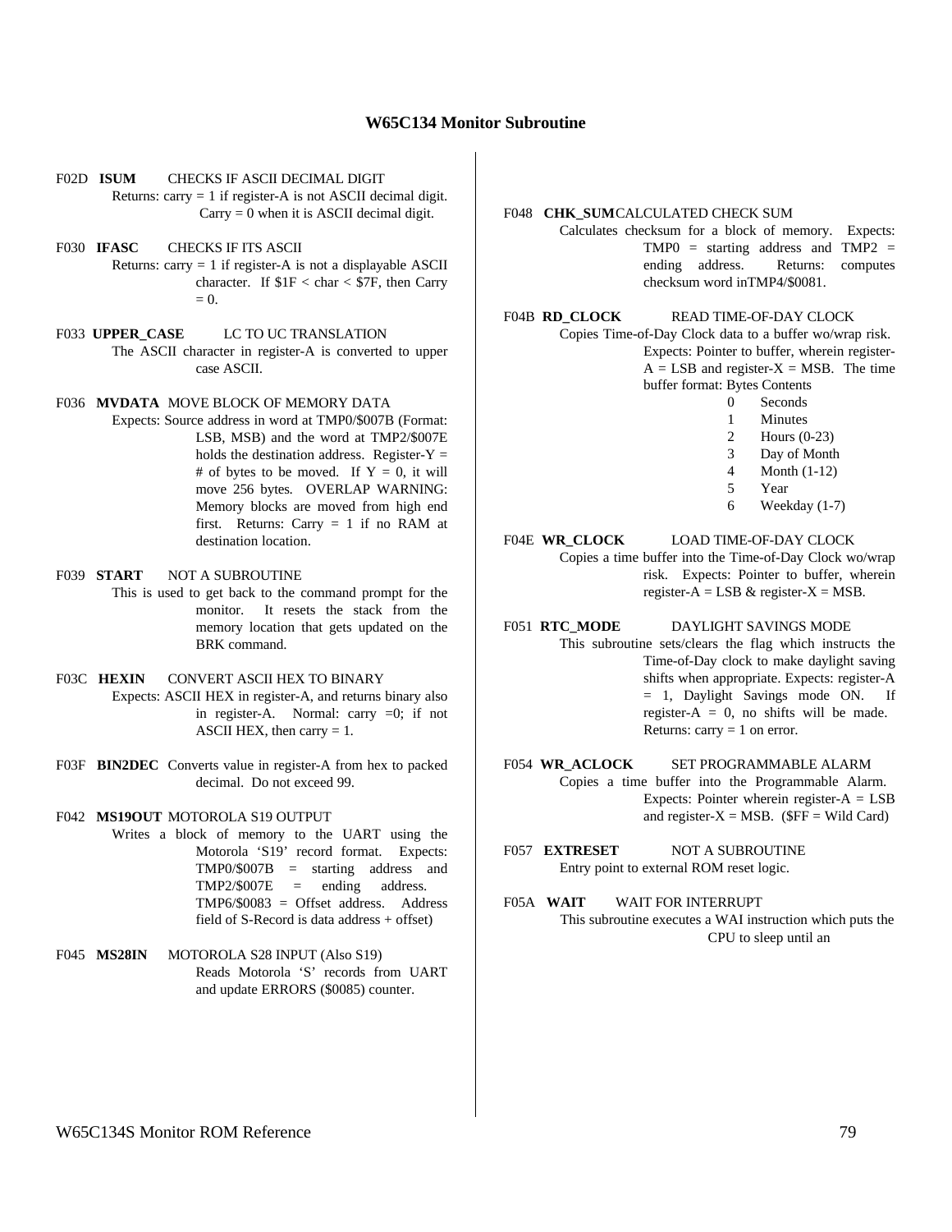### W65C134 Monitor Subroutine

F02D **ISUM** CHECKS IF ASCII DECIMAL DIGIT
Returns: carry = 1 if register-A is not ASCII decimal digit. Carry = 0 when it is ASCII decimal digit.

F030 **IFASC** CHECKS IF ITS ASCII
Returns: carry = 1 if register-A is not a displayable ASCII character. If \$1F < char < \$7F, then Carry = 0.

F033 **UPPER_CASE** LC TO UC TRANSLATION
The ASCII character in register-A is converted to upper case ASCII.

F036 **MVDATA** MOVE BLOCK OF MEMORY DATA
Expects: Source address in word at TMP0/\$007B (Format: LSB, MSB) and the word at TMP2/\$007E holds the destination address. Register-Y = # of bytes to be moved. If Y = 0, it will move 256 bytes. OVERLAP WARNING: Memory blocks are moved from high end first. Returns: Carry = 1 if no RAM at destination location.

F039 **START** NOT A SUBROUTINE
This is used to get back to the command prompt for the monitor. It resets the stack from the memory location that gets updated on the BRK command.

F03C **HEXIN** CONVERT ASCII HEX TO BINARY
Expects: ASCII HEX in register-A, and returns binary also in register-A. Normal: carry =0; if not ASCII HEX, then carry = 1.

F03F **BIN2DEC** Converts value in register-A from hex to packed decimal. Do not exceed 99.

F042 **MS19OUT** MOTOROLA S19 OUTPUT
Writes a block of memory to the UART using the Motorola 'S19' record format. Expects: TMP0/\$007B = starting address and TMP2/\$007E = ending address. TMP6/\$0083 = Offset address. Address field of S-Record is data address + offset)

F045 **MS28IN** MOTOROLA S28 INPUT (Also S19)
Reads Motorola 'S' records from UART and update ERRORS (\$0085) counter.

F048 **CHK_SUM** CALCULATED CHECK SUM
Calculates checksum for a block of memory. Expects: TMP0 = starting address and TMP2 = ending address. Returns: computes checksum word inTMP4/\$0081.

F04B **RD_CLOCK** READ TIME-OF-DAY CLOCK
Copies Time-of-Day Clock data to a buffer wo/wrap risk. Expects: Pointer to buffer, wherein register-A = LSB and register-X = MSB. The time buffer format: Bytes Contents

| Bytes | Contents |
|---|---|
| 0 | Seconds |
| 1 | Minutes |
| 2 | Hours (0-23) |
| 3 | Day of Month |
| 4 | Month (1-12) |
| 5 | Year |
| 6 | Weekday (1-7) |

F04E **WR_CLOCK** LOAD TIME-OF-DAY CLOCK
Copies a time buffer into the Time-of-Day Clock wo/wrap risk. Expects: Pointer to buffer, wherein register-A = LSB & register-X = MSB.

F051 **RTC_MODE** DAYLIGHT SAVINGS MODE
This subroutine sets/clears the flag which instructs the Time-of-Day clock to make daylight saving shifts when appropriate. Expects: register-A = 1, Daylight Savings mode ON. If register-A = 0, no shifts will be made. Returns: carry = 1 on error.

F054 **WR_ACLOCK** SET PROGRAMMABLE ALARM
Copies a time buffer into the Programmable Alarm. Expects: Pointer wherein register-A = LSB and register-X = MSB. (\$FF = Wild Card)

F057 **EXTRESET** NOT A SUBROUTINE
Entry point to external ROM reset logic.

F05A **WAIT** WAIT FOR INTERRUPT
This subroutine executes a WAI instruction which puts the CPU to sleep until an